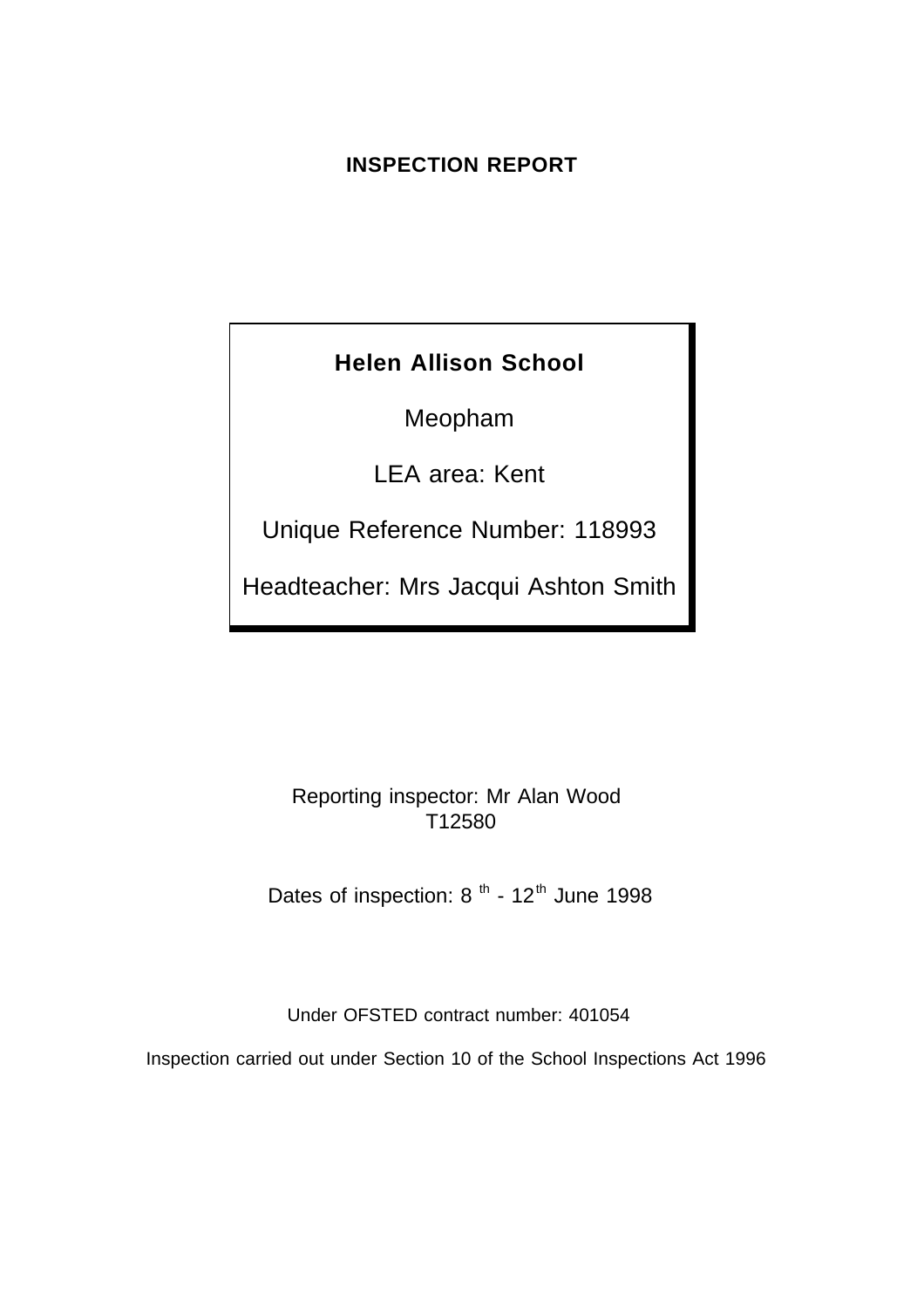# INSPECTION REPORT

**Helen Allison School**

Meopham

LEA area: Kent

Unique Reference Number: 118993

Headteacher: Mrs Jacqui Ashton Smith

Reporting inspector: Mr Alan Wood
T12580

Dates of inspection: 8th - 12th June 1998

Under OFSTED contract number: 401054

Inspection carried out under Section 10 of the School Inspections Act 1996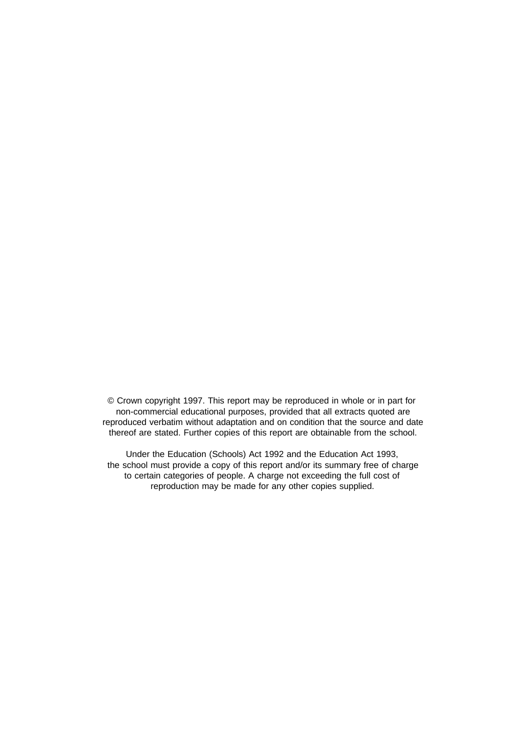© Crown copyright 1997. This report may be reproduced in whole or in part for non-commercial educational purposes, provided that all extracts quoted are reproduced verbatim without adaptation and on condition that the source and date thereof are stated. Further copies of this report are obtainable from the school.

Under the Education (Schools) Act 1992 and the Education Act 1993, the school must provide a copy of this report and/or its summary free of charge to certain categories of people. A charge not exceeding the full cost of reproduction may be made for any other copies supplied.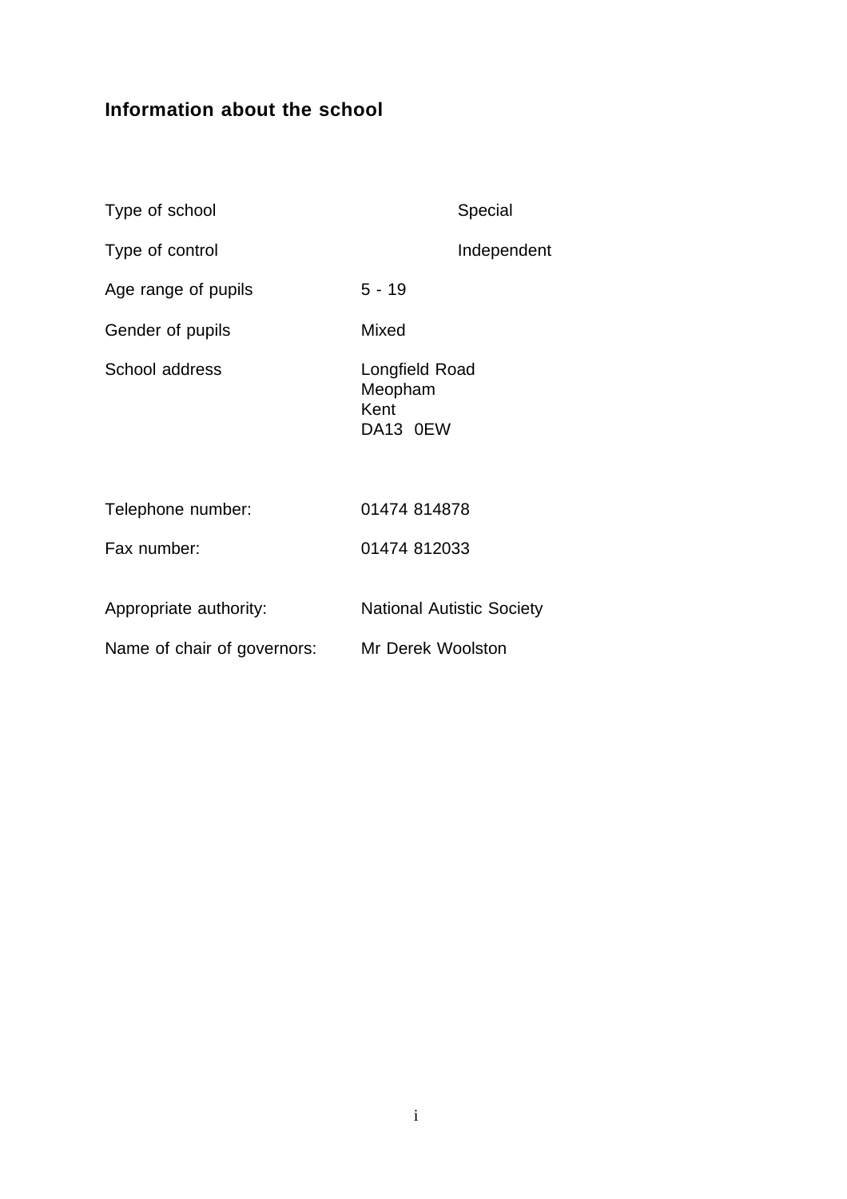## Information about the school

| | |
|---|---|
| Type of school | Special |
| Type of control | Independent |
| Age range of pupils | 5 - 19 |
| Gender of pupils | Mixed |
| School address | Longfield Road<br>Meopham<br>Kent<br>DA13 0EW |
| Telephone number: | 01474 814878 |
| Fax number: | 01474 812033 |
| Appropriate authority: | National Autistic Society |
| Name of chair of governors: | Mr Derek Woolston |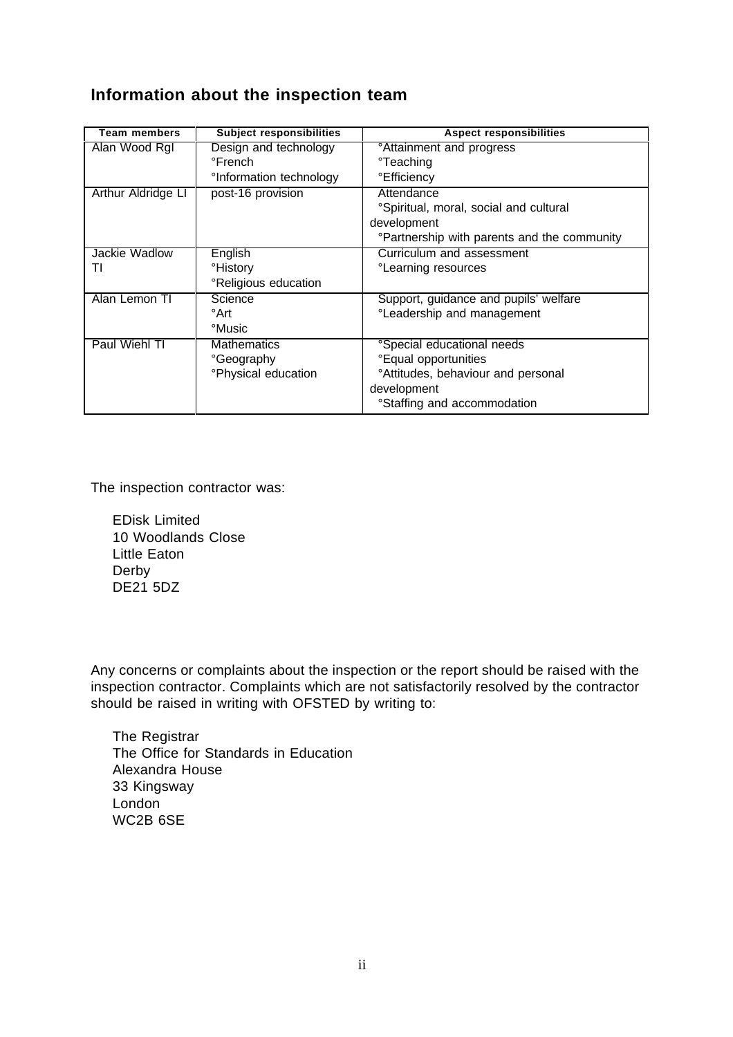## Information about the inspection team

| Team members | Subject responsibilities | Aspect responsibilities |
| --- | --- | --- |
| Alan Wood RgI | Design and technology<br>°French<br>°Information technology | °Attainment and progress<br>°Teaching<br>°Efficiency |
| Arthur Aldridge LI | post-16 provision | Attendance<br>°Spiritual, moral, social and cultural development<br>°Partnership with parents and the community |
| Jackie Wadlow TI | English<br>°History<br>°Religious education | Curriculum and assessment<br>°Learning resources |
| Alan Lemon TI | Science<br>°Art<br>°Music | Support, guidance and pupils' welfare<br>°Leadership and management |
| Paul Wiehl TI | Mathematics<br>°Geography<br>°Physical education | °Special educational needs<br>°Equal opportunities<br>°Attitudes, behaviour and personal development<br>°Staffing and accommodation |

The inspection contractor was:

EDisk Limited
10 Woodlands Close
Little Eaton
Derby
DE21 5DZ

Any concerns or complaints about the inspection or the report should be raised with the inspection contractor. Complaints which are not satisfactorily resolved by the contractor should be raised in writing with OFSTED by writing to:

The Registrar
The Office for Standards in Education
Alexandra House
33 Kingsway
London
WC2B 6SE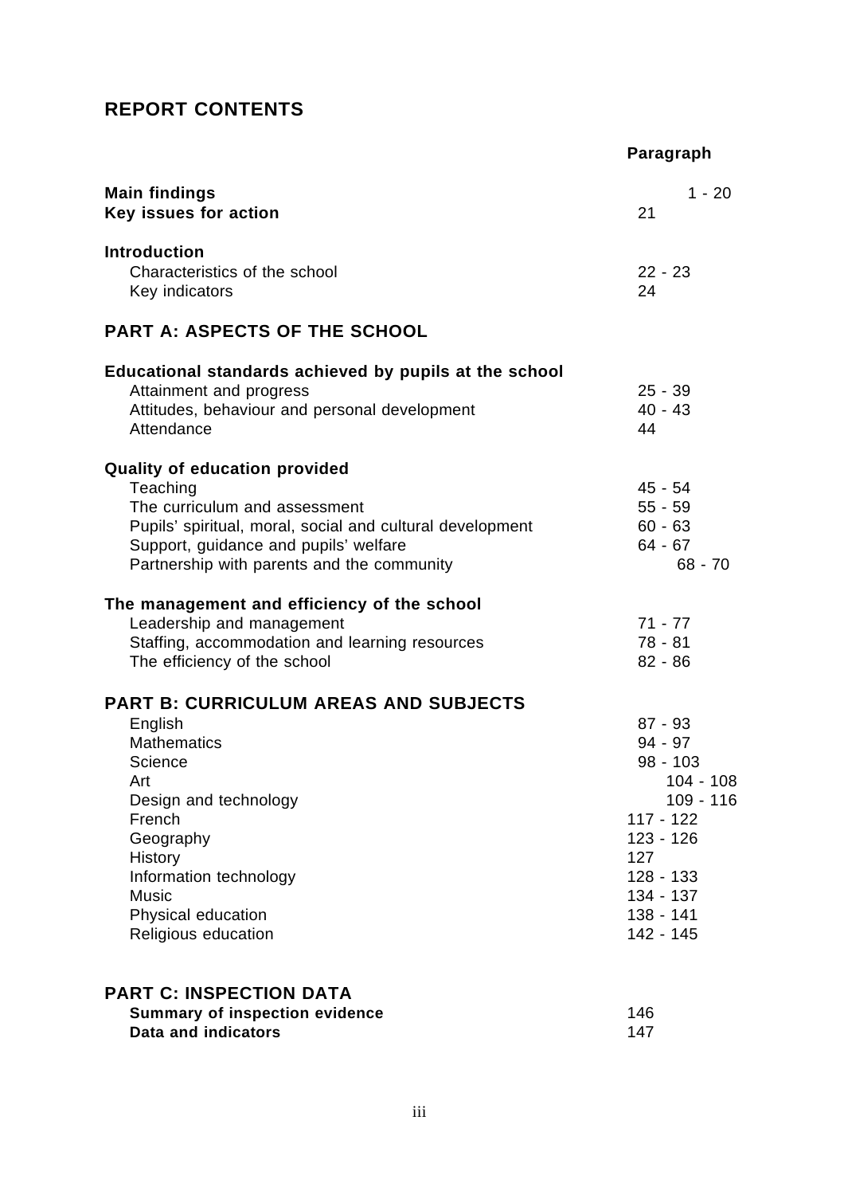## REPORT CONTENTS

| | Paragraph |
|---|---|
| **Main findings** | 1 - 20 |
| **Key issues for action** | 21 |
| **Introduction** | |
| Characteristics of the school | 22 - 23 |
| Key indicators | 24 |
| **PART A: ASPECTS OF THE SCHOOL** | |
| **Educational standards achieved by pupils at the school** | |
| Attainment and progress | 25 - 39 |
| Attitudes, behaviour and personal development | 40 - 43 |
| Attendance | 44 |
| **Quality of education provided** | |
| Teaching | 45 - 54 |
| The curriculum and assessment | 55 - 59 |
| Pupils' spiritual, moral, social and cultural development | 60 - 63 |
| Support, guidance and pupils' welfare | 64 - 67 |
| Partnership with parents and the community | 68 - 70 |
| **The management and efficiency of the school** | |
| Leadership and management | 71 - 77 |
| Staffing, accommodation and learning resources | 78 - 81 |
| The efficiency of the school | 82 - 86 |
| **PART B: CURRICULUM AREAS AND SUBJECTS** | |
| English | 87 - 93 |
| Mathematics | 94 - 97 |
| Science | 98 - 103 |
| Art | 104 - 108 |
| Design and technology | 109 - 116 |
| French | 117 - 122 |
| Geography | 123 - 126 |
| History | 127 |
| Information technology | 128 - 133 |
| Music | 134 - 137 |
| Physical education | 138 - 141 |
| Religious education | 142 - 145 |
| **PART C: INSPECTION DATA** | |
| **Summary of inspection evidence** | 146 |
| **Data and indicators** | 147 |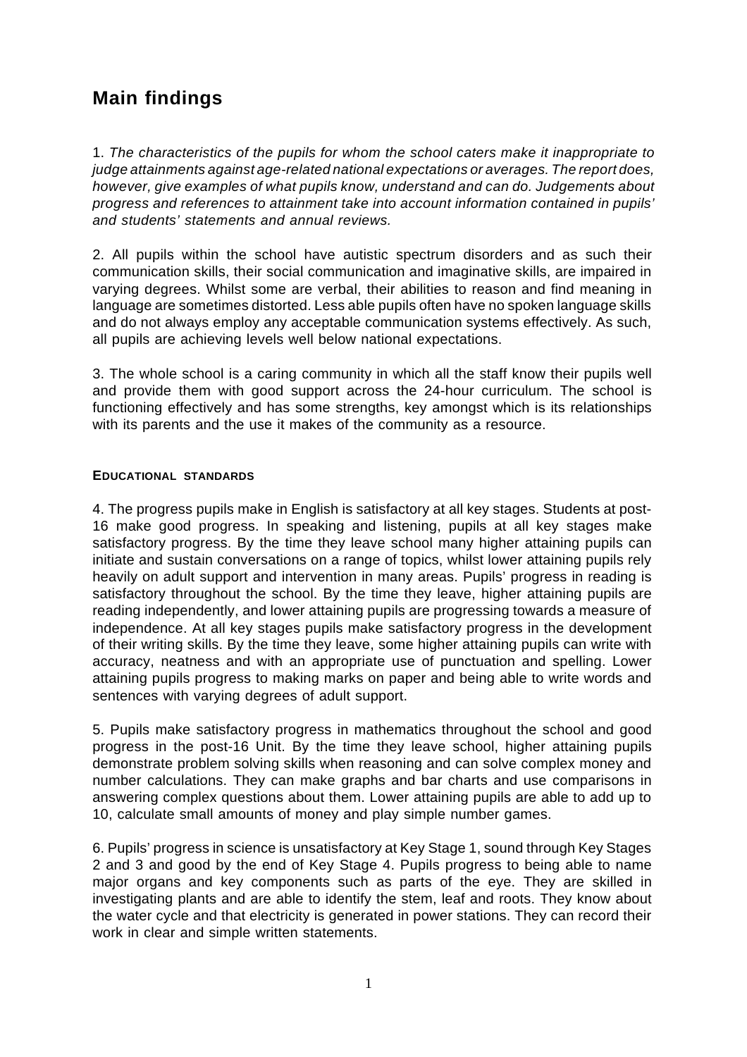# Main findings

1. *The characteristics of the pupils for whom the school caters make it inappropriate to judge attainments against age-related national expectations or averages. The report does, however, give examples of what pupils know, understand and can do. Judgements about progress and references to attainment take into account information contained in pupils' and students' statements and annual reviews.*

2. All pupils within the school have autistic spectrum disorders and as such their communication skills, their social communication and imaginative skills, are impaired in varying degrees. Whilst some are verbal, their abilities to reason and find meaning in language are sometimes distorted. Less able pupils often have no spoken language skills and do not always employ any acceptable communication systems effectively. As such, all pupils are achieving levels well below national expectations.

3. The whole school is a caring community in which all the staff know their pupils well and provide them with good support across the 24-hour curriculum. The school is functioning effectively and has some strengths, key amongst which is its relationships with its parents and the use it makes of the community as a resource.

#### EDUCATIONAL STANDARDS

4. The progress pupils make in English is satisfactory at all key stages. Students at post-16 make good progress. In speaking and listening, pupils at all key stages make satisfactory progress. By the time they leave school many higher attaining pupils can initiate and sustain conversations on a range of topics, whilst lower attaining pupils rely heavily on adult support and intervention in many areas. Pupils' progress in reading is satisfactory throughout the school. By the time they leave, higher attaining pupils are reading independently, and lower attaining pupils are progressing towards a measure of independence. At all key stages pupils make satisfactory progress in the development of their writing skills. By the time they leave, some higher attaining pupils can write with accuracy, neatness and with an appropriate use of punctuation and spelling. Lower attaining pupils progress to making marks on paper and being able to write words and sentences with varying degrees of adult support.

5. Pupils make satisfactory progress in mathematics throughout the school and good progress in the post-16 Unit. By the time they leave school, higher attaining pupils demonstrate problem solving skills when reasoning and can solve complex money and number calculations. They can make graphs and bar charts and use comparisons in answering complex questions about them. Lower attaining pupils are able to add up to 10, calculate small amounts of money and play simple number games.

6. Pupils' progress in science is unsatisfactory at Key Stage 1, sound through Key Stages 2 and 3 and good by the end of Key Stage 4. Pupils progress to being able to name major organs and key components such as parts of the eye. They are skilled in investigating plants and are able to identify the stem, leaf and roots. They know about the water cycle and that electricity is generated in power stations. They can record their work in clear and simple written statements.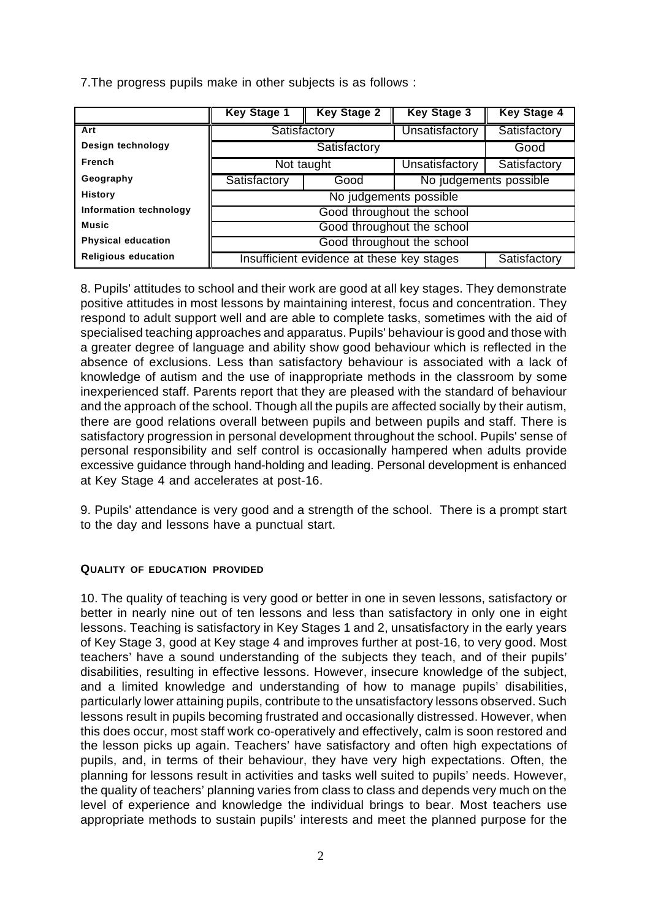7.The progress pupils make in other subjects is as follows :

| | Key Stage 1 | Key Stage 2 | Key Stage 3 | Key Stage 4 |
|---|---|---|---|---|
| **Art** | Satisfactory | | Unsatisfactory | Satisfactory |
| **Design technology** | Satisfactory | | | Good |
| **French** | Not taught | | Unsatisfactory | Satisfactory |
| **Geography** | Satisfactory | Good | No judgements possible | |
| **History** | No judgements possible | | | |
| **Information technology** | Good throughout the school | | | |
| **Music** | Good throughout the school | | | |
| **Physical education** | Good throughout the school | | | |
| **Religious education** | Insufficient evidence at these key stages | | | Satisfactory |

8. Pupils' attitudes to school and their work are good at all key stages. They demonstrate positive attitudes in most lessons by maintaining interest, focus and concentration. They respond to adult support well and are able to complete tasks, sometimes with the aid of specialised teaching approaches and apparatus. Pupils' behaviour is good and those with a greater degree of language and ability show good behaviour which is reflected in the absence of exclusions. Less than satisfactory behaviour is associated with a lack of knowledge of autism and the use of inappropriate methods in the classroom by some inexperienced staff. Parents report that they are pleased with the standard of behaviour and the approach of the school. Though all the pupils are affected socially by their autism, there are good relations overall between pupils and between pupils and staff. There is satisfactory progression in personal development throughout the school. Pupils' sense of personal responsibility and self control is occasionally hampered when adults provide excessive guidance through hand-holding and leading. Personal development is enhanced at Key Stage 4 and accelerates at post-16.

9. Pupils' attendance is very good and a strength of the school. There is a prompt start to the day and lessons have a punctual start.

**QUALITY OF EDUCATION PROVIDED**

10. The quality of teaching is very good or better in one in seven lessons, satisfactory or better in nearly nine out of ten lessons and less than satisfactory in only one in eight lessons. Teaching is satisfactory in Key Stages 1 and 2, unsatisfactory in the early years of Key Stage 3, good at Key stage 4 and improves further at post-16, to very good. Most teachers' have a sound understanding of the subjects they teach, and of their pupils' disabilities, resulting in effective lessons. However, insecure knowledge of the subject, and a limited knowledge and understanding of how to manage pupils' disabilities, particularly lower attaining pupils, contribute to the unsatisfactory lessons observed. Such lessons result in pupils becoming frustrated and occasionally distressed. However, when this does occur, most staff work co-operatively and effectively, calm is soon restored and the lesson picks up again. Teachers' have satisfactory and often high expectations of pupils, and, in terms of their behaviour, they have very high expectations. Often, the planning for lessons result in activities and tasks well suited to pupils' needs. However, the quality of teachers' planning varies from class to class and depends very much on the level of experience and knowledge the individual brings to bear. Most teachers use appropriate methods to sustain pupils' interests and meet the planned purpose for the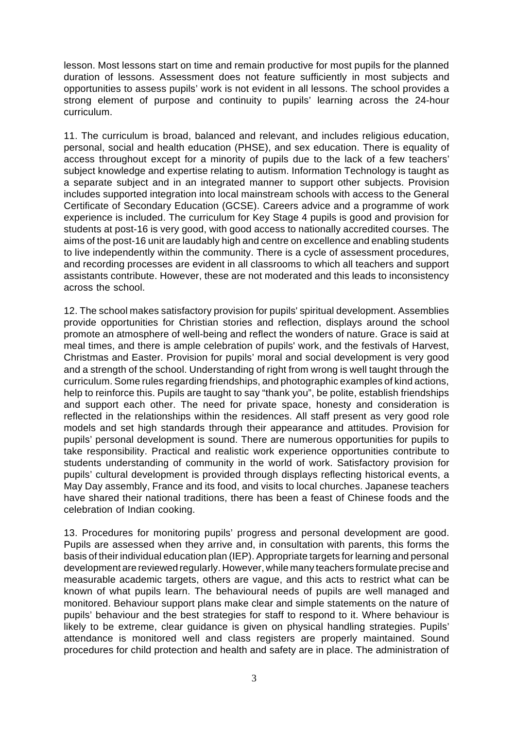lesson. Most lessons start on time and remain productive for most pupils for the planned duration of lessons. Assessment does not feature sufficiently in most subjects and opportunities to assess pupils' work is not evident in all lessons. The school provides a strong element of purpose and continuity to pupils' learning across the 24-hour curriculum.

11. The curriculum is broad, balanced and relevant, and includes religious education, personal, social and health education (PHSE), and sex education. There is equality of access throughout except for a minority of pupils due to the lack of a few teachers' subject knowledge and expertise relating to autism. Information Technology is taught as a separate subject and in an integrated manner to support other subjects. Provision includes supported integration into local mainstream schools with access to the General Certificate of Secondary Education (GCSE). Careers advice and a programme of work experience is included. The curriculum for Key Stage 4 pupils is good and provision for students at post-16 is very good, with good access to nationally accredited courses. The aims of the post-16 unit are laudably high and centre on excellence and enabling students to live independently within the community. There is a cycle of assessment procedures, and recording processes are evident in all classrooms to which all teachers and support assistants contribute. However, these are not moderated and this leads to inconsistency across the school.

12. The school makes satisfactory provision for pupils' spiritual development. Assemblies provide opportunities for Christian stories and reflection, displays around the school promote an atmosphere of well-being and reflect the wonders of nature. Grace is said at meal times, and there is ample celebration of pupils' work, and the festivals of Harvest, Christmas and Easter. Provision for pupils' moral and social development is very good and a strength of the school. Understanding of right from wrong is well taught through the curriculum. Some rules regarding friendships, and photographic examples of kind actions, help to reinforce this. Pupils are taught to say "thank you", be polite, establish friendships and support each other. The need for private space, honesty and consideration is reflected in the relationships within the residences. All staff present as very good role models and set high standards through their appearance and attitudes. Provision for pupils' personal development is sound. There are numerous opportunities for pupils to take responsibility. Practical and realistic work experience opportunities contribute to students understanding of community in the world of work. Satisfactory provision for pupils' cultural development is provided through displays reflecting historical events, a May Day assembly, France and its food, and visits to local churches. Japanese teachers have shared their national traditions, there has been a feast of Chinese foods and the celebration of Indian cooking.

13. Procedures for monitoring pupils' progress and personal development are good. Pupils are assessed when they arrive and, in consultation with parents, this forms the basis of their individual education plan (IEP). Appropriate targets for learning and personal development are reviewed regularly. However, while many teachers formulate precise and measurable academic targets, others are vague, and this acts to restrict what can be known of what pupils learn. The behavioural needs of pupils are well managed and monitored. Behaviour support plans make clear and simple statements on the nature of pupils' behaviour and the best strategies for staff to respond to it. Where behaviour is likely to be extreme, clear guidance is given on physical handling strategies. Pupils' attendance is monitored well and class registers are properly maintained. Sound procedures for child protection and health and safety are in place. The administration of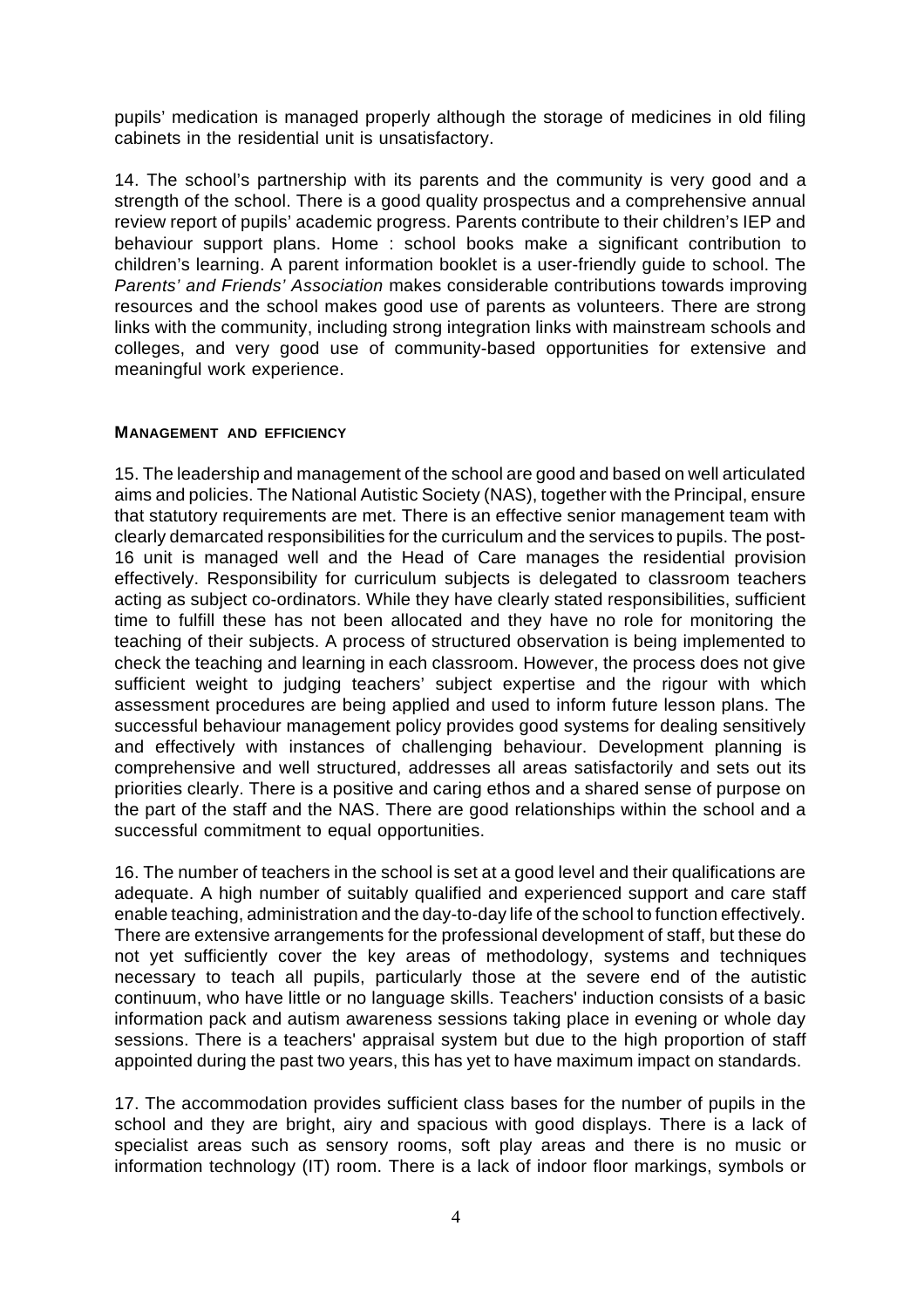pupils' medication is managed properly although the storage of medicines in old filing cabinets in the residential unit is unsatisfactory.

14. The school's partnership with its parents and the community is very good and a strength of the school. There is a good quality prospectus and a comprehensive annual review report of pupils' academic progress. Parents contribute to their children's IEP and behaviour support plans. Home : school books make a significant contribution to children's learning. A parent information booklet is a user-friendly guide to school. The *Parents' and Friends' Association* makes considerable contributions towards improving resources and the school makes good use of parents as volunteers. There are strong links with the community, including strong integration links with mainstream schools and colleges, and very good use of community-based opportunities for extensive and meaningful work experience.

### MANAGEMENT AND EFFICIENCY

15. The leadership and management of the school are good and based on well articulated aims and policies. The National Autistic Society (NAS), together with the Principal, ensure that statutory requirements are met. There is an effective senior management team with clearly demarcated responsibilities for the curriculum and the services to pupils. The post-16 unit is managed well and the Head of Care manages the residential provision effectively. Responsibility for curriculum subjects is delegated to classroom teachers acting as subject co-ordinators. While they have clearly stated responsibilities, sufficient time to fulfill these has not been allocated and they have no role for monitoring the teaching of their subjects. A process of structured observation is being implemented to check the teaching and learning in each classroom. However, the process does not give sufficient weight to judging teachers' subject expertise and the rigour with which assessment procedures are being applied and used to inform future lesson plans. The successful behaviour management policy provides good systems for dealing sensitively and effectively with instances of challenging behaviour. Development planning is comprehensive and well structured, addresses all areas satisfactorily and sets out its priorities clearly. There is a positive and caring ethos and a shared sense of purpose on the part of the staff and the NAS. There are good relationships within the school and a successful commitment to equal opportunities.

16. The number of teachers in the school is set at a good level and their qualifications are adequate. A high number of suitably qualified and experienced support and care staff enable teaching, administration and the day-to-day life of the school to function effectively. There are extensive arrangements for the professional development of staff, but these do not yet sufficiently cover the key areas of methodology, systems and techniques necessary to teach all pupils, particularly those at the severe end of the autistic continuum, who have little or no language skills. Teachers' induction consists of a basic information pack and autism awareness sessions taking place in evening or whole day sessions. There is a teachers' appraisal system but due to the high proportion of staff appointed during the past two years, this has yet to have maximum impact on standards.

17. The accommodation provides sufficient class bases for the number of pupils in the school and they are bright, airy and spacious with good displays. There is a lack of specialist areas such as sensory rooms, soft play areas and there is no music or information technology (IT) room. There is a lack of indoor floor markings, symbols or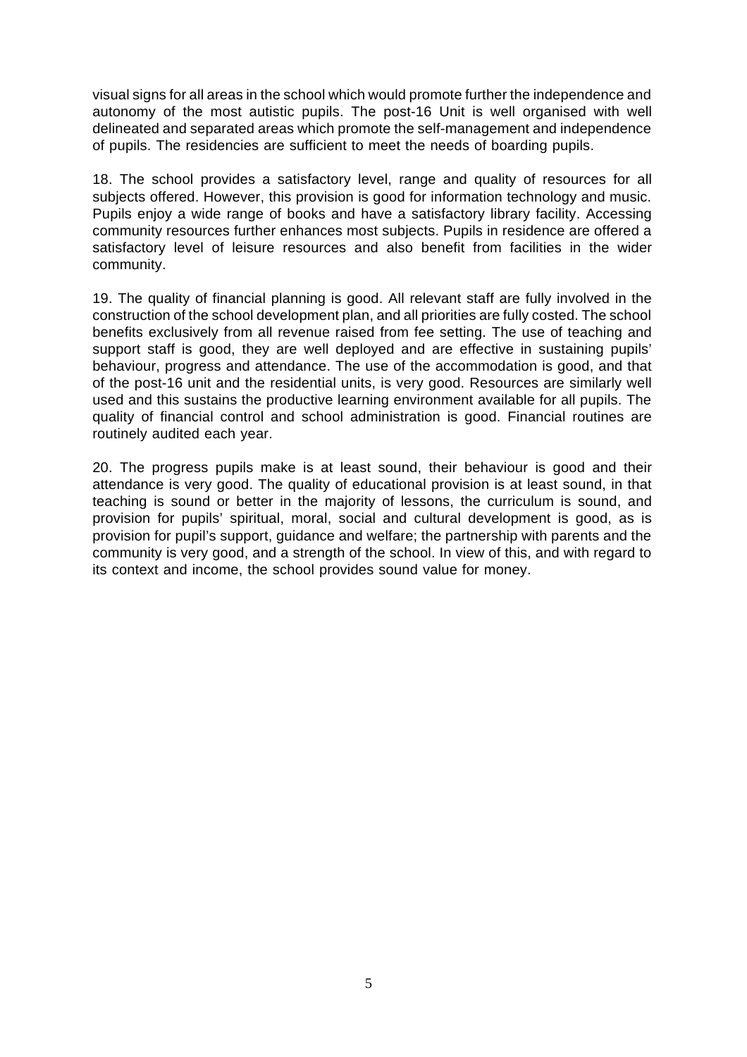visual signs for all areas in the school which would promote further the independence and autonomy of the most autistic pupils. The post-16 Unit is well organised with well delineated and separated areas which promote the self-management and independence of pupils. The residencies are sufficient to meet the needs of boarding pupils.

18. The school provides a satisfactory level, range and quality of resources for all subjects offered. However, this provision is good for information technology and music. Pupils enjoy a wide range of books and have a satisfactory library facility. Accessing community resources further enhances most subjects. Pupils in residence are offered a satisfactory level of leisure resources and also benefit from facilities in the wider community.

19. The quality of financial planning is good. All relevant staff are fully involved in the construction of the school development plan, and all priorities are fully costed. The school benefits exclusively from all revenue raised from fee setting. The use of teaching and support staff is good, they are well deployed and are effective in sustaining pupils' behaviour, progress and attendance. The use of the accommodation is good, and that of the post-16 unit and the residential units, is very good. Resources are similarly well used and this sustains the productive learning environment available for all pupils. The quality of financial control and school administration is good. Financial routines are routinely audited each year.

20. The progress pupils make is at least sound, their behaviour is good and their attendance is very good. The quality of educational provision is at least sound, in that teaching is sound or better in the majority of lessons, the curriculum is sound, and provision for pupils' spiritual, moral, social and cultural development is good, as is provision for pupil's support, guidance and welfare; the partnership with parents and the community is very good, and a strength of the school. In view of this, and with regard to its context and income, the school provides sound value for money.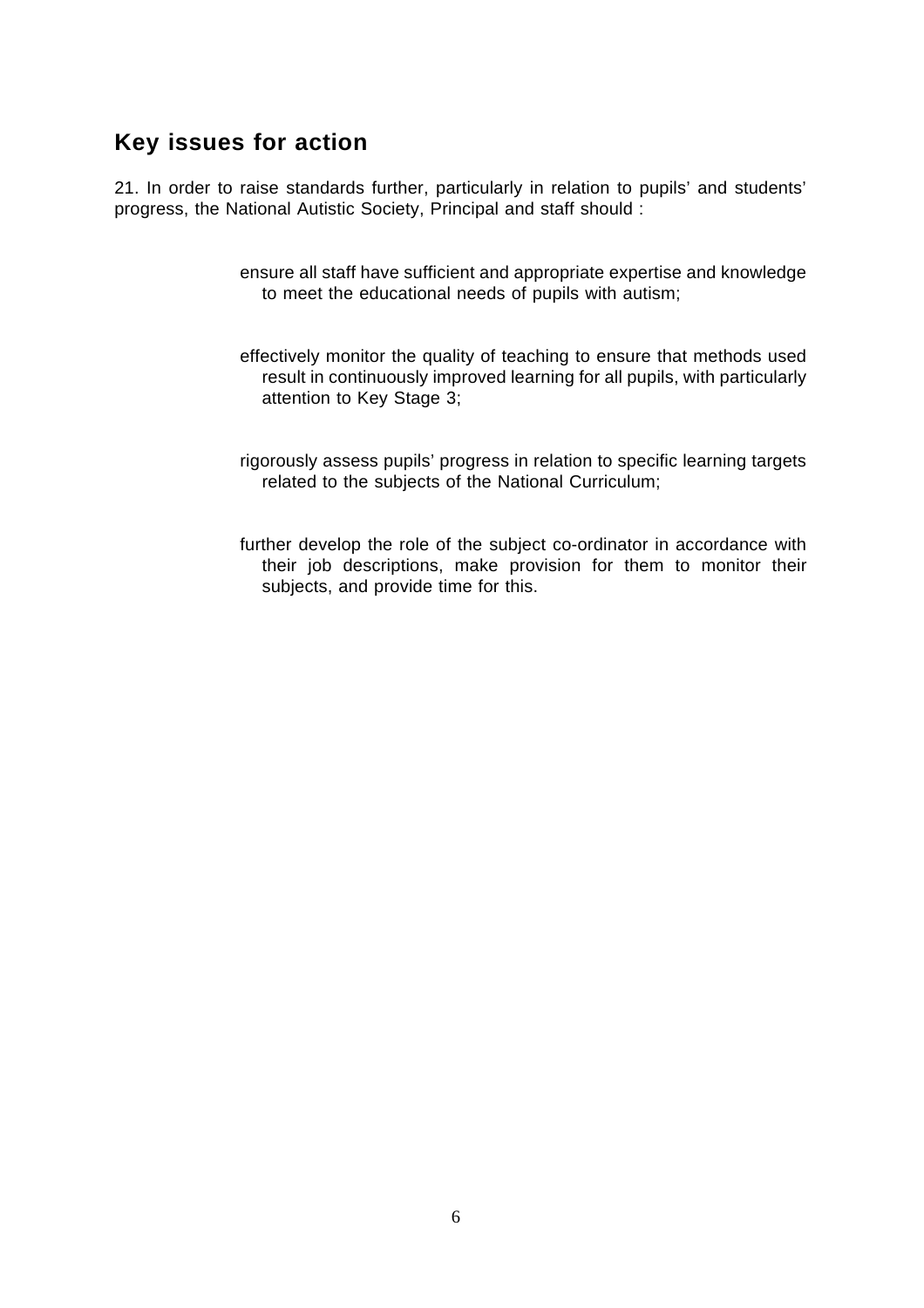## Key issues for action

21. In order to raise standards further, particularly in relation to pupils' and students' progress, the National Autistic Society, Principal and staff should :

- ensure all staff have sufficient and appropriate expertise and knowledge to meet the educational needs of pupils with autism;

- effectively monitor the quality of teaching to ensure that methods used result in continuously improved learning for all pupils, with particularly attention to Key Stage 3;

- rigorously assess pupils' progress in relation to specific learning targets related to the subjects of the National Curriculum;

- further develop the role of the subject co-ordinator in accordance with their job descriptions, make provision for them to monitor their subjects, and provide time for this.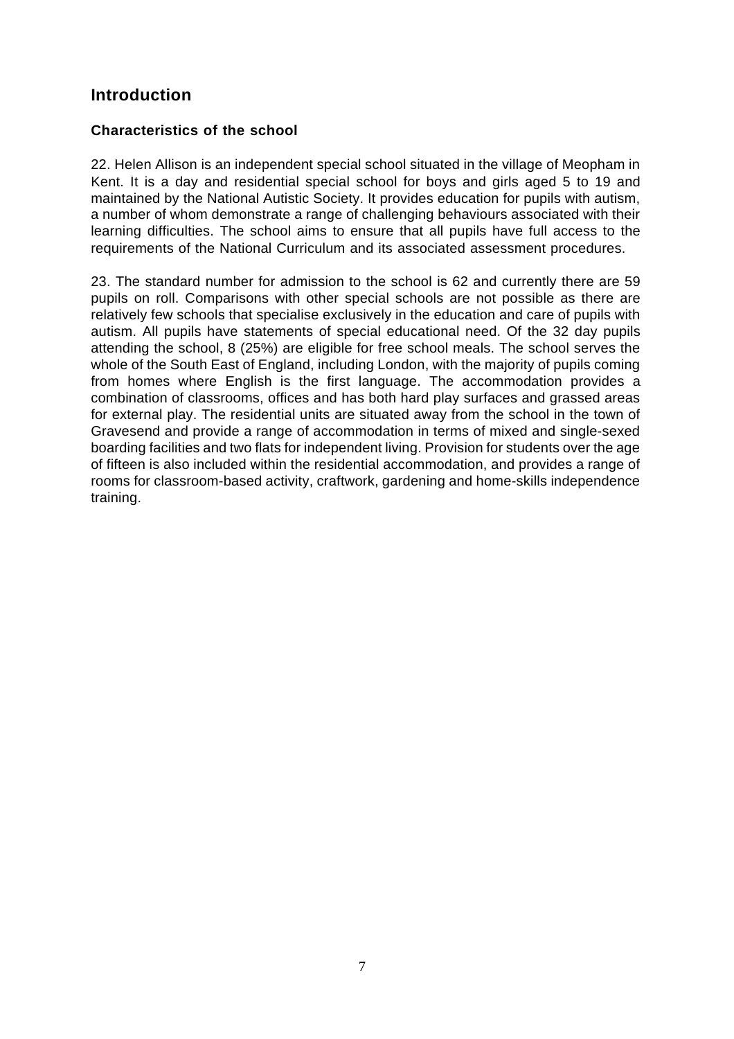## Introduction

### Characteristics of the school

22. Helen Allison is an independent special school situated in the village of Meopham in Kent. It is a day and residential special school for boys and girls aged 5 to 19 and maintained by the National Autistic Society. It provides education for pupils with autism, a number of whom demonstrate a range of challenging behaviours associated with their learning difficulties. The school aims to ensure that all pupils have full access to the requirements of the National Curriculum and its associated assessment procedures.

23. The standard number for admission to the school is 62 and currently there are 59 pupils on roll. Comparisons with other special schools are not possible as there are relatively few schools that specialise exclusively in the education and care of pupils with autism. All pupils have statements of special educational need. Of the 32 day pupils attending the school, 8 (25%) are eligible for free school meals. The school serves the whole of the South East of England, including London, with the majority of pupils coming from homes where English is the first language. The accommodation provides a combination of classrooms, offices and has both hard play surfaces and grassed areas for external play. The residential units are situated away from the school in the town of Gravesend and provide a range of accommodation in terms of mixed and single-sexed boarding facilities and two flats for independent living. Provision for students over the age of fifteen is also included within the residential accommodation, and provides a range of rooms for classroom-based activity, craftwork, gardening and home-skills independence training.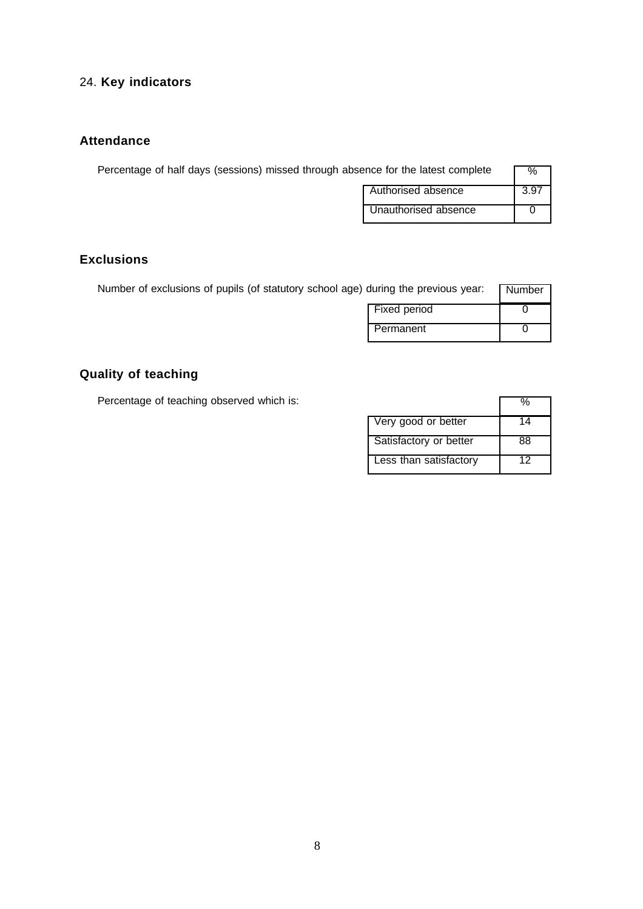## 24. **Key indicators**

### Attendance

Percentage of half days (sessions) missed through absence for the latest complete

| | % |
|---|---|
| Authorised absence | 3.97 |
| Unauthorised absence | 0 |

### Exclusions

Number of exclusions of pupils (of statutory school age) during the previous year:

| | Number |
|---|---|
| Fixed period | 0 |
| Permanent | 0 |

### Quality of teaching

Percentage of teaching observed which is:

| | % |
|---|---|
| Very good or better | 14 |
| Satisfactory or better | 88 |
| Less than satisfactory | 12 |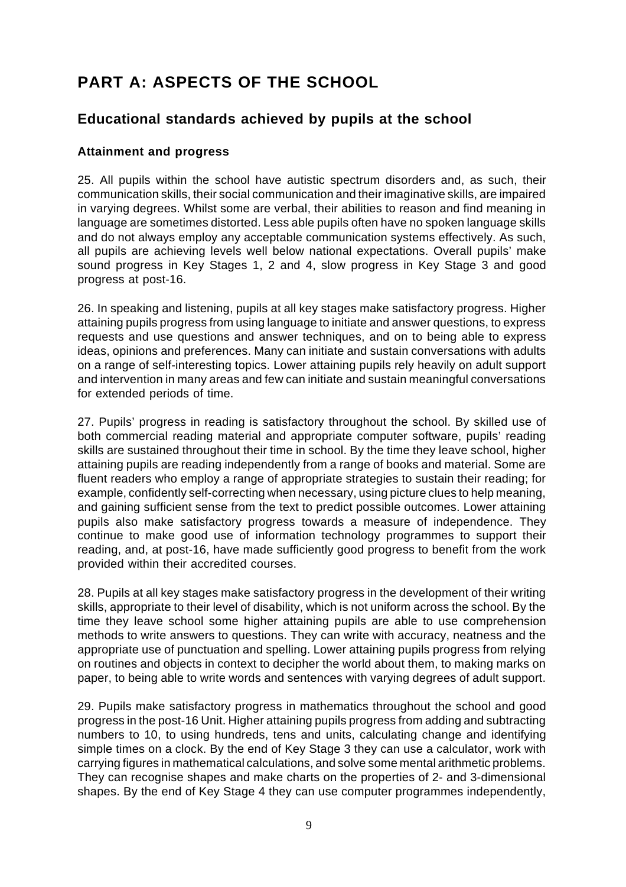# PART A: ASPECTS OF THE SCHOOL

## Educational standards achieved by pupils at the school

### Attainment and progress

25. All pupils within the school have autistic spectrum disorders and, as such, their communication skills, their social communication and their imaginative skills, are impaired in varying degrees. Whilst some are verbal, their abilities to reason and find meaning in language are sometimes distorted. Less able pupils often have no spoken language skills and do not always employ any acceptable communication systems effectively. As such, all pupils are achieving levels well below national expectations. Overall pupils' make sound progress in Key Stages 1, 2 and 4, slow progress in Key Stage 3 and good progress at post-16.

26. In speaking and listening, pupils at all key stages make satisfactory progress. Higher attaining pupils progress from using language to initiate and answer questions, to express requests and use questions and answer techniques, and on to being able to express ideas, opinions and preferences. Many can initiate and sustain conversations with adults on a range of self-interesting topics. Lower attaining pupils rely heavily on adult support and intervention in many areas and few can initiate and sustain meaningful conversations for extended periods of time.

27. Pupils' progress in reading is satisfactory throughout the school. By skilled use of both commercial reading material and appropriate computer software, pupils' reading skills are sustained throughout their time in school. By the time they leave school, higher attaining pupils are reading independently from a range of books and material. Some are fluent readers who employ a range of appropriate strategies to sustain their reading; for example, confidently self-correcting when necessary, using picture clues to help meaning, and gaining sufficient sense from the text to predict possible outcomes. Lower attaining pupils also make satisfactory progress towards a measure of independence. They continue to make good use of information technology programmes to support their reading, and, at post-16, have made sufficiently good progress to benefit from the work provided within their accredited courses.

28. Pupils at all key stages make satisfactory progress in the development of their writing skills, appropriate to their level of disability, which is not uniform across the school. By the time they leave school some higher attaining pupils are able to use comprehension methods to write answers to questions. They can write with accuracy, neatness and the appropriate use of punctuation and spelling. Lower attaining pupils progress from relying on routines and objects in context to decipher the world about them, to making marks on paper, to being able to write words and sentences with varying degrees of adult support.

29. Pupils make satisfactory progress in mathematics throughout the school and good progress in the post-16 Unit. Higher attaining pupils progress from adding and subtracting numbers to 10, to using hundreds, tens and units, calculating change and identifying simple times on a clock. By the end of Key Stage 3 they can use a calculator, work with carrying figures in mathematical calculations, and solve some mental arithmetic problems. They can recognise shapes and make charts on the properties of 2- and 3-dimensional shapes. By the end of Key Stage 4 they can use computer programmes independently,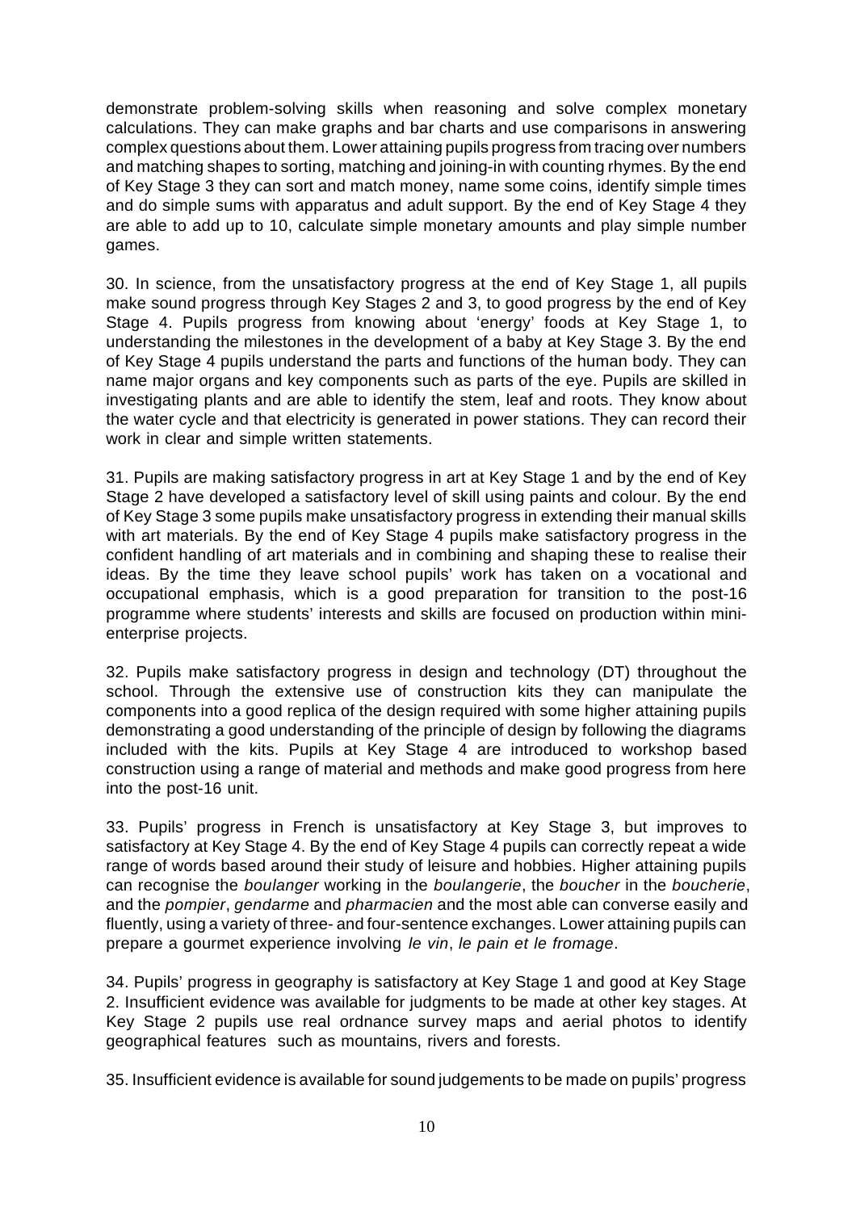demonstrate problem-solving skills when reasoning and solve complex monetary calculations. They can make graphs and bar charts and use comparisons in answering complex questions about them. Lower attaining pupils progress from tracing over numbers and matching shapes to sorting, matching and joining-in with counting rhymes. By the end of Key Stage 3 they can sort and match money, name some coins, identify simple times and do simple sums with apparatus and adult support. By the end of Key Stage 4 they are able to add up to 10, calculate simple monetary amounts and play simple number games.

30. In science, from the unsatisfactory progress at the end of Key Stage 1, all pupils make sound progress through Key Stages 2 and 3, to good progress by the end of Key Stage 4. Pupils progress from knowing about 'energy' foods at Key Stage 1, to understanding the milestones in the development of a baby at Key Stage 3. By the end of Key Stage 4 pupils understand the parts and functions of the human body. They can name major organs and key components such as parts of the eye. Pupils are skilled in investigating plants and are able to identify the stem, leaf and roots. They know about the water cycle and that electricity is generated in power stations. They can record their work in clear and simple written statements.

31. Pupils are making satisfactory progress in art at Key Stage 1 and by the end of Key Stage 2 have developed a satisfactory level of skill using paints and colour. By the end of Key Stage 3 some pupils make unsatisfactory progress in extending their manual skills with art materials. By the end of Key Stage 4 pupils make satisfactory progress in the confident handling of art materials and in combining and shaping these to realise their ideas. By the time they leave school pupils' work has taken on a vocational and occupational emphasis, which is a good preparation for transition to the post-16 programme where students' interests and skills are focused on production within mini-enterprise projects.

32. Pupils make satisfactory progress in design and technology (DT) throughout the school. Through the extensive use of construction kits they can manipulate the components into a good replica of the design required with some higher attaining pupils demonstrating a good understanding of the principle of design by following the diagrams included with the kits. Pupils at Key Stage 4 are introduced to workshop based construction using a range of material and methods and make good progress from here into the post-16 unit.

33. Pupils' progress in French is unsatisfactory at Key Stage 3, but improves to satisfactory at Key Stage 4. By the end of Key Stage 4 pupils can correctly repeat a wide range of words based around their study of leisure and hobbies. Higher attaining pupils can recognise the *boulanger* working in the *boulangerie*, the *boucher* in the *boucherie*, and the *pompier*, *gendarme* and *pharmacien* and the most able can converse easily and fluently, using a variety of three- and four-sentence exchanges. Lower attaining pupils can prepare a gourmet experience involving *le vin*, *le pain et le fromage*.

34. Pupils' progress in geography is satisfactory at Key Stage 1 and good at Key Stage 2. Insufficient evidence was available for judgments to be made at other key stages. At Key Stage 2 pupils use real ordnance survey maps and aerial photos to identify geographical features such as mountains, rivers and forests.

35. Insufficient evidence is available for sound judgements to be made on pupils' progress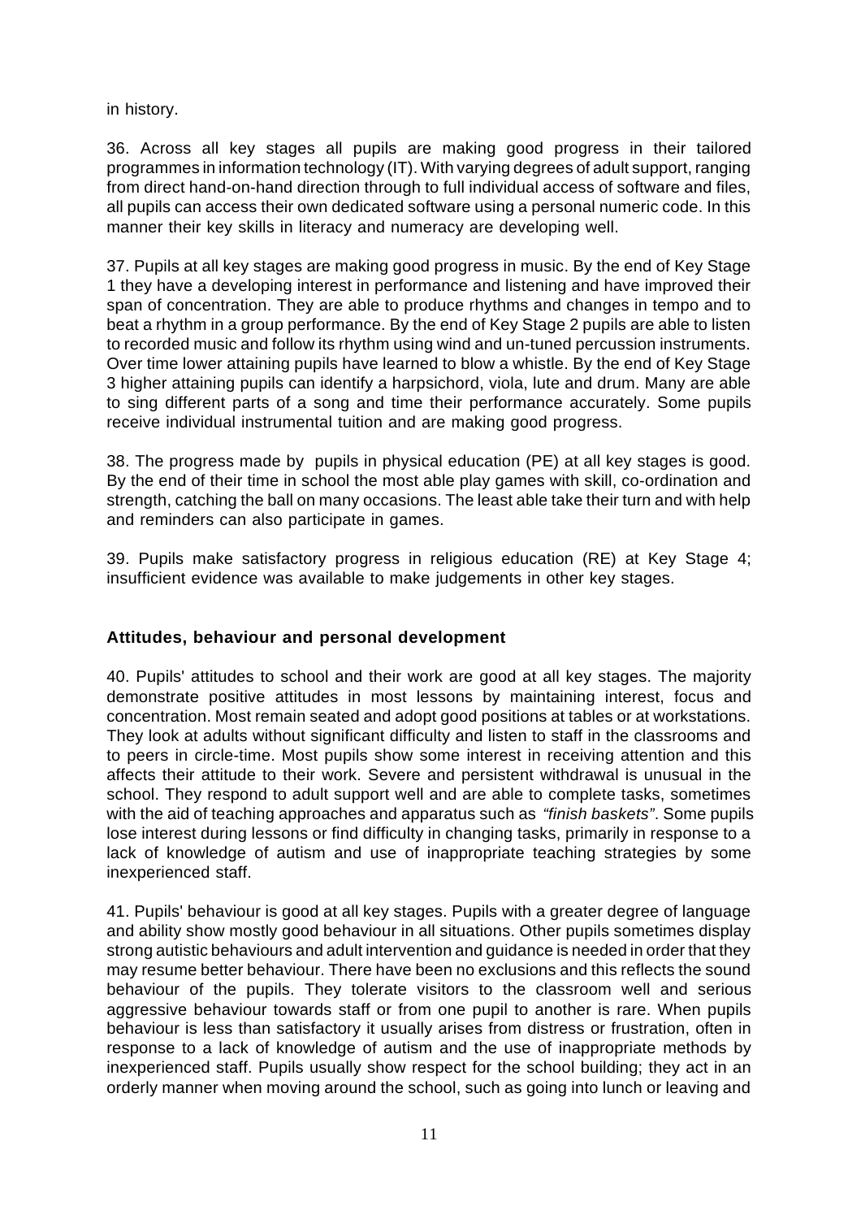in history.

36. Across all key stages all pupils are making good progress in their tailored programmes in information technology (IT). With varying degrees of adult support, ranging from direct hand-on-hand direction through to full individual access of software and files, all pupils can access their own dedicated software using a personal numeric code. In this manner their key skills in literacy and numeracy are developing well.

37. Pupils at all key stages are making good progress in music. By the end of Key Stage 1 they have a developing interest in performance and listening and have improved their span of concentration. They are able to produce rhythms and changes in tempo and to beat a rhythm in a group performance. By the end of Key Stage 2 pupils are able to listen to recorded music and follow its rhythm using wind and un-tuned percussion instruments. Over time lower attaining pupils have learned to blow a whistle. By the end of Key Stage 3 higher attaining pupils can identify a harpsichord, viola, lute and drum. Many are able to sing different parts of a song and time their performance accurately. Some pupils receive individual instrumental tuition and are making good progress.

38. The progress made by pupils in physical education (PE) at all key stages is good. By the end of their time in school the most able play games with skill, co-ordination and strength, catching the ball on many occasions. The least able take their turn and with help and reminders can also participate in games.

39. Pupils make satisfactory progress in religious education (RE) at Key Stage 4; insufficient evidence was available to make judgements in other key stages.

### Attitudes, behaviour and personal development

40. Pupils' attitudes to school and their work are good at all key stages. The majority demonstrate positive attitudes in most lessons by maintaining interest, focus and concentration. Most remain seated and adopt good positions at tables or at workstations. They look at adults without significant difficulty and listen to staff in the classrooms and to peers in circle-time. Most pupils show some interest in receiving attention and this affects their attitude to their work. Severe and persistent withdrawal is unusual in the school. They respond to adult support well and are able to complete tasks, sometimes with the aid of teaching approaches and apparatus such as *"finish baskets"*. Some pupils lose interest during lessons or find difficulty in changing tasks, primarily in response to a lack of knowledge of autism and use of inappropriate teaching strategies by some inexperienced staff.

41. Pupils' behaviour is good at all key stages. Pupils with a greater degree of language and ability show mostly good behaviour in all situations. Other pupils sometimes display strong autistic behaviours and adult intervention and guidance is needed in order that they may resume better behaviour. There have been no exclusions and this reflects the sound behaviour of the pupils. They tolerate visitors to the classroom well and serious aggressive behaviour towards staff or from one pupil to another is rare. When pupils behaviour is less than satisfactory it usually arises from distress or frustration, often in response to a lack of knowledge of autism and the use of inappropriate methods by inexperienced staff. Pupils usually show respect for the school building; they act in an orderly manner when moving around the school, such as going into lunch or leaving and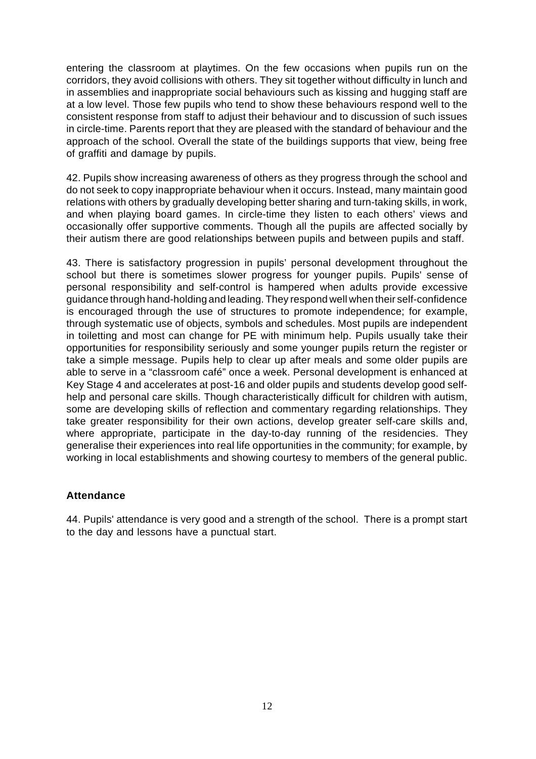entering the classroom at playtimes. On the few occasions when pupils run on the corridors, they avoid collisions with others. They sit together without difficulty in lunch and in assemblies and inappropriate social behaviours such as kissing and hugging staff are at a low level. Those few pupils who tend to show these behaviours respond well to the consistent response from staff to adjust their behaviour and to discussion of such issues in circle-time. Parents report that they are pleased with the standard of behaviour and the approach of the school. Overall the state of the buildings supports that view, being free of graffiti and damage by pupils.

42. Pupils show increasing awareness of others as they progress through the school and do not seek to copy inappropriate behaviour when it occurs. Instead, many maintain good relations with others by gradually developing better sharing and turn-taking skills, in work, and when playing board games. In circle-time they listen to each others' views and occasionally offer supportive comments. Though all the pupils are affected socially by their autism there are good relationships between pupils and between pupils and staff.

43. There is satisfactory progression in pupils' personal development throughout the school but there is sometimes slower progress for younger pupils. Pupils' sense of personal responsibility and self-control is hampered when adults provide excessive guidance through hand-holding and leading. They respond well when their self-confidence is encouraged through the use of structures to promote independence; for example, through systematic use of objects, symbols and schedules. Most pupils are independent in toiletting and most can change for PE with minimum help. Pupils usually take their opportunities for responsibility seriously and some younger pupils return the register or take a simple message. Pupils help to clear up after meals and some older pupils are able to serve in a "classroom café" once a week. Personal development is enhanced at Key Stage 4 and accelerates at post-16 and older pupils and students develop good self-help and personal care skills. Though characteristically difficult for children with autism, some are developing skills of reflection and commentary regarding relationships. They take greater responsibility for their own actions, develop greater self-care skills and, where appropriate, participate in the day-to-day running of the residencies. They generalise their experiences into real life opportunities in the community; for example, by working in local establishments and showing courtesy to members of the general public.

### Attendance

44. Pupils' attendance is very good and a strength of the school. There is a prompt start to the day and lessons have a punctual start.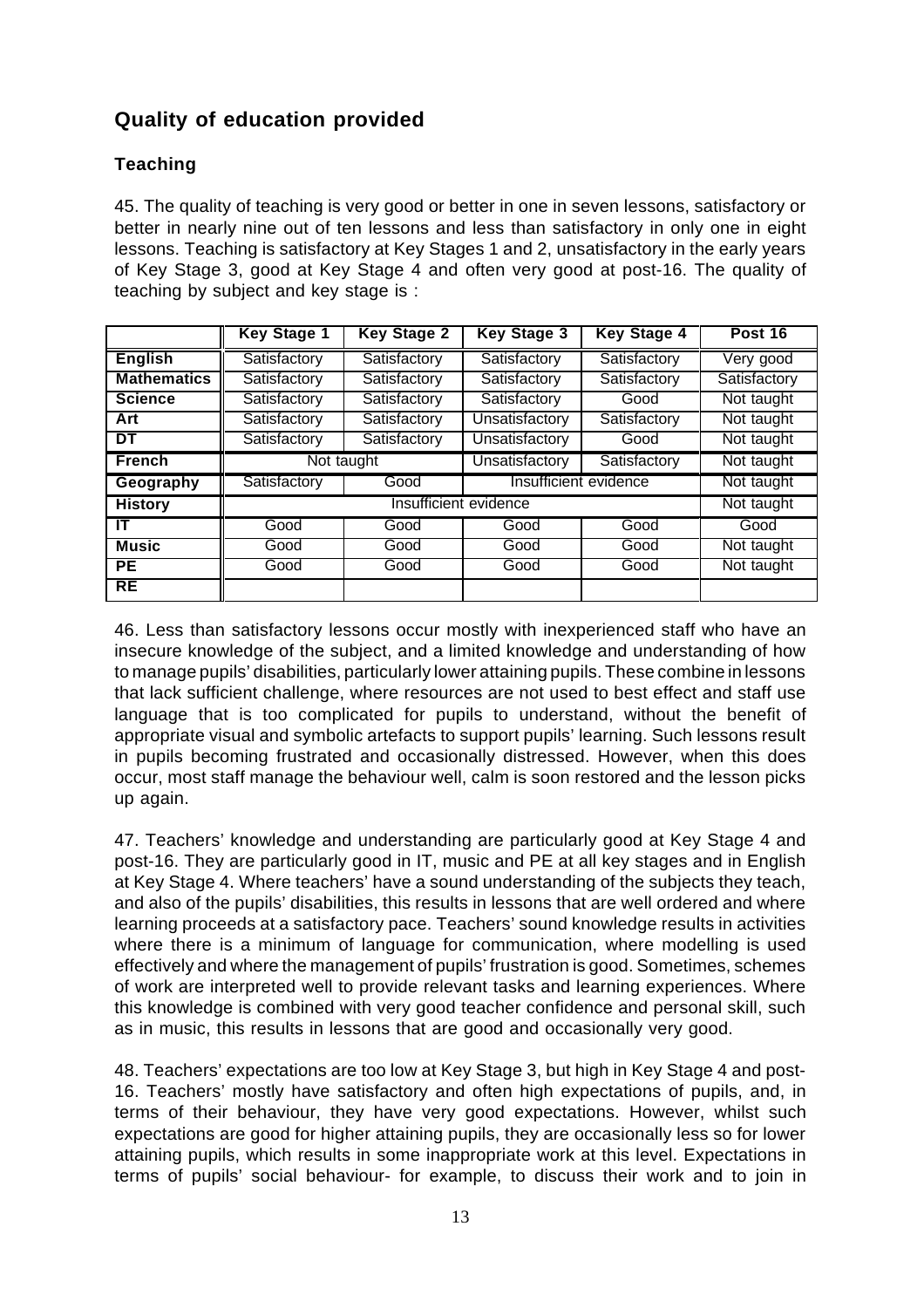## Quality of education provided

### Teaching

45. The quality of teaching is very good or better in one in seven lessons, satisfactory or better in nearly nine out of ten lessons and less than satisfactory in only one in eight lessons. Teaching is satisfactory at Key Stages 1 and 2, unsatisfactory in the early years of Key Stage 3, good at Key Stage 4 and often very good at post-16. The quality of teaching by subject and key stage is :

| | Key Stage 1 | Key Stage 2 | Key Stage 3 | Key Stage 4 | Post 16 |
|---|---|---|---|---|---|
| **English** | Satisfactory | Satisfactory | Satisfactory | Satisfactory | Very good |
| **Mathematics** | Satisfactory | Satisfactory | Satisfactory | Satisfactory | Satisfactory |
| **Science** | Satisfactory | Satisfactory | Satisfactory | Good | Not taught |
| **Art** | Satisfactory | Satisfactory | Unsatisfactory | Satisfactory | Not taught |
| **DT** | Satisfactory | Satisfactory | Unsatisfactory | Good | Not taught |
| **French** | Not taught | | Unsatisfactory | Satisfactory | Not taught |
| **Geography** | Satisfactory | Good | Insufficient evidence | | Not taught |
| **History** | Insufficient evidence | | | | Not taught |
| **IT** | Good | Good | Good | Good | Good |
| **Music** | Good | Good | Good | Good | Not taught |
| **PE** | Good | Good | Good | Good | Not taught |
| **RE** | | | | | |

46. Less than satisfactory lessons occur mostly with inexperienced staff who have an insecure knowledge of the subject, and a limited knowledge and understanding of how to manage pupils' disabilities, particularly lower attaining pupils. These combine in lessons that lack sufficient challenge, where resources are not used to best effect and staff use language that is too complicated for pupils to understand, without the benefit of appropriate visual and symbolic artefacts to support pupils' learning. Such lessons result in pupils becoming frustrated and occasionally distressed. However, when this does occur, most staff manage the behaviour well, calm is soon restored and the lesson picks up again.

47. Teachers' knowledge and understanding are particularly good at Key Stage 4 and post-16. They are particularly good in IT, music and PE at all key stages and in English at Key Stage 4. Where teachers' have a sound understanding of the subjects they teach, and also of the pupils' disabilities, this results in lessons that are well ordered and where learning proceeds at a satisfactory pace. Teachers' sound knowledge results in activities where there is a minimum of language for communication, where modelling is used effectively and where the management of pupils' frustration is good. Sometimes, schemes of work are interpreted well to provide relevant tasks and learning experiences. Where this knowledge is combined with very good teacher confidence and personal skill, such as in music, this results in lessons that are good and occasionally very good.

48. Teachers' expectations are too low at Key Stage 3, but high in Key Stage 4 and post-16. Teachers' mostly have satisfactory and often high expectations of pupils, and, in terms of their behaviour, they have very good expectations. However, whilst such expectations are good for higher attaining pupils, they are occasionally less so for lower attaining pupils, which results in some inappropriate work at this level. Expectations in terms of pupils' social behaviour- for example, to discuss their work and to join in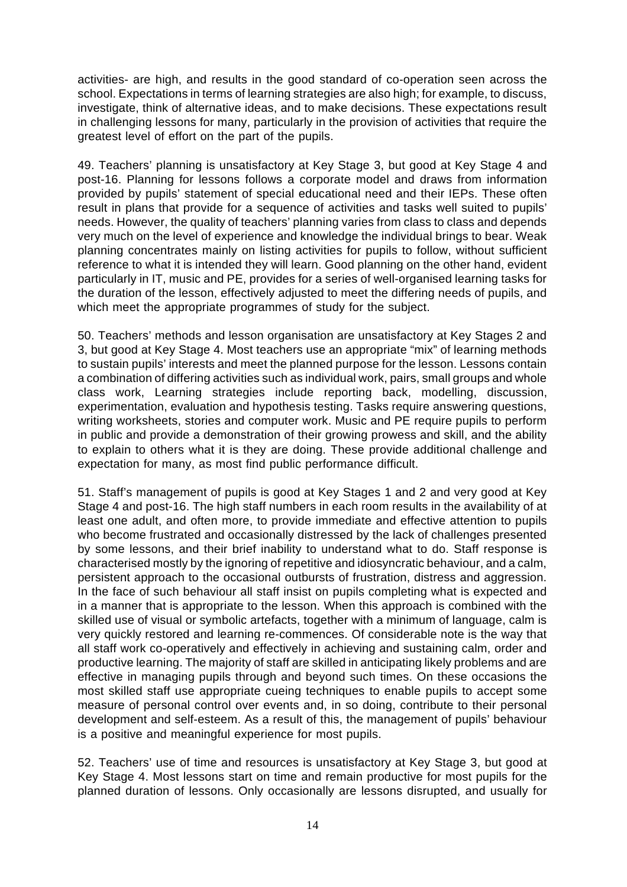activities- are high, and results in the good standard of co-operation seen across the school. Expectations in terms of learning strategies are also high; for example, to discuss, investigate, think of alternative ideas, and to make decisions. These expectations result in challenging lessons for many, particularly in the provision of activities that require the greatest level of effort on the part of the pupils.

49. Teachers' planning is unsatisfactory at Key Stage 3, but good at Key Stage 4 and post-16. Planning for lessons follows a corporate model and draws from information provided by pupils' statement of special educational need and their IEPs. These often result in plans that provide for a sequence of activities and tasks well suited to pupils' needs. However, the quality of teachers' planning varies from class to class and depends very much on the level of experience and knowledge the individual brings to bear. Weak planning concentrates mainly on listing activities for pupils to follow, without sufficient reference to what it is intended they will learn. Good planning on the other hand, evident particularly in IT, music and PE, provides for a series of well-organised learning tasks for the duration of the lesson, effectively adjusted to meet the differing needs of pupils, and which meet the appropriate programmes of study for the subject.

50. Teachers' methods and lesson organisation are unsatisfactory at Key Stages 2 and 3, but good at Key Stage 4. Most teachers use an appropriate "mix" of learning methods to sustain pupils' interests and meet the planned purpose for the lesson. Lessons contain a combination of differing activities such as individual work, pairs, small groups and whole class work, Learning strategies include reporting back, modelling, discussion, experimentation, evaluation and hypothesis testing. Tasks require answering questions, writing worksheets, stories and computer work. Music and PE require pupils to perform in public and provide a demonstration of their growing prowess and skill, and the ability to explain to others what it is they are doing. These provide additional challenge and expectation for many, as most find public performance difficult.

51. Staff's management of pupils is good at Key Stages 1 and 2 and very good at Key Stage 4 and post-16. The high staff numbers in each room results in the availability of at least one adult, and often more, to provide immediate and effective attention to pupils who become frustrated and occasionally distressed by the lack of challenges presented by some lessons, and their brief inability to understand what to do. Staff response is characterised mostly by the ignoring of repetitive and idiosyncratic behaviour, and a calm, persistent approach to the occasional outbursts of frustration, distress and aggression. In the face of such behaviour all staff insist on pupils completing what is expected and in a manner that is appropriate to the lesson. When this approach is combined with the skilled use of visual or symbolic artefacts, together with a minimum of language, calm is very quickly restored and learning re-commences. Of considerable note is the way that all staff work co-operatively and effectively in achieving and sustaining calm, order and productive learning. The majority of staff are skilled in anticipating likely problems and are effective in managing pupils through and beyond such times. On these occasions the most skilled staff use appropriate cueing techniques to enable pupils to accept some measure of personal control over events and, in so doing, contribute to their personal development and self-esteem. As a result of this, the management of pupils' behaviour is a positive and meaningful experience for most pupils.

52. Teachers' use of time and resources is unsatisfactory at Key Stage 3, but good at Key Stage 4. Most lessons start on time and remain productive for most pupils for the planned duration of lessons. Only occasionally are lessons disrupted, and usually for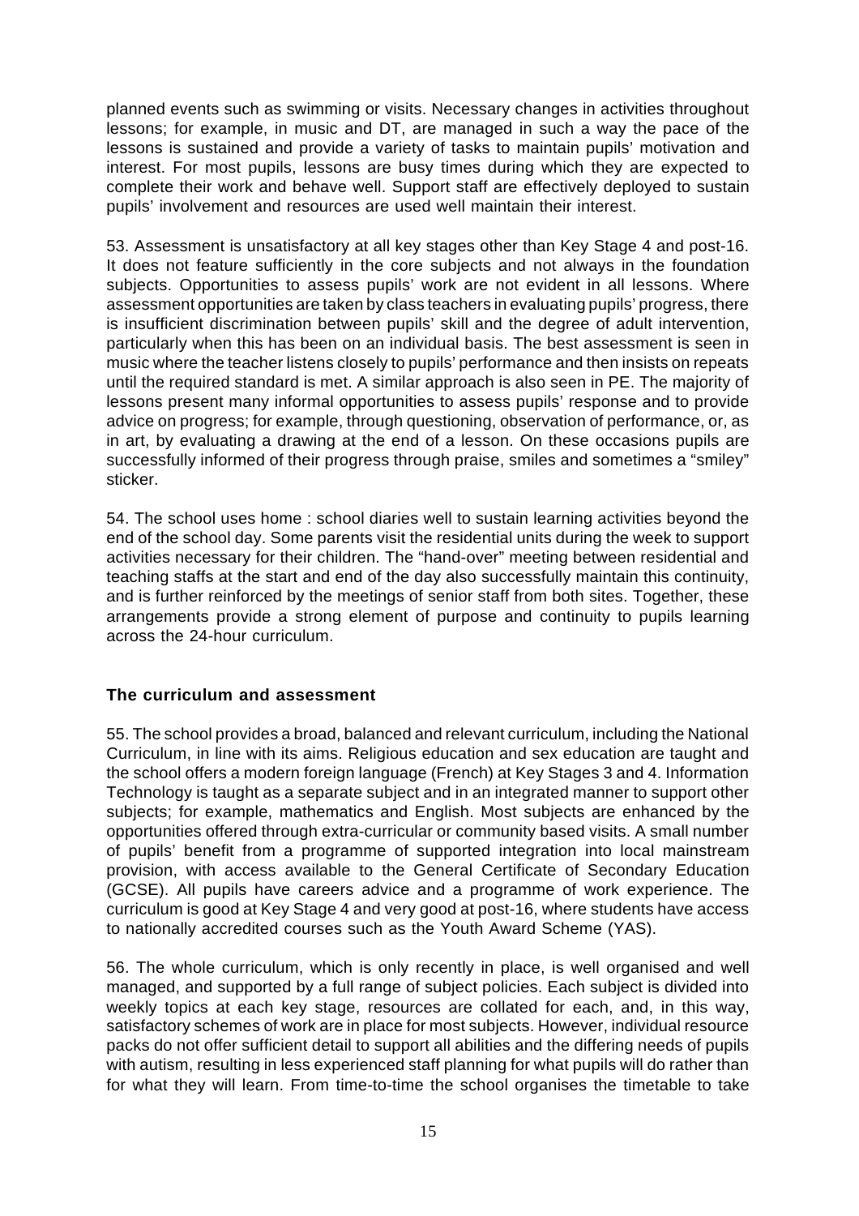planned events such as swimming or visits. Necessary changes in activities throughout lessons; for example, in music and DT, are managed in such a way the pace of the lessons is sustained and provide a variety of tasks to maintain pupils' motivation and interest. For most pupils, lessons are busy times during which they are expected to complete their work and behave well. Support staff are effectively deployed to sustain pupils' involvement and resources are used well maintain their interest.

53. Assessment is unsatisfactory at all key stages other than Key Stage 4 and post-16. It does not feature sufficiently in the core subjects and not always in the foundation subjects. Opportunities to assess pupils' work are not evident in all lessons. Where assessment opportunities are taken by class teachers in evaluating pupils' progress, there is insufficient discrimination between pupils' skill and the degree of adult intervention, particularly when this has been on an individual basis. The best assessment is seen in music where the teacher listens closely to pupils' performance and then insists on repeats until the required standard is met. A similar approach is also seen in PE. The majority of lessons present many informal opportunities to assess pupils' response and to provide advice on progress; for example, through questioning, observation of performance, or, as in art, by evaluating a drawing at the end of a lesson. On these occasions pupils are successfully informed of their progress through praise, smiles and sometimes a "smiley" sticker.

54. The school uses home : school diaries well to sustain learning activities beyond the end of the school day. Some parents visit the residential units during the week to support activities necessary for their children. The "hand-over" meeting between residential and teaching staffs at the start and end of the day also successfully maintain this continuity, and is further reinforced by the meetings of senior staff from both sites. Together, these arrangements provide a strong element of purpose and continuity to pupils learning across the 24-hour curriculum.

### The curriculum and assessment

55. The school provides a broad, balanced and relevant curriculum, including the National Curriculum, in line with its aims. Religious education and sex education are taught and the school offers a modern foreign language (French) at Key Stages 3 and 4. Information Technology is taught as a separate subject and in an integrated manner to support other subjects; for example, mathematics and English. Most subjects are enhanced by the opportunities offered through extra-curricular or community based visits. A small number of pupils' benefit from a programme of supported integration into local mainstream provision, with access available to the General Certificate of Secondary Education (GCSE). All pupils have careers advice and a programme of work experience. The curriculum is good at Key Stage 4 and very good at post-16, where students have access to nationally accredited courses such as the Youth Award Scheme (YAS).

56. The whole curriculum, which is only recently in place, is well organised and well managed, and supported by a full range of subject policies. Each subject is divided into weekly topics at each key stage, resources are collated for each, and, in this way, satisfactory schemes of work are in place for most subjects. However, individual resource packs do not offer sufficient detail to support all abilities and the differing needs of pupils with autism, resulting in less experienced staff planning for what pupils will do rather than for what they will learn. From time-to-time the school organises the timetable to take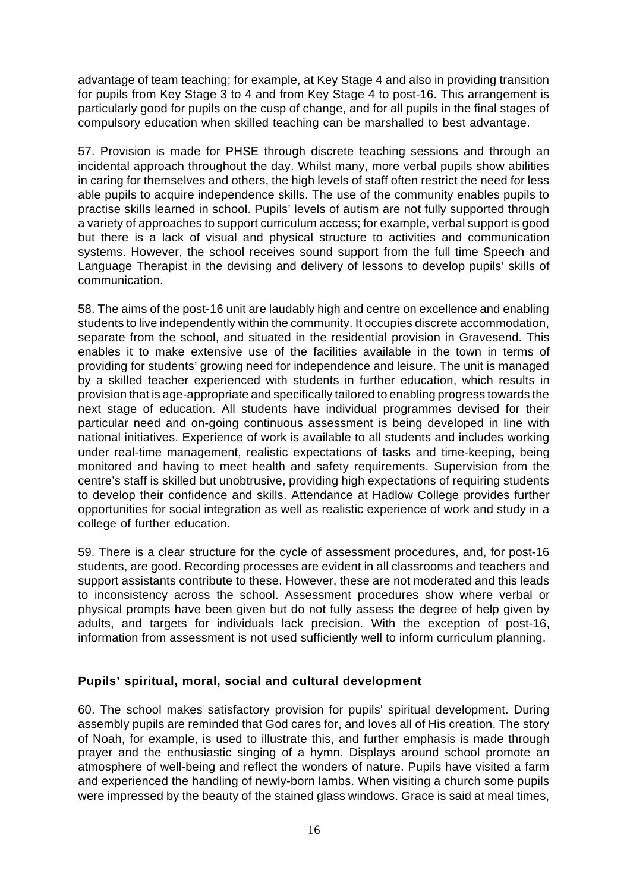advantage of team teaching; for example, at Key Stage 4 and also in providing transition for pupils from Key Stage 3 to 4 and from Key Stage 4 to post-16. This arrangement is particularly good for pupils on the cusp of change, and for all pupils in the final stages of compulsory education when skilled teaching can be marshalled to best advantage.

57. Provision is made for PHSE through discrete teaching sessions and through an incidental approach throughout the day. Whilst many, more verbal pupils show abilities in caring for themselves and others, the high levels of staff often restrict the need for less able pupils to acquire independence skills. The use of the community enables pupils to practise skills learned in school. Pupils' levels of autism are not fully supported through a variety of approaches to support curriculum access; for example, verbal support is good but there is a lack of visual and physical structure to activities and communication systems. However, the school receives sound support from the full time Speech and Language Therapist in the devising and delivery of lessons to develop pupils' skills of communication.

58. The aims of the post-16 unit are laudably high and centre on excellence and enabling students to live independently within the community. It occupies discrete accommodation, separate from the school, and situated in the residential provision in Gravesend. This enables it to make extensive use of the facilities available in the town in terms of providing for students' growing need for independence and leisure. The unit is managed by a skilled teacher experienced with students in further education, which results in provision that is age-appropriate and specifically tailored to enabling progress towards the next stage of education. All students have individual programmes devised for their particular need and on-going continuous assessment is being developed in line with national initiatives. Experience of work is available to all students and includes working under real-time management, realistic expectations of tasks and time-keeping, being monitored and having to meet health and safety requirements. Supervision from the centre's staff is skilled but unobtrusive, providing high expectations of requiring students to develop their confidence and skills. Attendance at Hadlow College provides further opportunities for social integration as well as realistic experience of work and study in a college of further education.

59. There is a clear structure for the cycle of assessment procedures, and, for post-16 students, are good. Recording processes are evident in all classrooms and teachers and support assistants contribute to these. However, these are not moderated and this leads to inconsistency across the school. Assessment procedures show where verbal or physical prompts have been given but do not fully assess the degree of help given by adults, and targets for individuals lack precision. With the exception of post-16, information from assessment is not used sufficiently well to inform curriculum planning.

### Pupils' spiritual, moral, social and cultural development

60. The school makes satisfactory provision for pupils' spiritual development. During assembly pupils are reminded that God cares for, and loves all of His creation. The story of Noah, for example, is used to illustrate this, and further emphasis is made through prayer and the enthusiastic singing of a hymn. Displays around school promote an atmosphere of well-being and reflect the wonders of nature. Pupils have visited a farm and experienced the handling of newly-born lambs. When visiting a church some pupils were impressed by the beauty of the stained glass windows. Grace is said at meal times,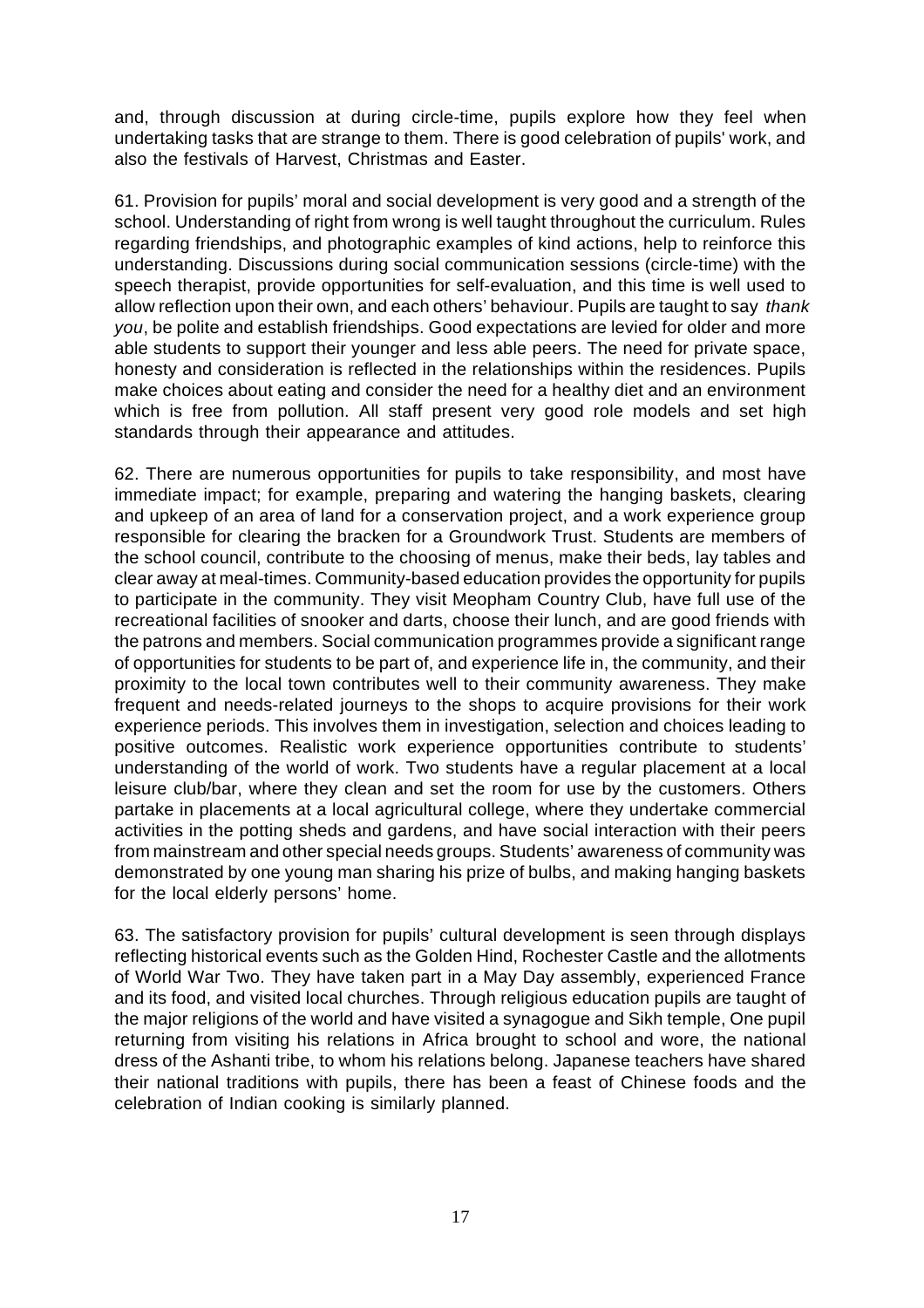and, through discussion at during circle-time, pupils explore how they feel when undertaking tasks that are strange to them. There is good celebration of pupils' work, and also the festivals of Harvest, Christmas and Easter.

61. Provision for pupils' moral and social development is very good and a strength of the school. Understanding of right from wrong is well taught throughout the curriculum. Rules regarding friendships, and photographic examples of kind actions, help to reinforce this understanding. Discussions during social communication sessions (circle-time) with the speech therapist, provide opportunities for self-evaluation, and this time is well used to allow reflection upon their own, and each others' behaviour. Pupils are taught to say *thank you*, be polite and establish friendships. Good expectations are levied for older and more able students to support their younger and less able peers. The need for private space, honesty and consideration is reflected in the relationships within the residences. Pupils make choices about eating and consider the need for a healthy diet and an environment which is free from pollution. All staff present very good role models and set high standards through their appearance and attitudes.

62. There are numerous opportunities for pupils to take responsibility, and most have immediate impact; for example, preparing and watering the hanging baskets, clearing and upkeep of an area of land for a conservation project, and a work experience group responsible for clearing the bracken for a Groundwork Trust. Students are members of the school council, contribute to the choosing of menus, make their beds, lay tables and clear away at meal-times. Community-based education provides the opportunity for pupils to participate in the community. They visit Meopham Country Club, have full use of the recreational facilities of snooker and darts, choose their lunch, and are good friends with the patrons and members. Social communication programmes provide a significant range of opportunities for students to be part of, and experience life in, the community, and their proximity to the local town contributes well to their community awareness. They make frequent and needs-related journeys to the shops to acquire provisions for their work experience periods. This involves them in investigation, selection and choices leading to positive outcomes. Realistic work experience opportunities contribute to students' understanding of the world of work. Two students have a regular placement at a local leisure club/bar, where they clean and set the room for use by the customers. Others partake in placements at a local agricultural college, where they undertake commercial activities in the potting sheds and gardens, and have social interaction with their peers from mainstream and other special needs groups. Students' awareness of community was demonstrated by one young man sharing his prize of bulbs, and making hanging baskets for the local elderly persons' home.

63. The satisfactory provision for pupils' cultural development is seen through displays reflecting historical events such as the Golden Hind, Rochester Castle and the allotments of World War Two. They have taken part in a May Day assembly, experienced France and its food, and visited local churches. Through religious education pupils are taught of the major religions of the world and have visited a synagogue and Sikh temple, One pupil returning from visiting his relations in Africa brought to school and wore, the national dress of the Ashanti tribe, to whom his relations belong. Japanese teachers have shared their national traditions with pupils, there has been a feast of Chinese foods and the celebration of Indian cooking is similarly planned.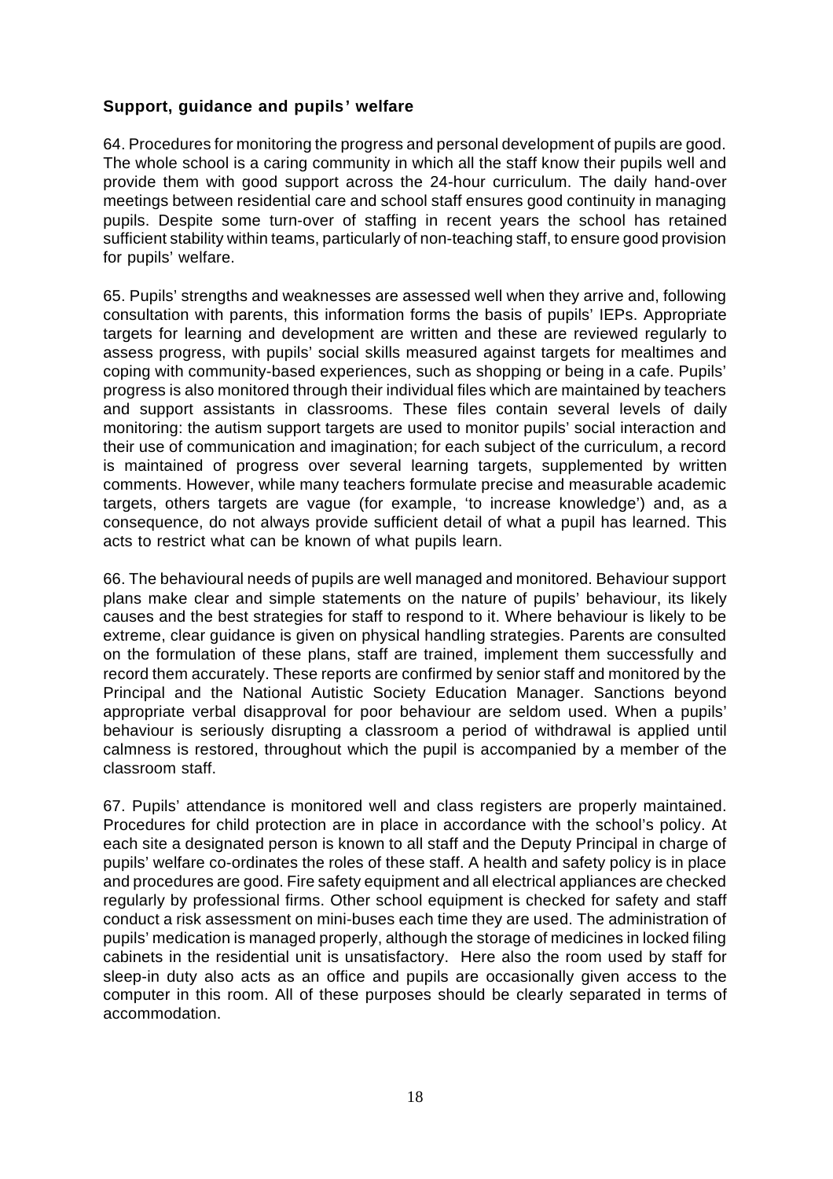### Support, guidance and pupils' welfare

64. Procedures for monitoring the progress and personal development of pupils are good. The whole school is a caring community in which all the staff know their pupils well and provide them with good support across the 24-hour curriculum. The daily hand-over meetings between residential care and school staff ensures good continuity in managing pupils. Despite some turn-over of staffing in recent years the school has retained sufficient stability within teams, particularly of non-teaching staff, to ensure good provision for pupils' welfare.

65. Pupils' strengths and weaknesses are assessed well when they arrive and, following consultation with parents, this information forms the basis of pupils' IEPs. Appropriate targets for learning and development are written and these are reviewed regularly to assess progress, with pupils' social skills measured against targets for mealtimes and coping with community-based experiences, such as shopping or being in a cafe. Pupils' progress is also monitored through their individual files which are maintained by teachers and support assistants in classrooms. These files contain several levels of daily monitoring: the autism support targets are used to monitor pupils' social interaction and their use of communication and imagination; for each subject of the curriculum, a record is maintained of progress over several learning targets, supplemented by written comments. However, while many teachers formulate precise and measurable academic targets, others targets are vague (for example, 'to increase knowledge') and, as a consequence, do not always provide sufficient detail of what a pupil has learned. This acts to restrict what can be known of what pupils learn.

66. The behavioural needs of pupils are well managed and monitored. Behaviour support plans make clear and simple statements on the nature of pupils' behaviour, its likely causes and the best strategies for staff to respond to it. Where behaviour is likely to be extreme, clear guidance is given on physical handling strategies. Parents are consulted on the formulation of these plans, staff are trained, implement them successfully and record them accurately. These reports are confirmed by senior staff and monitored by the Principal and the National Autistic Society Education Manager. Sanctions beyond appropriate verbal disapproval for poor behaviour are seldom used. When a pupils' behaviour is seriously disrupting a classroom a period of withdrawal is applied until calmness is restored, throughout which the pupil is accompanied by a member of the classroom staff.

67. Pupils' attendance is monitored well and class registers are properly maintained. Procedures for child protection are in place in accordance with the school's policy. At each site a designated person is known to all staff and the Deputy Principal in charge of pupils' welfare co-ordinates the roles of these staff. A health and safety policy is in place and procedures are good. Fire safety equipment and all electrical appliances are checked regularly by professional firms. Other school equipment is checked for safety and staff conduct a risk assessment on mini-buses each time they are used. The administration of pupils' medication is managed properly, although the storage of medicines in locked filing cabinets in the residential unit is unsatisfactory. Here also the room used by staff for sleep-in duty also acts as an office and pupils are occasionally given access to the computer in this room. All of these purposes should be clearly separated in terms of accommodation.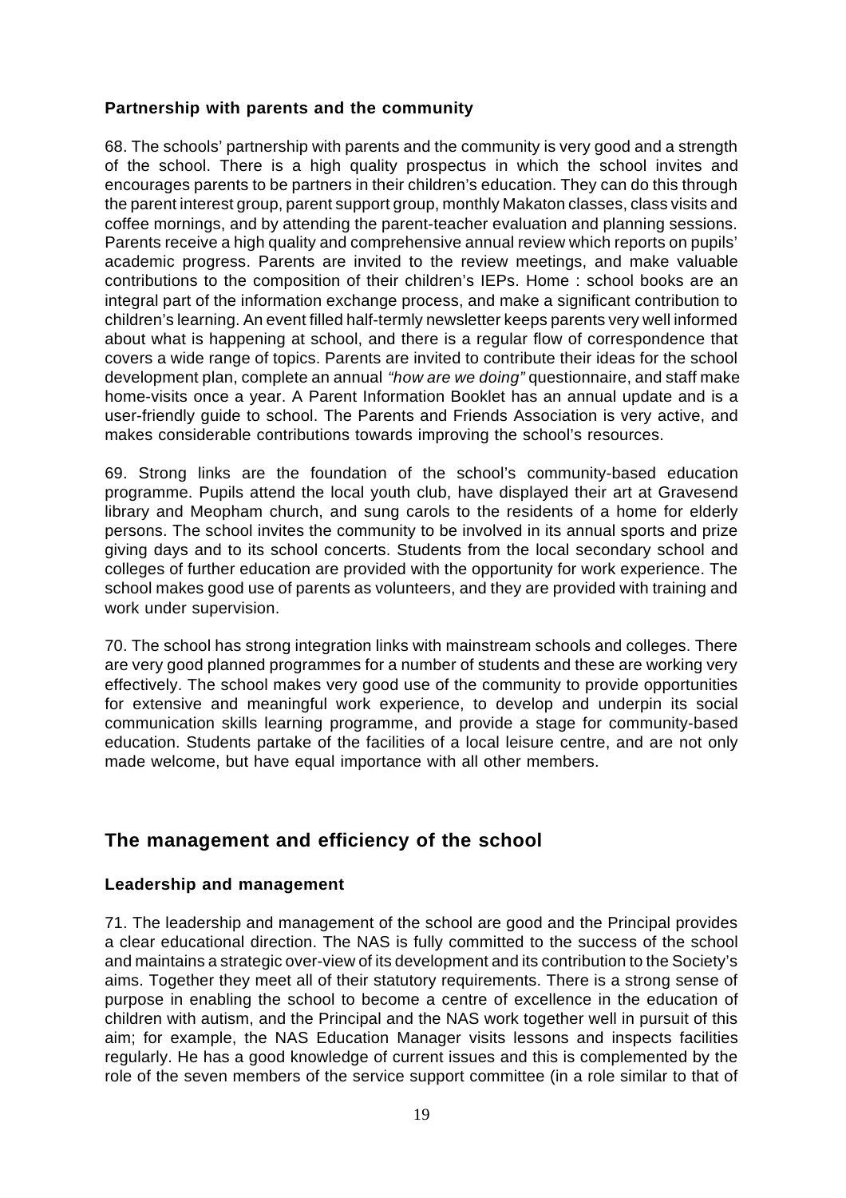### Partnership with parents and the community

68. The schools' partnership with parents and the community is very good and a strength of the school. There is a high quality prospectus in which the school invites and encourages parents to be partners in their children's education. They can do this through the parent interest group, parent support group, monthly Makaton classes, class visits and coffee mornings, and by attending the parent-teacher evaluation and planning sessions. Parents receive a high quality and comprehensive annual review which reports on pupils' academic progress. Parents are invited to the review meetings, and make valuable contributions to the composition of their children's IEPs. Home : school books are an integral part of the information exchange process, and make a significant contribution to children's learning. An event filled half-termly newsletter keeps parents very well informed about what is happening at school, and there is a regular flow of correspondence that covers a wide range of topics. Parents are invited to contribute their ideas for the school development plan, complete an annual *"how are we doing"* questionnaire, and staff make home-visits once a year. A Parent Information Booklet has an annual update and is a user-friendly guide to school. The Parents and Friends Association is very active, and makes considerable contributions towards improving the school's resources.

69. Strong links are the foundation of the school's community-based education programme. Pupils attend the local youth club, have displayed their art at Gravesend library and Meopham church, and sung carols to the residents of a home for elderly persons. The school invites the community to be involved in its annual sports and prize giving days and to its school concerts. Students from the local secondary school and colleges of further education are provided with the opportunity for work experience. The school makes good use of parents as volunteers, and they are provided with training and work under supervision.

70. The school has strong integration links with mainstream schools and colleges. There are very good planned programmes for a number of students and these are working very effectively. The school makes very good use of the community to provide opportunities for extensive and meaningful work experience, to develop and underpin its social communication skills learning programme, and provide a stage for community-based education. Students partake of the facilities of a local leisure centre, and are not only made welcome, but have equal importance with all other members.

## The management and efficiency of the school

### Leadership and management

71. The leadership and management of the school are good and the Principal provides a clear educational direction. The NAS is fully committed to the success of the school and maintains a strategic over-view of its development and its contribution to the Society's aims. Together they meet all of their statutory requirements. There is a strong sense of purpose in enabling the school to become a centre of excellence in the education of children with autism, and the Principal and the NAS work together well in pursuit of this aim; for example, the NAS Education Manager visits lessons and inspects facilities regularly. He has a good knowledge of current issues and this is complemented by the role of the seven members of the service support committee (in a role similar to that of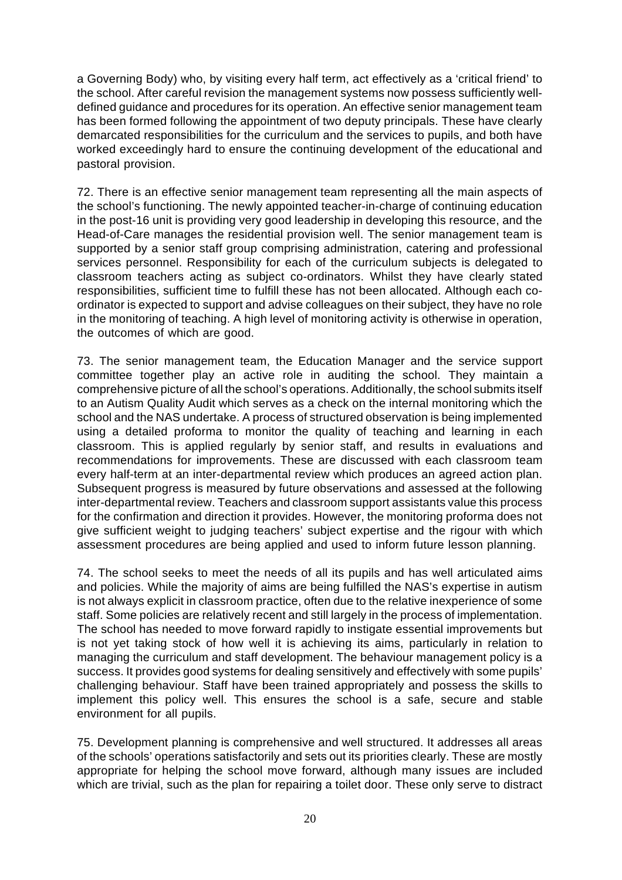a Governing Body) who, by visiting every half term, act effectively as a 'critical friend' to the school. After careful revision the management systems now possess sufficiently well-defined guidance and procedures for its operation. An effective senior management team has been formed following the appointment of two deputy principals. These have clearly demarcated responsibilities for the curriculum and the services to pupils, and both have worked exceedingly hard to ensure the continuing development of the educational and pastoral provision.

72. There is an effective senior management team representing all the main aspects of the school's functioning. The newly appointed teacher-in-charge of continuing education in the post-16 unit is providing very good leadership in developing this resource, and the Head-of-Care manages the residential provision well. The senior management team is supported by a senior staff group comprising administration, catering and professional services personnel. Responsibility for each of the curriculum subjects is delegated to classroom teachers acting as subject co-ordinators. Whilst they have clearly stated responsibilities, sufficient time to fulfill these has not been allocated. Although each co-ordinator is expected to support and advise colleagues on their subject, they have no role in the monitoring of teaching. A high level of monitoring activity is otherwise in operation, the outcomes of which are good.

73. The senior management team, the Education Manager and the service support committee together play an active role in auditing the school. They maintain a comprehensive picture of all the school's operations. Additionally, the school submits itself to an Autism Quality Audit which serves as a check on the internal monitoring which the school and the NAS undertake. A process of structured observation is being implemented using a detailed proforma to monitor the quality of teaching and learning in each classroom. This is applied regularly by senior staff, and results in evaluations and recommendations for improvements. These are discussed with each classroom team every half-term at an inter-departmental review which produces an agreed action plan. Subsequent progress is measured by future observations and assessed at the following inter-departmental review. Teachers and classroom support assistants value this process for the confirmation and direction it provides. However, the monitoring proforma does not give sufficient weight to judging teachers' subject expertise and the rigour with which assessment procedures are being applied and used to inform future lesson planning.

74. The school seeks to meet the needs of all its pupils and has well articulated aims and policies. While the majority of aims are being fulfilled the NAS's expertise in autism is not always explicit in classroom practice, often due to the relative inexperience of some staff. Some policies are relatively recent and still largely in the process of implementation. The school has needed to move forward rapidly to instigate essential improvements but is not yet taking stock of how well it is achieving its aims, particularly in relation to managing the curriculum and staff development. The behaviour management policy is a success. It provides good systems for dealing sensitively and effectively with some pupils' challenging behaviour. Staff have been trained appropriately and possess the skills to implement this policy well. This ensures the school is a safe, secure and stable environment for all pupils.

75. Development planning is comprehensive and well structured. It addresses all areas of the schools' operations satisfactorily and sets out its priorities clearly. These are mostly appropriate for helping the school move forward, although many issues are included which are trivial, such as the plan for repairing a toilet door. These only serve to distract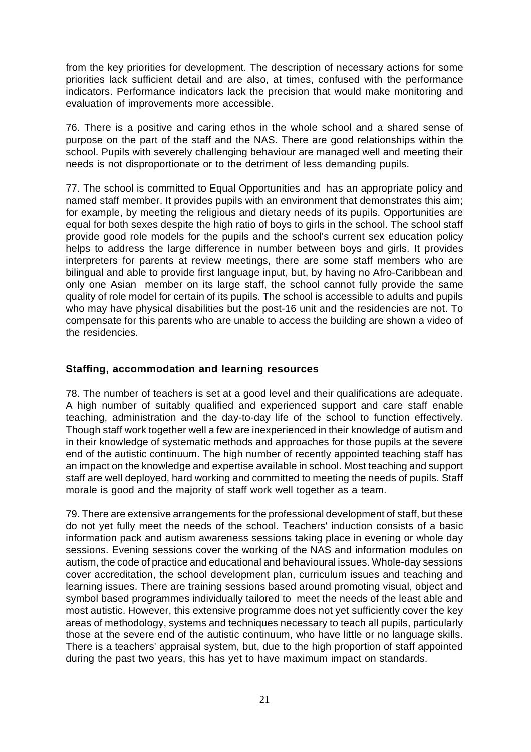from the key priorities for development. The description of necessary actions for some priorities lack sufficient detail and are also, at times, confused with the performance indicators. Performance indicators lack the precision that would make monitoring and evaluation of improvements more accessible.

76. There is a positive and caring ethos in the whole school and a shared sense of purpose on the part of the staff and the NAS. There are good relationships within the school. Pupils with severely challenging behaviour are managed well and meeting their needs is not disproportionate or to the detriment of less demanding pupils.

77. The school is committed to Equal Opportunities and has an appropriate policy and named staff member. It provides pupils with an environment that demonstrates this aim; for example, by meeting the religious and dietary needs of its pupils. Opportunities are equal for both sexes despite the high ratio of boys to girls in the school. The school staff provide good role models for the pupils and the school's current sex education policy helps to address the large difference in number between boys and girls. It provides interpreters for parents at review meetings, there are some staff members who are bilingual and able to provide first language input, but, by having no Afro-Caribbean and only one Asian member on its large staff, the school cannot fully provide the same quality of role model for certain of its pupils. The school is accessible to adults and pupils who may have physical disabilities but the post-16 unit and the residencies are not. To compensate for this parents who are unable to access the building are shown a video of the residencies.

### Staffing, accommodation and learning resources

78. The number of teachers is set at a good level and their qualifications are adequate. A high number of suitably qualified and experienced support and care staff enable teaching, administration and the day-to-day life of the school to function effectively. Though staff work together well a few are inexperienced in their knowledge of autism and in their knowledge of systematic methods and approaches for those pupils at the severe end of the autistic continuum. The high number of recently appointed teaching staff has an impact on the knowledge and expertise available in school. Most teaching and support staff are well deployed, hard working and committed to meeting the needs of pupils. Staff morale is good and the majority of staff work well together as a team.

79. There are extensive arrangements for the professional development of staff, but these do not yet fully meet the needs of the school. Teachers' induction consists of a basic information pack and autism awareness sessions taking place in evening or whole day sessions. Evening sessions cover the working of the NAS and information modules on autism, the code of practice and educational and behavioural issues. Whole-day sessions cover accreditation, the school development plan, curriculum issues and teaching and learning issues. There are training sessions based around promoting visual, object and symbol based programmes individually tailored to meet the needs of the least able and most autistic. However, this extensive programme does not yet sufficiently cover the key areas of methodology, systems and techniques necessary to teach all pupils, particularly those at the severe end of the autistic continuum, who have little or no language skills. There is a teachers' appraisal system, but, due to the high proportion of staff appointed during the past two years, this has yet to have maximum impact on standards.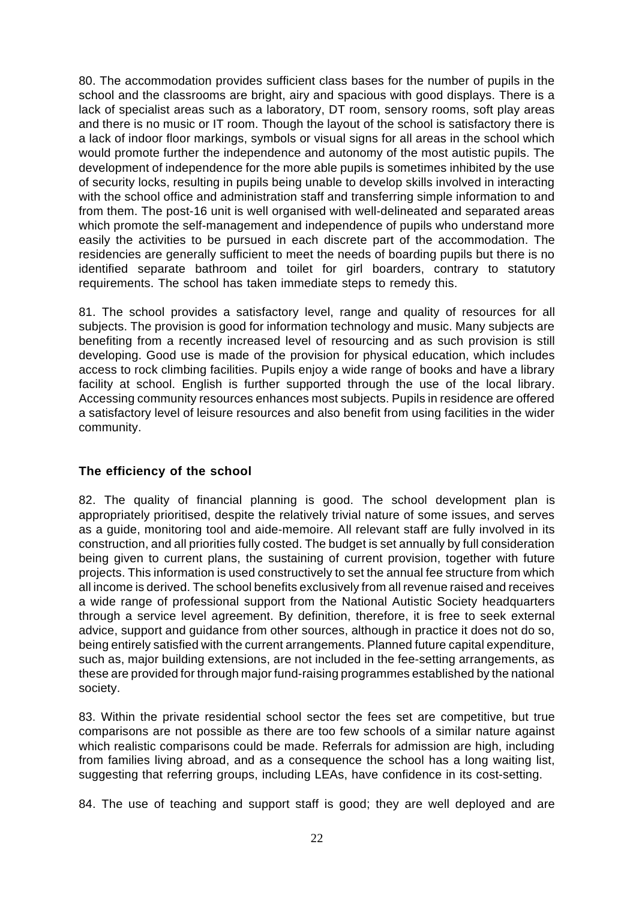80. The accommodation provides sufficient class bases for the number of pupils in the school and the classrooms are bright, airy and spacious with good displays. There is a lack of specialist areas such as a laboratory, DT room, sensory rooms, soft play areas and there is no music or IT room. Though the layout of the school is satisfactory there is a lack of indoor floor markings, symbols or visual signs for all areas in the school which would promote further the independence and autonomy of the most autistic pupils. The development of independence for the more able pupils is sometimes inhibited by the use of security locks, resulting in pupils being unable to develop skills involved in interacting with the school office and administration staff and transferring simple information to and from them. The post-16 unit is well organised with well-delineated and separated areas which promote the self-management and independence of pupils who understand more easily the activities to be pursued in each discrete part of the accommodation. The residencies are generally sufficient to meet the needs of boarding pupils but there is no identified separate bathroom and toilet for girl boarders, contrary to statutory requirements. The school has taken immediate steps to remedy this.

81. The school provides a satisfactory level, range and quality of resources for all subjects. The provision is good for information technology and music. Many subjects are benefiting from a recently increased level of resourcing and as such provision is still developing. Good use is made of the provision for physical education, which includes access to rock climbing facilities. Pupils enjoy a wide range of books and have a library facility at school. English is further supported through the use of the local library. Accessing community resources enhances most subjects. Pupils in residence are offered a satisfactory level of leisure resources and also benefit from using facilities in the wider community.

### The efficiency of the school

82. The quality of financial planning is good. The school development plan is appropriately prioritised, despite the relatively trivial nature of some issues, and serves as a guide, monitoring tool and aide-memoire. All relevant staff are fully involved in its construction, and all priorities fully costed. The budget is set annually by full consideration being given to current plans, the sustaining of current provision, together with future projects. This information is used constructively to set the annual fee structure from which all income is derived. The school benefits exclusively from all revenue raised and receives a wide range of professional support from the National Autistic Society headquarters through a service level agreement. By definition, therefore, it is free to seek external advice, support and guidance from other sources, although in practice it does not do so, being entirely satisfied with the current arrangements. Planned future capital expenditure, such as, major building extensions, are not included in the fee-setting arrangements, as these are provided for through major fund-raising programmes established by the national society.

83. Within the private residential school sector the fees set are competitive, but true comparisons are not possible as there are too few schools of a similar nature against which realistic comparisons could be made. Referrals for admission are high, including from families living abroad, and as a consequence the school has a long waiting list, suggesting that referring groups, including LEAs, have confidence in its cost-setting.

84. The use of teaching and support staff is good; they are well deployed and are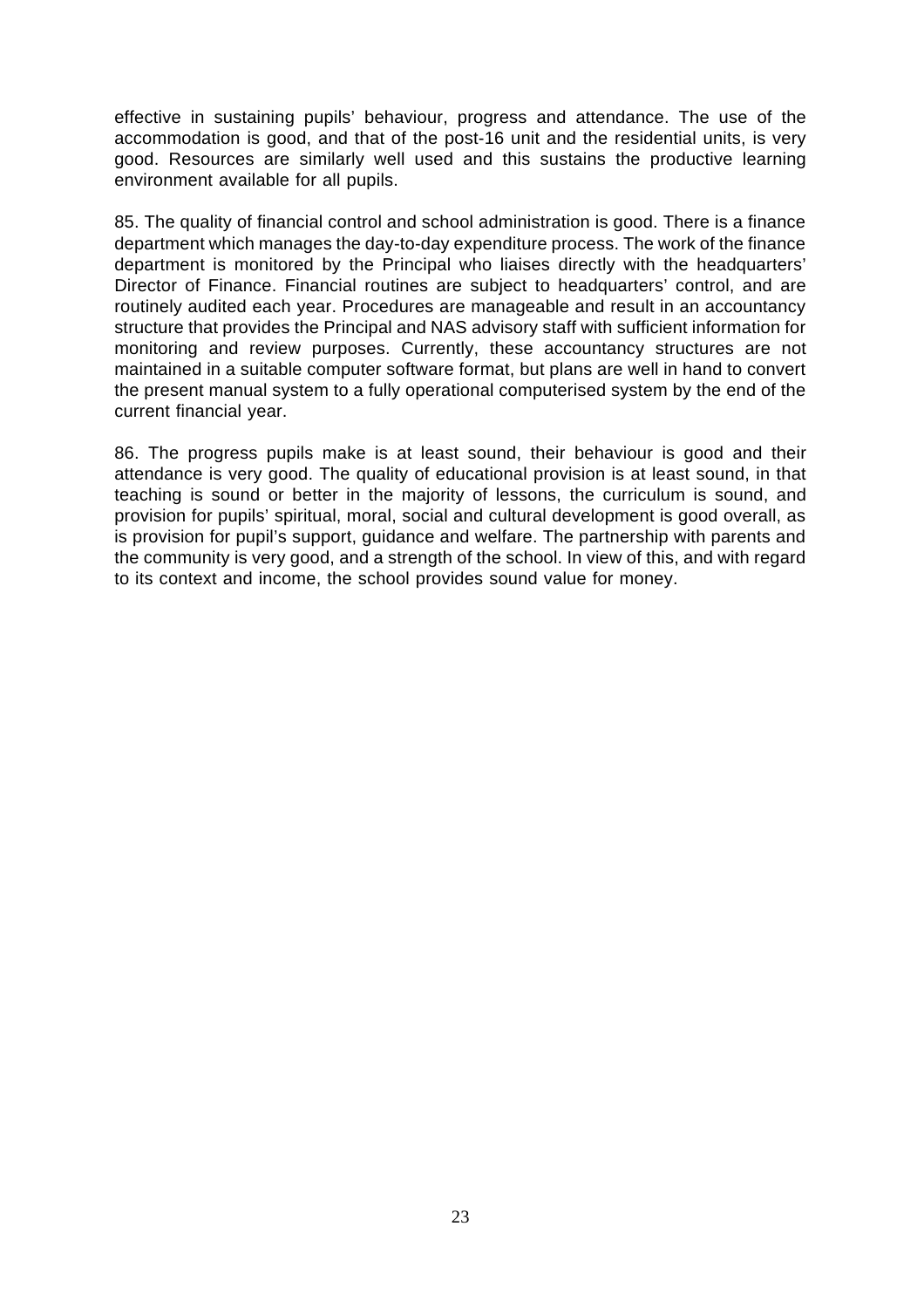effective in sustaining pupils' behaviour, progress and attendance. The use of the accommodation is good, and that of the post-16 unit and the residential units, is very good. Resources are similarly well used and this sustains the productive learning environment available for all pupils.

85. The quality of financial control and school administration is good. There is a finance department which manages the day-to-day expenditure process. The work of the finance department is monitored by the Principal who liaises directly with the headquarters' Director of Finance. Financial routines are subject to headquarters' control, and are routinely audited each year. Procedures are manageable and result in an accountancy structure that provides the Principal and NAS advisory staff with sufficient information for monitoring and review purposes. Currently, these accountancy structures are not maintained in a suitable computer software format, but plans are well in hand to convert the present manual system to a fully operational computerised system by the end of the current financial year.

86. The progress pupils make is at least sound, their behaviour is good and their attendance is very good. The quality of educational provision is at least sound, in that teaching is sound or better in the majority of lessons, the curriculum is sound, and provision for pupils' spiritual, moral, social and cultural development is good overall, as is provision for pupil's support, guidance and welfare. The partnership with parents and the community is very good, and a strength of the school. In view of this, and with regard to its context and income, the school provides sound value for money.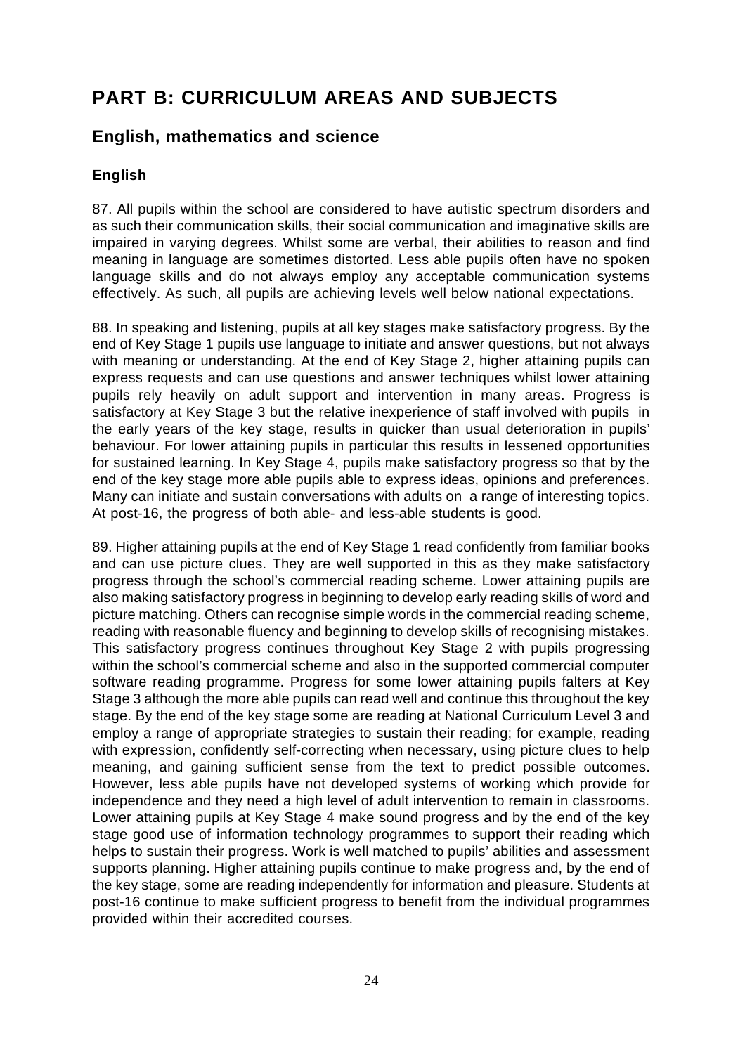# PART B: CURRICULUM AREAS AND SUBJECTS

## English, mathematics and science

### English

87. All pupils within the school are considered to have autistic spectrum disorders and as such their communication skills, their social communication and imaginative skills are impaired in varying degrees. Whilst some are verbal, their abilities to reason and find meaning in language are sometimes distorted. Less able pupils often have no spoken language skills and do not always employ any acceptable communication systems effectively. As such, all pupils are achieving levels well below national expectations.

88. In speaking and listening, pupils at all key stages make satisfactory progress. By the end of Key Stage 1 pupils use language to initiate and answer questions, but not always with meaning or understanding. At the end of Key Stage 2, higher attaining pupils can express requests and can use questions and answer techniques whilst lower attaining pupils rely heavily on adult support and intervention in many areas. Progress is satisfactory at Key Stage 3 but the relative inexperience of staff involved with pupils in the early years of the key stage, results in quicker than usual deterioration in pupils' behaviour. For lower attaining pupils in particular this results in lessened opportunities for sustained learning. In Key Stage 4, pupils make satisfactory progress so that by the end of the key stage more able pupils able to express ideas, opinions and preferences. Many can initiate and sustain conversations with adults on a range of interesting topics. At post-16, the progress of both able- and less-able students is good.

89. Higher attaining pupils at the end of Key Stage 1 read confidently from familiar books and can use picture clues. They are well supported in this as they make satisfactory progress through the school's commercial reading scheme. Lower attaining pupils are also making satisfactory progress in beginning to develop early reading skills of word and picture matching. Others can recognise simple words in the commercial reading scheme, reading with reasonable fluency and beginning to develop skills of recognising mistakes. This satisfactory progress continues throughout Key Stage 2 with pupils progressing within the school's commercial scheme and also in the supported commercial computer software reading programme. Progress for some lower attaining pupils falters at Key Stage 3 although the more able pupils can read well and continue this throughout the key stage. By the end of the key stage some are reading at National Curriculum Level 3 and employ a range of appropriate strategies to sustain their reading; for example, reading with expression, confidently self-correcting when necessary, using picture clues to help meaning, and gaining sufficient sense from the text to predict possible outcomes. However, less able pupils have not developed systems of working which provide for independence and they need a high level of adult intervention to remain in classrooms. Lower attaining pupils at Key Stage 4 make sound progress and by the end of the key stage good use of information technology programmes to support their reading which helps to sustain their progress. Work is well matched to pupils' abilities and assessment supports planning. Higher attaining pupils continue to make progress and, by the end of the key stage, some are reading independently for information and pleasure. Students at post-16 continue to make sufficient progress to benefit from the individual programmes provided within their accredited courses.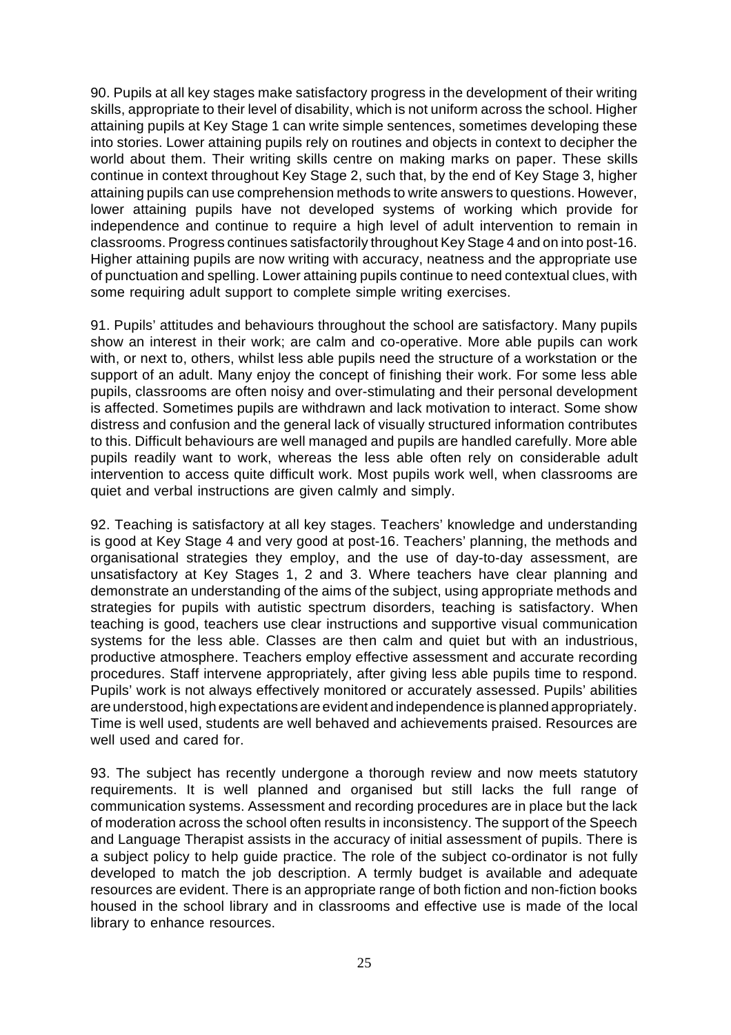90. Pupils at all key stages make satisfactory progress in the development of their writing skills, appropriate to their level of disability, which is not uniform across the school. Higher attaining pupils at Key Stage 1 can write simple sentences, sometimes developing these into stories. Lower attaining pupils rely on routines and objects in context to decipher the world about them. Their writing skills centre on making marks on paper. These skills continue in context throughout Key Stage 2, such that, by the end of Key Stage 3, higher attaining pupils can use comprehension methods to write answers to questions. However, lower attaining pupils have not developed systems of working which provide for independence and continue to require a high level of adult intervention to remain in classrooms. Progress continues satisfactorily throughout Key Stage 4 and on into post-16. Higher attaining pupils are now writing with accuracy, neatness and the appropriate use of punctuation and spelling. Lower attaining pupils continue to need contextual clues, with some requiring adult support to complete simple writing exercises.

91. Pupils' attitudes and behaviours throughout the school are satisfactory. Many pupils show an interest in their work; are calm and co-operative. More able pupils can work with, or next to, others, whilst less able pupils need the structure of a workstation or the support of an adult. Many enjoy the concept of finishing their work. For some less able pupils, classrooms are often noisy and over-stimulating and their personal development is affected. Sometimes pupils are withdrawn and lack motivation to interact. Some show distress and confusion and the general lack of visually structured information contributes to this. Difficult behaviours are well managed and pupils are handled carefully. More able pupils readily want to work, whereas the less able often rely on considerable adult intervention to access quite difficult work. Most pupils work well, when classrooms are quiet and verbal instructions are given calmly and simply.

92. Teaching is satisfactory at all key stages. Teachers' knowledge and understanding is good at Key Stage 4 and very good at post-16. Teachers' planning, the methods and organisational strategies they employ, and the use of day-to-day assessment, are unsatisfactory at Key Stages 1, 2 and 3. Where teachers have clear planning and demonstrate an understanding of the aims of the subject, using appropriate methods and strategies for pupils with autistic spectrum disorders, teaching is satisfactory. When teaching is good, teachers use clear instructions and supportive visual communication systems for the less able. Classes are then calm and quiet but with an industrious, productive atmosphere. Teachers employ effective assessment and accurate recording procedures. Staff intervene appropriately, after giving less able pupils time to respond. Pupils' work is not always effectively monitored or accurately assessed. Pupils' abilities are understood, high expectations are evident and independence is planned appropriately. Time is well used, students are well behaved and achievements praised. Resources are well used and cared for.

93. The subject has recently undergone a thorough review and now meets statutory requirements. It is well planned and organised but still lacks the full range of communication systems. Assessment and recording procedures are in place but the lack of moderation across the school often results in inconsistency. The support of the Speech and Language Therapist assists in the accuracy of initial assessment of pupils. There is a subject policy to help guide practice. The role of the subject co-ordinator is not fully developed to match the job description. A termly budget is available and adequate resources are evident. There is an appropriate range of both fiction and non-fiction books housed in the school library and in classrooms and effective use is made of the local library to enhance resources.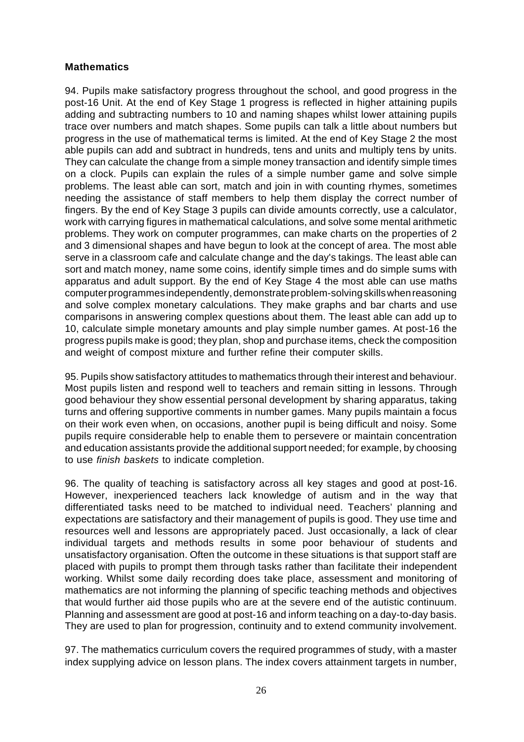## Mathematics

94. Pupils make satisfactory progress throughout the school, and good progress in the post-16 Unit. At the end of Key Stage 1 progress is reflected in higher attaining pupils adding and subtracting numbers to 10 and naming shapes whilst lower attaining pupils trace over numbers and match shapes. Some pupils can talk a little about numbers but progress in the use of mathematical terms is limited. At the end of Key Stage 2 the most able pupils can add and subtract in hundreds, tens and units and multiply tens by units. They can calculate the change from a simple money transaction and identify simple times on a clock. Pupils can explain the rules of a simple number game and solve simple problems. The least able can sort, match and join in with counting rhymes, sometimes needing the assistance of staff members to help them display the correct number of fingers. By the end of Key Stage 3 pupils can divide amounts correctly, use a calculator, work with carrying figures in mathematical calculations, and solve some mental arithmetic problems. They work on computer programmes, can make charts on the properties of 2 and 3 dimensional shapes and have begun to look at the concept of area. The most able serve in a classroom cafe and calculate change and the day's takings. The least able can sort and match money, name some coins, identify simple times and do simple sums with apparatus and adult support. By the end of Key Stage 4 the most able can use maths computer programmes independently, demonstrate problem-solving skills when reasoning and solve complex monetary calculations. They make graphs and bar charts and use comparisons in answering complex questions about them. The least able can add up to 10, calculate simple monetary amounts and play simple number games. At post-16 the progress pupils make is good; they plan, shop and purchase items, check the composition and weight of compost mixture and further refine their computer skills.

95. Pupils show satisfactory attitudes to mathematics through their interest and behaviour. Most pupils listen and respond well to teachers and remain sitting in lessons. Through good behaviour they show essential personal development by sharing apparatus, taking turns and offering supportive comments in number games. Many pupils maintain a focus on their work even when, on occasions, another pupil is being difficult and noisy. Some pupils require considerable help to enable them to persevere or maintain concentration and education assistants provide the additional support needed; for example, by choosing to use *finish baskets* to indicate completion.

96. The quality of teaching is satisfactory across all key stages and good at post-16. However, inexperienced teachers lack knowledge of autism and in the way that differentiated tasks need to be matched to individual need. Teachers' planning and expectations are satisfactory and their management of pupils is good. They use time and resources well and lessons are appropriately paced. Just occasionally, a lack of clear individual targets and methods results in some poor behaviour of students and unsatisfactory organisation. Often the outcome in these situations is that support staff are placed with pupils to prompt them through tasks rather than facilitate their independent working. Whilst some daily recording does take place, assessment and monitoring of mathematics are not informing the planning of specific teaching methods and objectives that would further aid those pupils who are at the severe end of the autistic continuum. Planning and assessment are good at post-16 and inform teaching on a day-to-day basis. They are used to plan for progression, continuity and to extend community involvement.

97. The mathematics curriculum covers the required programmes of study, with a master index supplying advice on lesson plans. The index covers attainment targets in number,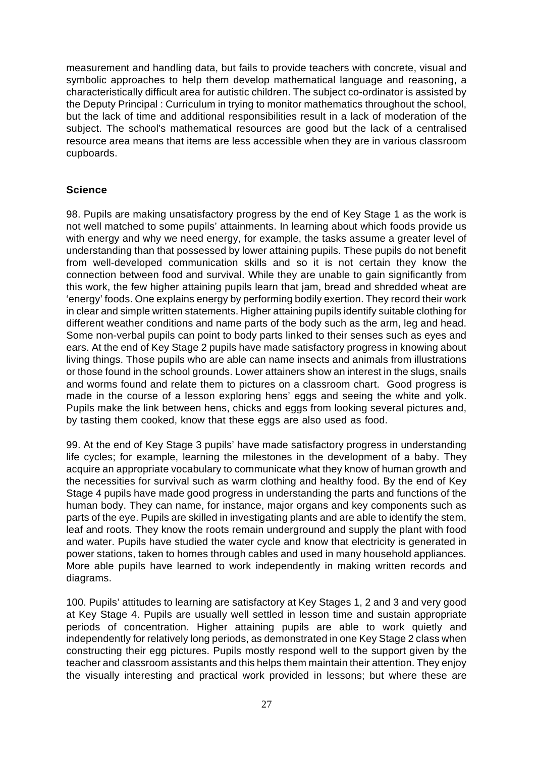measurement and handling data, but fails to provide teachers with concrete, visual and symbolic approaches to help them develop mathematical language and reasoning, a characteristically difficult area for autistic children. The subject co-ordinator is assisted by the Deputy Principal : Curriculum in trying to monitor mathematics throughout the school, but the lack of time and additional responsibilities result in a lack of moderation of the subject. The school's mathematical resources are good but the lack of a centralised resource area means that items are less accessible when they are in various classroom cupboards.

### Science

98. Pupils are making unsatisfactory progress by the end of Key Stage 1 as the work is not well matched to some pupils' attainments. In learning about which foods provide us with energy and why we need energy, for example, the tasks assume a greater level of understanding than that possessed by lower attaining pupils. These pupils do not benefit from well-developed communication skills and so it is not certain they know the connection between food and survival. While they are unable to gain significantly from this work, the few higher attaining pupils learn that jam, bread and shredded wheat are 'energy' foods. One explains energy by performing bodily exertion. They record their work in clear and simple written statements. Higher attaining pupils identify suitable clothing for different weather conditions and name parts of the body such as the arm, leg and head. Some non-verbal pupils can point to body parts linked to their senses such as eyes and ears. At the end of Key Stage 2 pupils have made satisfactory progress in knowing about living things. Those pupils who are able can name insects and animals from illustrations or those found in the school grounds. Lower attainers show an interest in the slugs, snails and worms found and relate them to pictures on a classroom chart. Good progress is made in the course of a lesson exploring hens' eggs and seeing the white and yolk. Pupils make the link between hens, chicks and eggs from looking several pictures and, by tasting them cooked, know that these eggs are also used as food.

99. At the end of Key Stage 3 pupils' have made satisfactory progress in understanding life cycles; for example, learning the milestones in the development of a baby. They acquire an appropriate vocabulary to communicate what they know of human growth and the necessities for survival such as warm clothing and healthy food. By the end of Key Stage 4 pupils have made good progress in understanding the parts and functions of the human body. They can name, for instance, major organs and key components such as parts of the eye. Pupils are skilled in investigating plants and are able to identify the stem, leaf and roots. They know the roots remain underground and supply the plant with food and water. Pupils have studied the water cycle and know that electricity is generated in power stations, taken to homes through cables and used in many household appliances. More able pupils have learned to work independently in making written records and diagrams.

100. Pupils' attitudes to learning are satisfactory at Key Stages 1, 2 and 3 and very good at Key Stage 4. Pupils are usually well settled in lesson time and sustain appropriate periods of concentration. Higher attaining pupils are able to work quietly and independently for relatively long periods, as demonstrated in one Key Stage 2 class when constructing their egg pictures. Pupils mostly respond well to the support given by the teacher and classroom assistants and this helps them maintain their attention. They enjoy the visually interesting and practical work provided in lessons; but where these are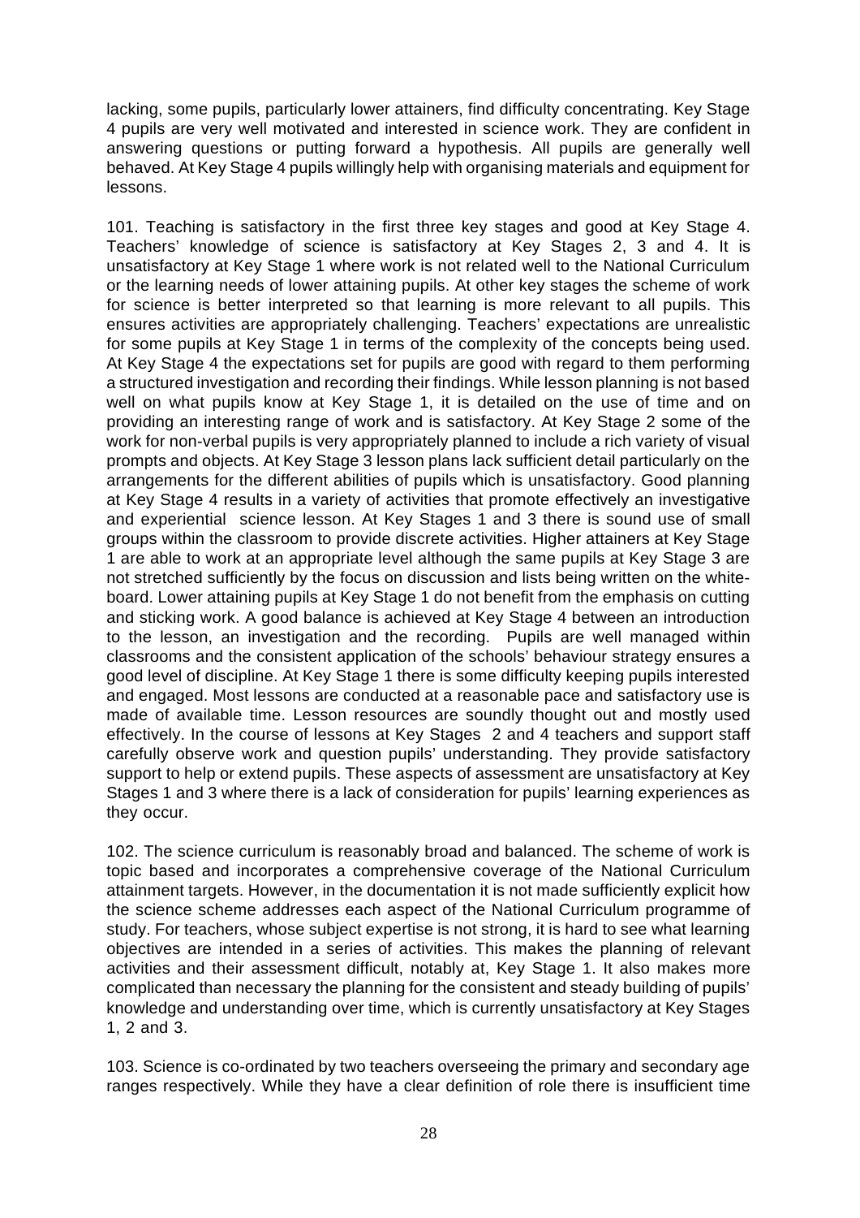lacking, some pupils, particularly lower attainers, find difficulty concentrating. Key Stage 4 pupils are very well motivated and interested in science work. They are confident in answering questions or putting forward a hypothesis. All pupils are generally well behaved. At Key Stage 4 pupils willingly help with organising materials and equipment for lessons.

101. Teaching is satisfactory in the first three key stages and good at Key Stage 4. Teachers' knowledge of science is satisfactory at Key Stages 2, 3 and 4. It is unsatisfactory at Key Stage 1 where work is not related well to the National Curriculum or the learning needs of lower attaining pupils. At other key stages the scheme of work for science is better interpreted so that learning is more relevant to all pupils. This ensures activities are appropriately challenging. Teachers' expectations are unrealistic for some pupils at Key Stage 1 in terms of the complexity of the concepts being used. At Key Stage 4 the expectations set for pupils are good with regard to them performing a structured investigation and recording their findings. While lesson planning is not based well on what pupils know at Key Stage 1, it is detailed on the use of time and on providing an interesting range of work and is satisfactory. At Key Stage 2 some of the work for non-verbal pupils is very appropriately planned to include a rich variety of visual prompts and objects. At Key Stage 3 lesson plans lack sufficient detail particularly on the arrangements for the different abilities of pupils which is unsatisfactory. Good planning at Key Stage 4 results in a variety of activities that promote effectively an investigative and experiential science lesson. At Key Stages 1 and 3 there is sound use of small groups within the classroom to provide discrete activities. Higher attainers at Key Stage 1 are able to work at an appropriate level although the same pupils at Key Stage 3 are not stretched sufficiently by the focus on discussion and lists being written on the white-board. Lower attaining pupils at Key Stage 1 do not benefit from the emphasis on cutting and sticking work. A good balance is achieved at Key Stage 4 between an introduction to the lesson, an investigation and the recording. Pupils are well managed within classrooms and the consistent application of the schools' behaviour strategy ensures a good level of discipline. At Key Stage 1 there is some difficulty keeping pupils interested and engaged. Most lessons are conducted at a reasonable pace and satisfactory use is made of available time. Lesson resources are soundly thought out and mostly used effectively. In the course of lessons at Key Stages 2 and 4 teachers and support staff carefully observe work and question pupils' understanding. They provide satisfactory support to help or extend pupils. These aspects of assessment are unsatisfactory at Key Stages 1 and 3 where there is a lack of consideration for pupils' learning experiences as they occur.

102. The science curriculum is reasonably broad and balanced. The scheme of work is topic based and incorporates a comprehensive coverage of the National Curriculum attainment targets. However, in the documentation it is not made sufficiently explicit how the science scheme addresses each aspect of the National Curriculum programme of study. For teachers, whose subject expertise is not strong, it is hard to see what learning objectives are intended in a series of activities. This makes the planning of relevant activities and their assessment difficult, notably at, Key Stage 1. It also makes more complicated than necessary the planning for the consistent and steady building of pupils' knowledge and understanding over time, which is currently unsatisfactory at Key Stages 1, 2 and 3.

103. Science is co-ordinated by two teachers overseeing the primary and secondary age ranges respectively. While they have a clear definition of role there is insufficient time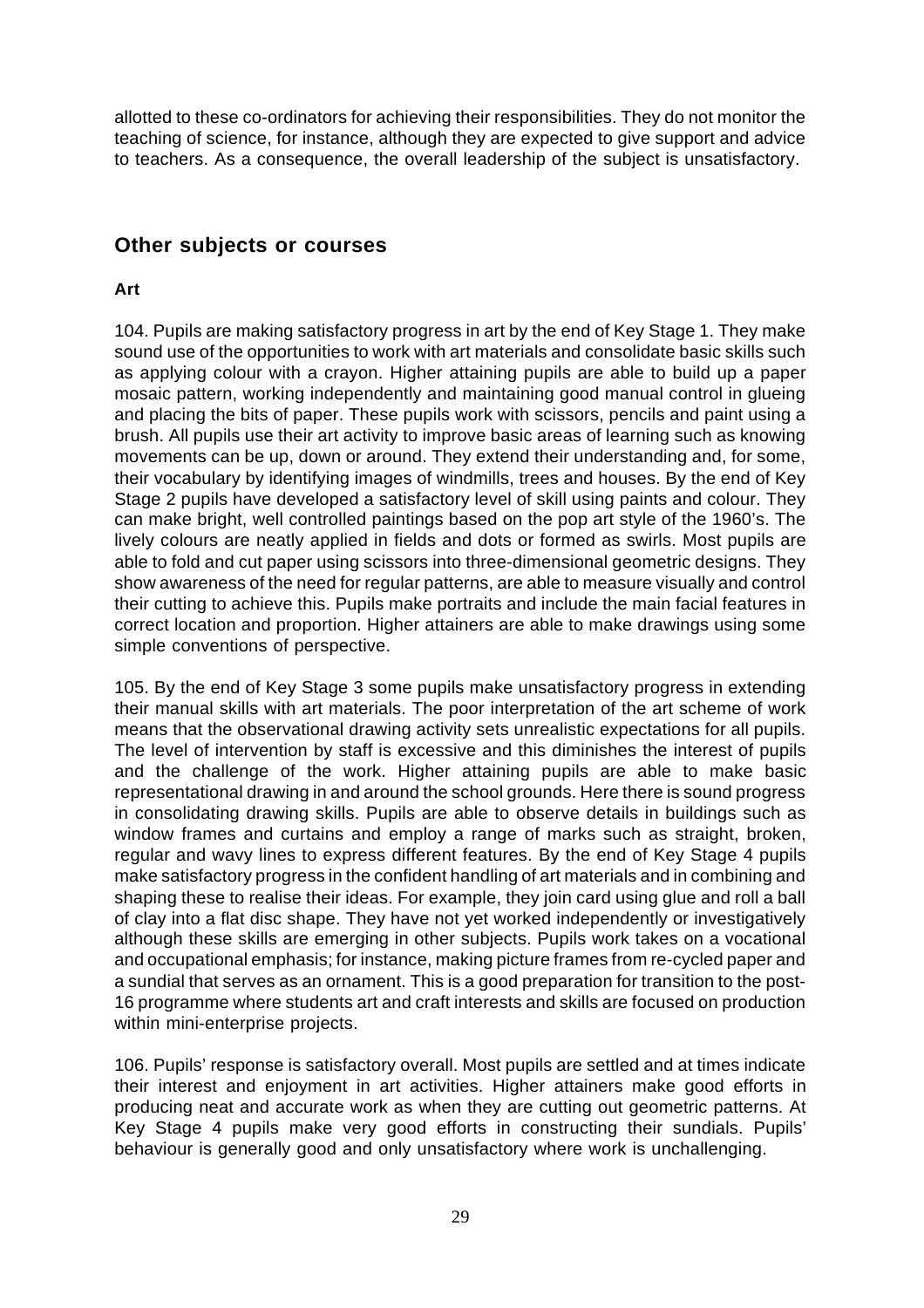allotted to these co-ordinators for achieving their responsibilities. They do not monitor the teaching of science, for instance, although they are expected to give support and advice to teachers. As a consequence, the overall leadership of the subject is unsatisfactory.

## Other subjects or courses

**Art**

104. Pupils are making satisfactory progress in art by the end of Key Stage 1. They make sound use of the opportunities to work with art materials and consolidate basic skills such as applying colour with a crayon. Higher attaining pupils are able to build up a paper mosaic pattern, working independently and maintaining good manual control in glueing and placing the bits of paper. These pupils work with scissors, pencils and paint using a brush. All pupils use their art activity to improve basic areas of learning such as knowing movements can be up, down or around. They extend their understanding and, for some, their vocabulary by identifying images of windmills, trees and houses. By the end of Key Stage 2 pupils have developed a satisfactory level of skill using paints and colour. They can make bright, well controlled paintings based on the pop art style of the 1960's. The lively colours are neatly applied in fields and dots or formed as swirls. Most pupils are able to fold and cut paper using scissors into three-dimensional geometric designs. They show awareness of the need for regular patterns, are able to measure visually and control their cutting to achieve this. Pupils make portraits and include the main facial features in correct location and proportion. Higher attainers are able to make drawings using some simple conventions of perspective.

105. By the end of Key Stage 3 some pupils make unsatisfactory progress in extending their manual skills with art materials. The poor interpretation of the art scheme of work means that the observational drawing activity sets unrealistic expectations for all pupils. The level of intervention by staff is excessive and this diminishes the interest of pupils and the challenge of the work. Higher attaining pupils are able to make basic representational drawing in and around the school grounds. Here there is sound progress in consolidating drawing skills. Pupils are able to observe details in buildings such as window frames and curtains and employ a range of marks such as straight, broken, regular and wavy lines to express different features. By the end of Key Stage 4 pupils make satisfactory progress in the confident handling of art materials and in combining and shaping these to realise their ideas. For example, they join card using glue and roll a ball of clay into a flat disc shape. They have not yet worked independently or investigatively although these skills are emerging in other subjects. Pupils work takes on a vocational and occupational emphasis; for instance, making picture frames from re-cycled paper and a sundial that serves as an ornament. This is a good preparation for transition to the post-16 programme where students art and craft interests and skills are focused on production within mini-enterprise projects.

106. Pupils' response is satisfactory overall. Most pupils are settled and at times indicate their interest and enjoyment in art activities. Higher attainers make good efforts in producing neat and accurate work as when they are cutting out geometric patterns. At Key Stage 4 pupils make very good efforts in constructing their sundials. Pupils' behaviour is generally good and only unsatisfactory where work is unchallenging.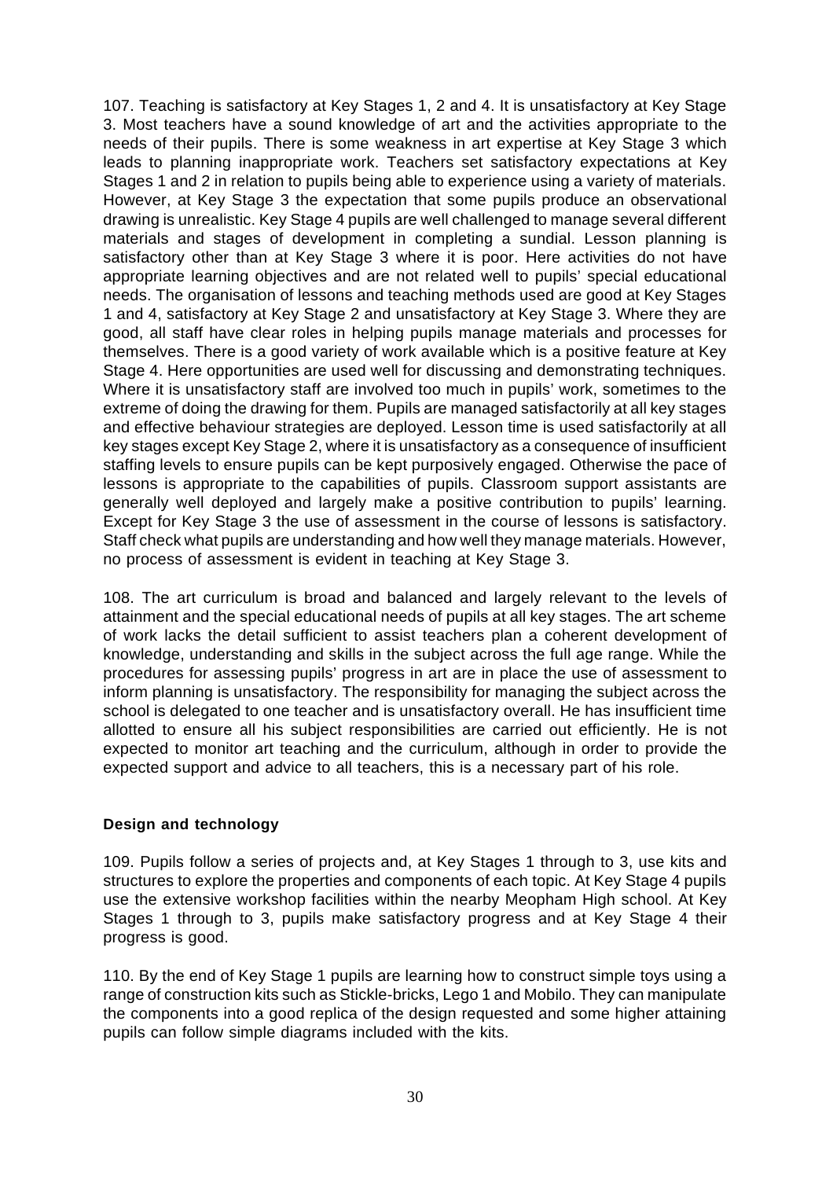107. Teaching is satisfactory at Key Stages 1, 2 and 4. It is unsatisfactory at Key Stage 3. Most teachers have a sound knowledge of art and the activities appropriate to the needs of their pupils. There is some weakness in art expertise at Key Stage 3 which leads to planning inappropriate work. Teachers set satisfactory expectations at Key Stages 1 and 2 in relation to pupils being able to experience using a variety of materials. However, at Key Stage 3 the expectation that some pupils produce an observational drawing is unrealistic. Key Stage 4 pupils are well challenged to manage several different materials and stages of development in completing a sundial. Lesson planning is satisfactory other than at Key Stage 3 where it is poor. Here activities do not have appropriate learning objectives and are not related well to pupils' special educational needs. The organisation of lessons and teaching methods used are good at Key Stages 1 and 4, satisfactory at Key Stage 2 and unsatisfactory at Key Stage 3. Where they are good, all staff have clear roles in helping pupils manage materials and processes for themselves. There is a good variety of work available which is a positive feature at Key Stage 4. Here opportunities are used well for discussing and demonstrating techniques. Where it is unsatisfactory staff are involved too much in pupils' work, sometimes to the extreme of doing the drawing for them. Pupils are managed satisfactorily at all key stages and effective behaviour strategies are deployed. Lesson time is used satisfactorily at all key stages except Key Stage 2, where it is unsatisfactory as a consequence of insufficient staffing levels to ensure pupils can be kept purposively engaged. Otherwise the pace of lessons is appropriate to the capabilities of pupils. Classroom support assistants are generally well deployed and largely make a positive contribution to pupils' learning. Except for Key Stage 3 the use of assessment in the course of lessons is satisfactory. Staff check what pupils are understanding and how well they manage materials. However, no process of assessment is evident in teaching at Key Stage 3.

108. The art curriculum is broad and balanced and largely relevant to the levels of attainment and the special educational needs of pupils at all key stages. The art scheme of work lacks the detail sufficient to assist teachers plan a coherent development of knowledge, understanding and skills in the subject across the full age range. While the procedures for assessing pupils' progress in art are in place the use of assessment to inform planning is unsatisfactory. The responsibility for managing the subject across the school is delegated to one teacher and is unsatisfactory overall. He has insufficient time allotted to ensure all his subject responsibilities are carried out efficiently. He is not expected to monitor art teaching and the curriculum, although in order to provide the expected support and advice to all teachers, this is a necessary part of his role.

**Design and technology**

109. Pupils follow a series of projects and, at Key Stages 1 through to 3, use kits and structures to explore the properties and components of each topic. At Key Stage 4 pupils use the extensive workshop facilities within the nearby Meopham High school. At Key Stages 1 through to 3, pupils make satisfactory progress and at Key Stage 4 their progress is good.

110. By the end of Key Stage 1 pupils are learning how to construct simple toys using a range of construction kits such as Stickle-bricks, Lego 1 and Mobilo. They can manipulate the components into a good replica of the design requested and some higher attaining pupils can follow simple diagrams included with the kits.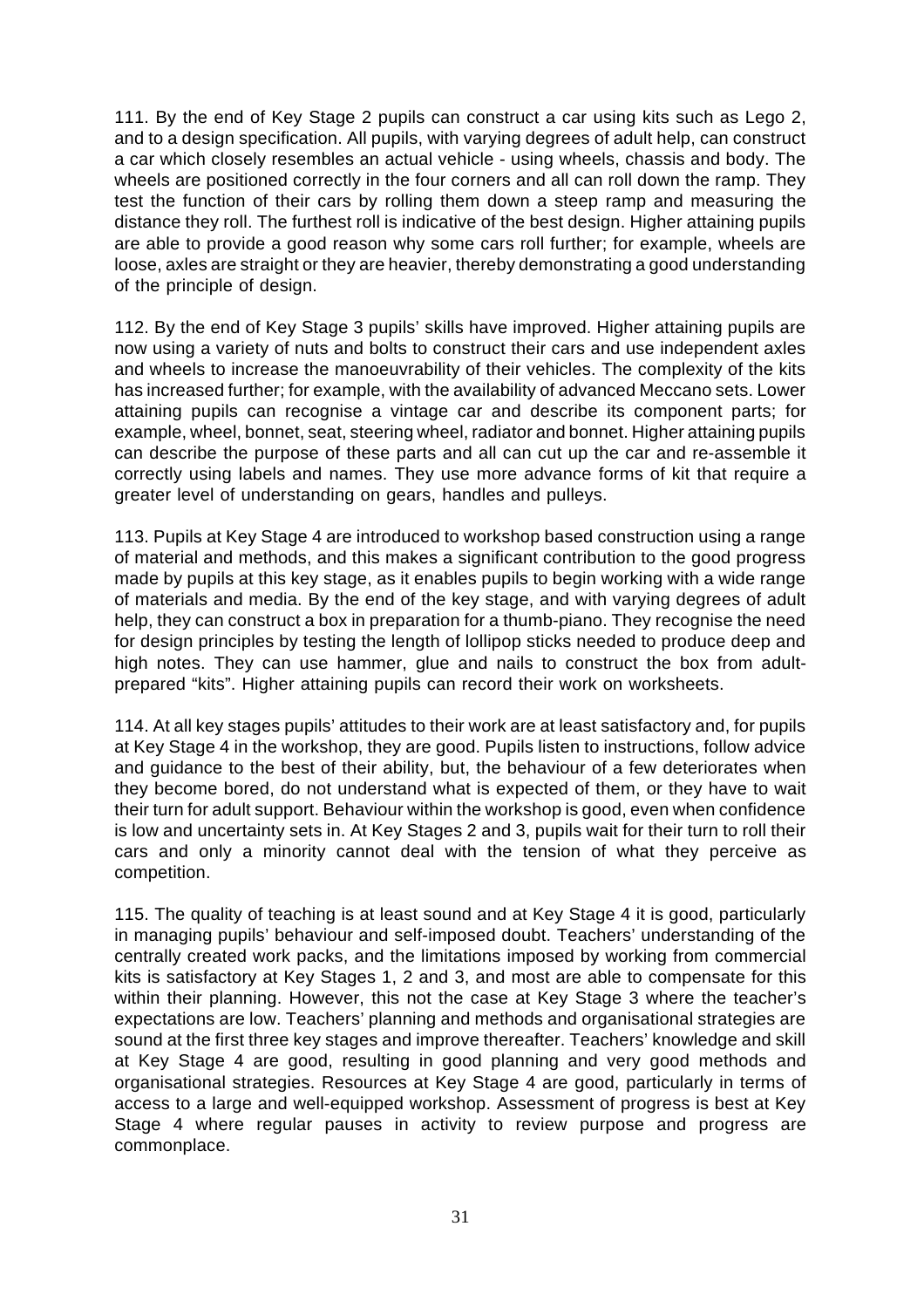111. By the end of Key Stage 2 pupils can construct a car using kits such as Lego 2, and to a design specification. All pupils, with varying degrees of adult help, can construct a car which closely resembles an actual vehicle - using wheels, chassis and body. The wheels are positioned correctly in the four corners and all can roll down the ramp. They test the function of their cars by rolling them down a steep ramp and measuring the distance they roll. The furthest roll is indicative of the best design. Higher attaining pupils are able to provide a good reason why some cars roll further; for example, wheels are loose, axles are straight or they are heavier, thereby demonstrating a good understanding of the principle of design.

112. By the end of Key Stage 3 pupils' skills have improved. Higher attaining pupils are now using a variety of nuts and bolts to construct their cars and use independent axles and wheels to increase the manoeuvrability of their vehicles. The complexity of the kits has increased further; for example, with the availability of advanced Meccano sets. Lower attaining pupils can recognise a vintage car and describe its component parts; for example, wheel, bonnet, seat, steering wheel, radiator and bonnet. Higher attaining pupils can describe the purpose of these parts and all can cut up the car and re-assemble it correctly using labels and names. They use more advance forms of kit that require a greater level of understanding on gears, handles and pulleys.

113. Pupils at Key Stage 4 are introduced to workshop based construction using a range of material and methods, and this makes a significant contribution to the good progress made by pupils at this key stage, as it enables pupils to begin working with a wide range of materials and media. By the end of the key stage, and with varying degrees of adult help, they can construct a box in preparation for a thumb-piano. They recognise the need for design principles by testing the length of lollipop sticks needed to produce deep and high notes. They can use hammer, glue and nails to construct the box from adult-prepared "kits". Higher attaining pupils can record their work on worksheets.

114. At all key stages pupils' attitudes to their work are at least satisfactory and, for pupils at Key Stage 4 in the workshop, they are good. Pupils listen to instructions, follow advice and guidance to the best of their ability, but, the behaviour of a few deteriorates when they become bored, do not understand what is expected of them, or they have to wait their turn for adult support. Behaviour within the workshop is good, even when confidence is low and uncertainty sets in. At Key Stages 2 and 3, pupils wait for their turn to roll their cars and only a minority cannot deal with the tension of what they perceive as competition.

115. The quality of teaching is at least sound and at Key Stage 4 it is good, particularly in managing pupils' behaviour and self-imposed doubt. Teachers' understanding of the centrally created work packs, and the limitations imposed by working from commercial kits is satisfactory at Key Stages 1, 2 and 3, and most are able to compensate for this within their planning. However, this not the case at Key Stage 3 where the teacher's expectations are low. Teachers' planning and methods and organisational strategies are sound at the first three key stages and improve thereafter. Teachers' knowledge and skill at Key Stage 4 are good, resulting in good planning and very good methods and organisational strategies. Resources at Key Stage 4 are good, particularly in terms of access to a large and well-equipped workshop. Assessment of progress is best at Key Stage 4 where regular pauses in activity to review purpose and progress are commonplace.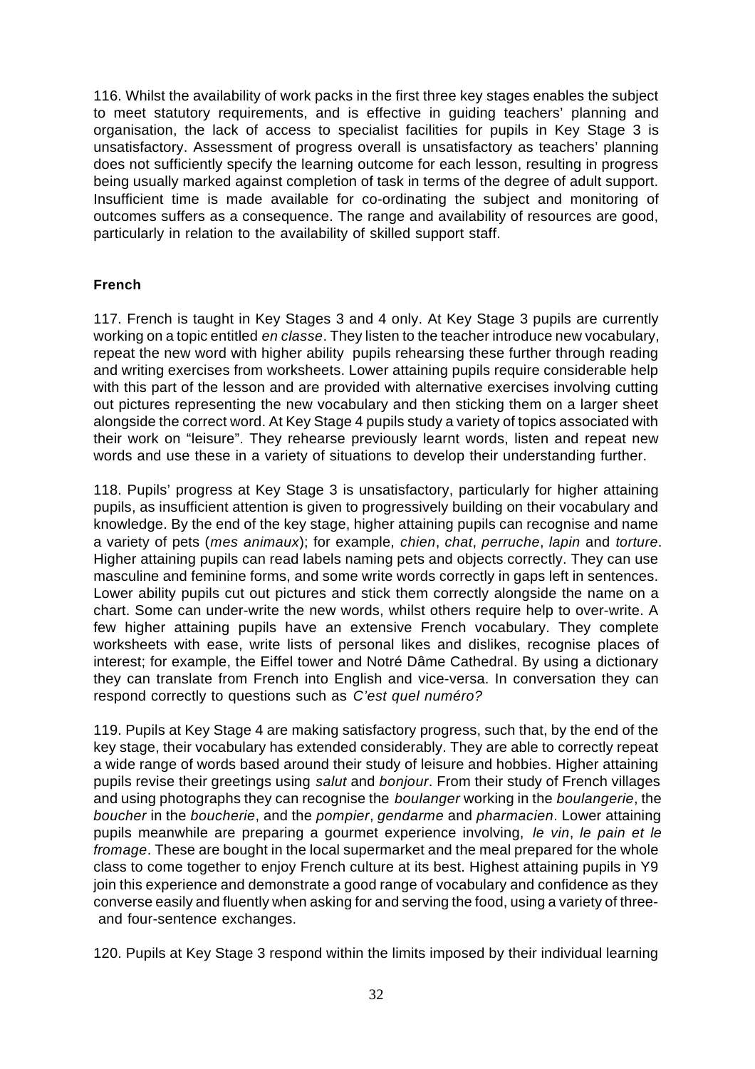116. Whilst the availability of work packs in the first three key stages enables the subject to meet statutory requirements, and is effective in guiding teachers' planning and organisation, the lack of access to specialist facilities for pupils in Key Stage 3 is unsatisfactory. Assessment of progress overall is unsatisfactory as teachers' planning does not sufficiently specify the learning outcome for each lesson, resulting in progress being usually marked against completion of task in terms of the degree of adult support. Insufficient time is made available for co-ordinating the subject and monitoring of outcomes suffers as a consequence. The range and availability of resources are good, particularly in relation to the availability of skilled support staff.

**French**

117. French is taught in Key Stages 3 and 4 only. At Key Stage 3 pupils are currently working on a topic entitled *en classe*. They listen to the teacher introduce new vocabulary, repeat the new word with higher ability pupils rehearsing these further through reading and writing exercises from worksheets. Lower attaining pupils require considerable help with this part of the lesson and are provided with alternative exercises involving cutting out pictures representing the new vocabulary and then sticking them on a larger sheet alongside the correct word. At Key Stage 4 pupils study a variety of topics associated with their work on "leisure". They rehearse previously learnt words, listen and repeat new words and use these in a variety of situations to develop their understanding further.

118. Pupils' progress at Key Stage 3 is unsatisfactory, particularly for higher attaining pupils, as insufficient attention is given to progressively building on their vocabulary and knowledge. By the end of the key stage, higher attaining pupils can recognise and name a variety of pets (*mes animaux*); for example, *chien*, *chat*, *perruche*, *lapin* and *torture*. Higher attaining pupils can read labels naming pets and objects correctly. They can use masculine and feminine forms, and some write words correctly in gaps left in sentences. Lower ability pupils cut out pictures and stick them correctly alongside the name on a chart. Some can under-write the new words, whilst others require help to over-write. A few higher attaining pupils have an extensive French vocabulary. They complete worksheets with ease, write lists of personal likes and dislikes, recognise places of interest; for example, the Eiffel tower and Notré Dâme Cathedral. By using a dictionary they can translate from French into English and vice-versa. In conversation they can respond correctly to questions such as *C'est quel numéro?*

119. Pupils at Key Stage 4 are making satisfactory progress, such that, by the end of the key stage, their vocabulary has extended considerably. They are able to correctly repeat a wide range of words based around their study of leisure and hobbies. Higher attaining pupils revise their greetings using *salut* and *bonjour*. From their study of French villages and using photographs they can recognise the *boulanger* working in the *boulangerie*, the *boucher* in the *boucherie*, and the *pompier*, *gendarme* and *pharmacien*. Lower attaining pupils meanwhile are preparing a gourmet experience involving, *le vin*, *le pain et le fromage*. These are bought in the local supermarket and the meal prepared for the whole class to come together to enjoy French culture at its best. Highest attaining pupils in Y9 join this experience and demonstrate a good range of vocabulary and confidence as they converse easily and fluently when asking for and serving the food, using a variety of three- and four-sentence exchanges.

120. Pupils at Key Stage 3 respond within the limits imposed by their individual learning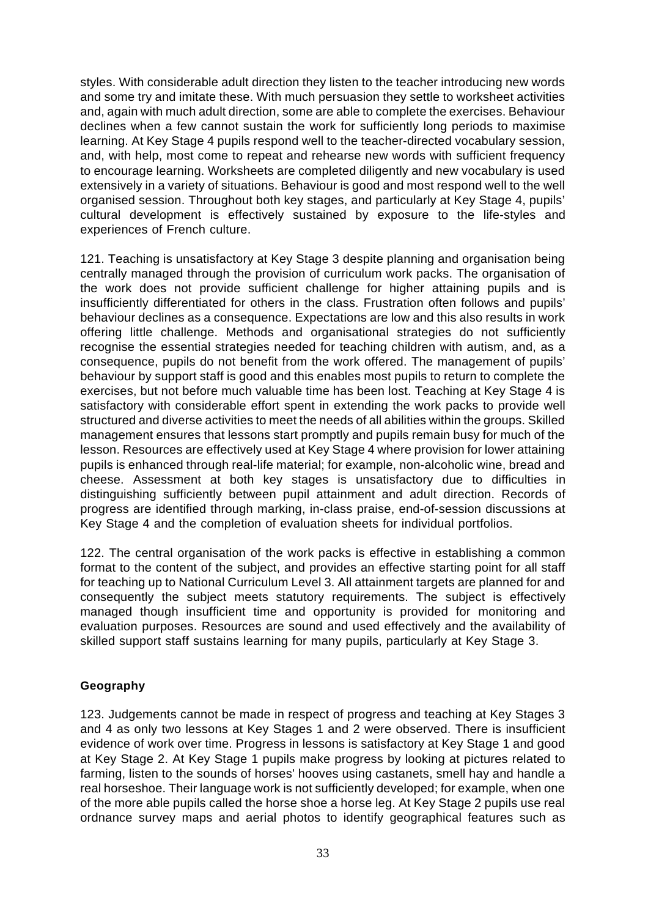styles. With considerable adult direction they listen to the teacher introducing new words and some try and imitate these. With much persuasion they settle to worksheet activities and, again with much adult direction, some are able to complete the exercises. Behaviour declines when a few cannot sustain the work for sufficiently long periods to maximise learning. At Key Stage 4 pupils respond well to the teacher-directed vocabulary session, and, with help, most come to repeat and rehearse new words with sufficient frequency to encourage learning. Worksheets are completed diligently and new vocabulary is used extensively in a variety of situations. Behaviour is good and most respond well to the well organised session. Throughout both key stages, and particularly at Key Stage 4, pupils' cultural development is effectively sustained by exposure to the life-styles and experiences of French culture.

121. Teaching is unsatisfactory at Key Stage 3 despite planning and organisation being centrally managed through the provision of curriculum work packs. The organisation of the work does not provide sufficient challenge for higher attaining pupils and is insufficiently differentiated for others in the class. Frustration often follows and pupils' behaviour declines as a consequence. Expectations are low and this also results in work offering little challenge. Methods and organisational strategies do not sufficiently recognise the essential strategies needed for teaching children with autism, and, as a consequence, pupils do not benefit from the work offered. The management of pupils' behaviour by support staff is good and this enables most pupils to return to complete the exercises, but not before much valuable time has been lost. Teaching at Key Stage 4 is satisfactory with considerable effort spent in extending the work packs to provide well structured and diverse activities to meet the needs of all abilities within the groups. Skilled management ensures that lessons start promptly and pupils remain busy for much of the lesson. Resources are effectively used at Key Stage 4 where provision for lower attaining pupils is enhanced through real-life material; for example, non-alcoholic wine, bread and cheese. Assessment at both key stages is unsatisfactory due to difficulties in distinguishing sufficiently between pupil attainment and adult direction. Records of progress are identified through marking, in-class praise, end-of-session discussions at Key Stage 4 and the completion of evaluation sheets for individual portfolios.

122. The central organisation of the work packs is effective in establishing a common format to the content of the subject, and provides an effective starting point for all staff for teaching up to National Curriculum Level 3. All attainment targets are planned for and consequently the subject meets statutory requirements. The subject is effectively managed though insufficient time and opportunity is provided for monitoring and evaluation purposes. Resources are sound and used effectively and the availability of skilled support staff sustains learning for many pupils, particularly at Key Stage 3.

**Geography**

123. Judgements cannot be made in respect of progress and teaching at Key Stages 3 and 4 as only two lessons at Key Stages 1 and 2 were observed. There is insufficient evidence of work over time. Progress in lessons is satisfactory at Key Stage 1 and good at Key Stage 2. At Key Stage 1 pupils make progress by looking at pictures related to farming, listen to the sounds of horses' hooves using castanets, smell hay and handle a real horseshoe. Their language work is not sufficiently developed; for example, when one of the more able pupils called the horse shoe a horse leg. At Key Stage 2 pupils use real ordnance survey maps and aerial photos to identify geographical features such as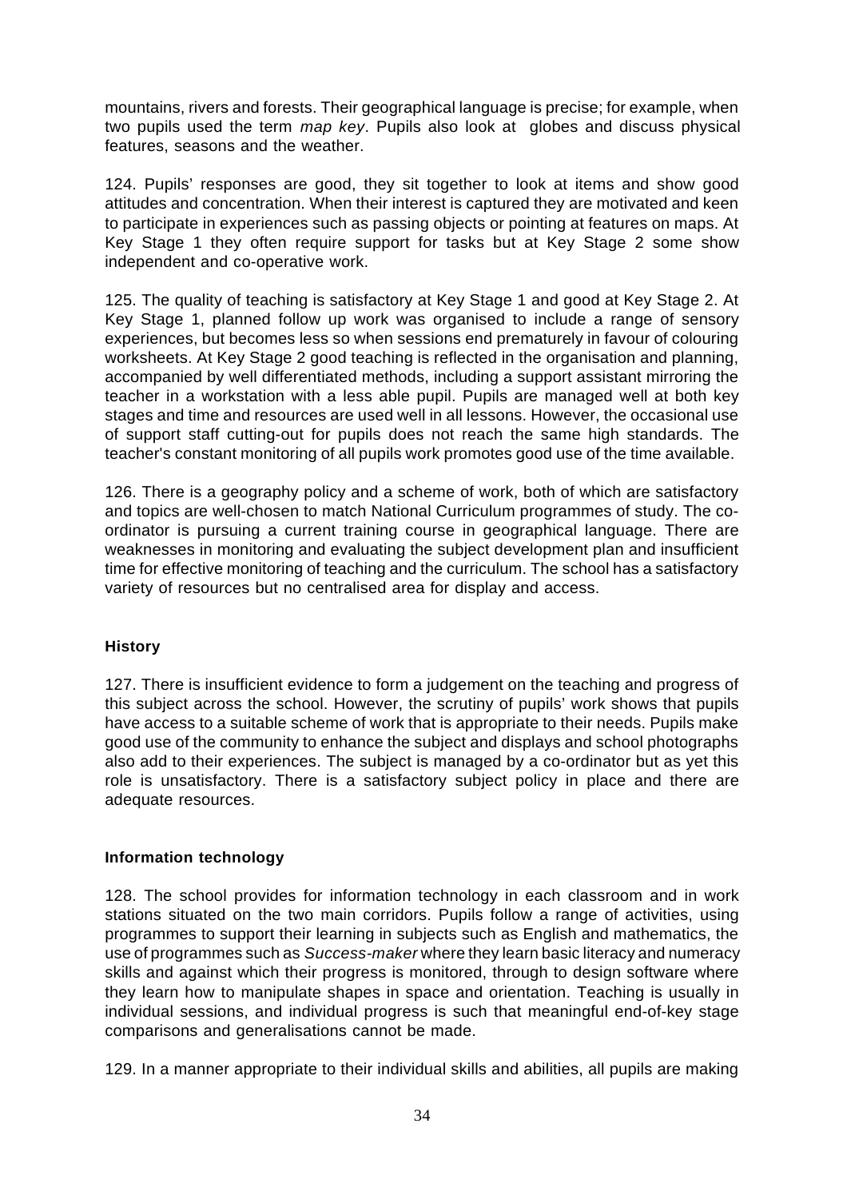mountains, rivers and forests. Their geographical language is precise; for example, when two pupils used the term *map key*. Pupils also look at globes and discuss physical features, seasons and the weather.

124. Pupils' responses are good, they sit together to look at items and show good attitudes and concentration. When their interest is captured they are motivated and keen to participate in experiences such as passing objects or pointing at features on maps. At Key Stage 1 they often require support for tasks but at Key Stage 2 some show independent and co-operative work.

125. The quality of teaching is satisfactory at Key Stage 1 and good at Key Stage 2. At Key Stage 1, planned follow up work was organised to include a range of sensory experiences, but becomes less so when sessions end prematurely in favour of colouring worksheets. At Key Stage 2 good teaching is reflected in the organisation and planning, accompanied by well differentiated methods, including a support assistant mirroring the teacher in a workstation with a less able pupil. Pupils are managed well at both key stages and time and resources are used well in all lessons. However, the occasional use of support staff cutting-out for pupils does not reach the same high standards. The teacher's constant monitoring of all pupils work promotes good use of the time available.

126. There is a geography policy and a scheme of work, both of which are satisfactory and topics are well-chosen to match National Curriculum programmes of study. The co-ordinator is pursuing a current training course in geographical language. There are weaknesses in monitoring and evaluating the subject development plan and insufficient time for effective monitoring of teaching and the curriculum. The school has a satisfactory variety of resources but no centralised area for display and access.

### History

127. There is insufficient evidence to form a judgement on the teaching and progress of this subject across the school. However, the scrutiny of pupils' work shows that pupils have access to a suitable scheme of work that is appropriate to their needs. Pupils make good use of the community to enhance the subject and displays and school photographs also add to their experiences. The subject is managed by a co-ordinator but as yet this role is unsatisfactory. There is a satisfactory subject policy in place and there are adequate resources.

### Information technology

128. The school provides for information technology in each classroom and in work stations situated on the two main corridors. Pupils follow a range of activities, using programmes to support their learning in subjects such as English and mathematics, the use of programmes such as *Success-maker* where they learn basic literacy and numeracy skills and against which their progress is monitored, through to design software where they learn how to manipulate shapes in space and orientation. Teaching is usually in individual sessions, and individual progress is such that meaningful end-of-key stage comparisons and generalisations cannot be made.

129. In a manner appropriate to their individual skills and abilities, all pupils are making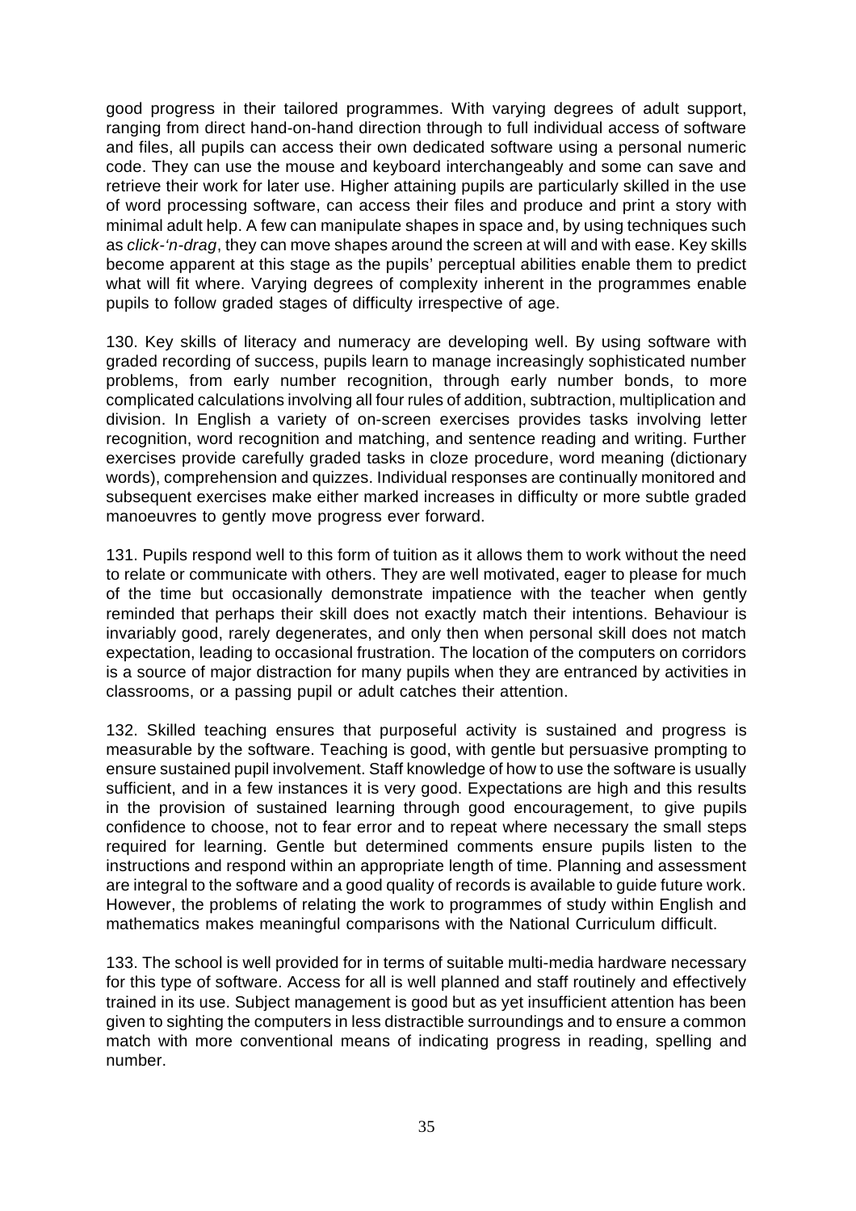good progress in their tailored programmes. With varying degrees of adult support, ranging from direct hand-on-hand direction through to full individual access of software and files, all pupils can access their own dedicated software using a personal numeric code. They can use the mouse and keyboard interchangeably and some can save and retrieve their work for later use. Higher attaining pupils are particularly skilled in the use of word processing software, can access their files and produce and print a story with minimal adult help. A few can manipulate shapes in space and, by using techniques such as *click-'n-drag*, they can move shapes around the screen at will and with ease. Key skills become apparent at this stage as the pupils' perceptual abilities enable them to predict what will fit where. Varying degrees of complexity inherent in the programmes enable pupils to follow graded stages of difficulty irrespective of age.

130. Key skills of literacy and numeracy are developing well. By using software with graded recording of success, pupils learn to manage increasingly sophisticated number problems, from early number recognition, through early number bonds, to more complicated calculations involving all four rules of addition, subtraction, multiplication and division. In English a variety of on-screen exercises provides tasks involving letter recognition, word recognition and matching, and sentence reading and writing. Further exercises provide carefully graded tasks in cloze procedure, word meaning (dictionary words), comprehension and quizzes. Individual responses are continually monitored and subsequent exercises make either marked increases in difficulty or more subtle graded manoeuvres to gently move progress ever forward.

131. Pupils respond well to this form of tuition as it allows them to work without the need to relate or communicate with others. They are well motivated, eager to please for much of the time but occasionally demonstrate impatience with the teacher when gently reminded that perhaps their skill does not exactly match their intentions. Behaviour is invariably good, rarely degenerates, and only then when personal skill does not match expectation, leading to occasional frustration. The location of the computers on corridors is a source of major distraction for many pupils when they are entranced by activities in classrooms, or a passing pupil or adult catches their attention.

132. Skilled teaching ensures that purposeful activity is sustained and progress is measurable by the software. Teaching is good, with gentle but persuasive prompting to ensure sustained pupil involvement. Staff knowledge of how to use the software is usually sufficient, and in a few instances it is very good. Expectations are high and this results in the provision of sustained learning through good encouragement, to give pupils confidence to choose, not to fear error and to repeat where necessary the small steps required for learning. Gentle but determined comments ensure pupils listen to the instructions and respond within an appropriate length of time. Planning and assessment are integral to the software and a good quality of records is available to guide future work. However, the problems of relating the work to programmes of study within English and mathematics makes meaningful comparisons with the National Curriculum difficult.

133. The school is well provided for in terms of suitable multi-media hardware necessary for this type of software. Access for all is well planned and staff routinely and effectively trained in its use. Subject management is good but as yet insufficient attention has been given to sighting the computers in less distractible surroundings and to ensure a common match with more conventional means of indicating progress in reading, spelling and number.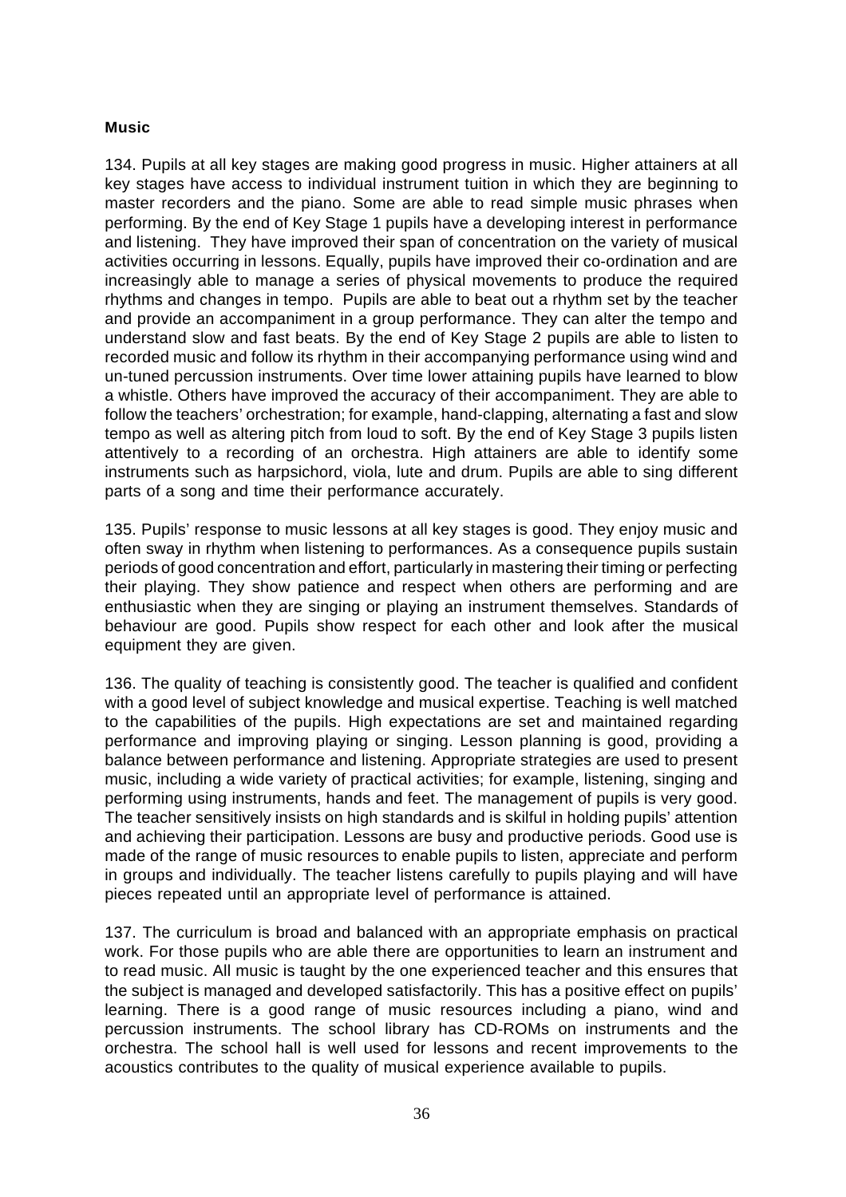**Music**

134. Pupils at all key stages are making good progress in music. Higher attainers at all key stages have access to individual instrument tuition in which they are beginning to master recorders and the piano. Some are able to read simple music phrases when performing. By the end of Key Stage 1 pupils have a developing interest in performance and listening. They have improved their span of concentration on the variety of musical activities occurring in lessons. Equally, pupils have improved their co-ordination and are increasingly able to manage a series of physical movements to produce the required rhythms and changes in tempo. Pupils are able to beat out a rhythm set by the teacher and provide an accompaniment in a group performance. They can alter the tempo and understand slow and fast beats. By the end of Key Stage 2 pupils are able to listen to recorded music and follow its rhythm in their accompanying performance using wind and un-tuned percussion instruments. Over time lower attaining pupils have learned to blow a whistle. Others have improved the accuracy of their accompaniment. They are able to follow the teachers' orchestration; for example, hand-clapping, alternating a fast and slow tempo as well as altering pitch from loud to soft. By the end of Key Stage 3 pupils listen attentively to a recording of an orchestra. High attainers are able to identify some instruments such as harpsichord, viola, lute and drum. Pupils are able to sing different parts of a song and time their performance accurately.

135. Pupils' response to music lessons at all key stages is good. They enjoy music and often sway in rhythm when listening to performances. As a consequence pupils sustain periods of good concentration and effort, particularly in mastering their timing or perfecting their playing. They show patience and respect when others are performing and are enthusiastic when they are singing or playing an instrument themselves. Standards of behaviour are good. Pupils show respect for each other and look after the musical equipment they are given.

136. The quality of teaching is consistently good. The teacher is qualified and confident with a good level of subject knowledge and musical expertise. Teaching is well matched to the capabilities of the pupils. High expectations are set and maintained regarding performance and improving playing or singing. Lesson planning is good, providing a balance between performance and listening. Appropriate strategies are used to present music, including a wide variety of practical activities; for example, listening, singing and performing using instruments, hands and feet. The management of pupils is very good. The teacher sensitively insists on high standards and is skilful in holding pupils' attention and achieving their participation. Lessons are busy and productive periods. Good use is made of the range of music resources to enable pupils to listen, appreciate and perform in groups and individually. The teacher listens carefully to pupils playing and will have pieces repeated until an appropriate level of performance is attained.

137. The curriculum is broad and balanced with an appropriate emphasis on practical work. For those pupils who are able there are opportunities to learn an instrument and to read music. All music is taught by the one experienced teacher and this ensures that the subject is managed and developed satisfactorily. This has a positive effect on pupils' learning. There is a good range of music resources including a piano, wind and percussion instruments. The school library has CD-ROMs on instruments and the orchestra. The school hall is well used for lessons and recent improvements to the acoustics contributes to the quality of musical experience available to pupils.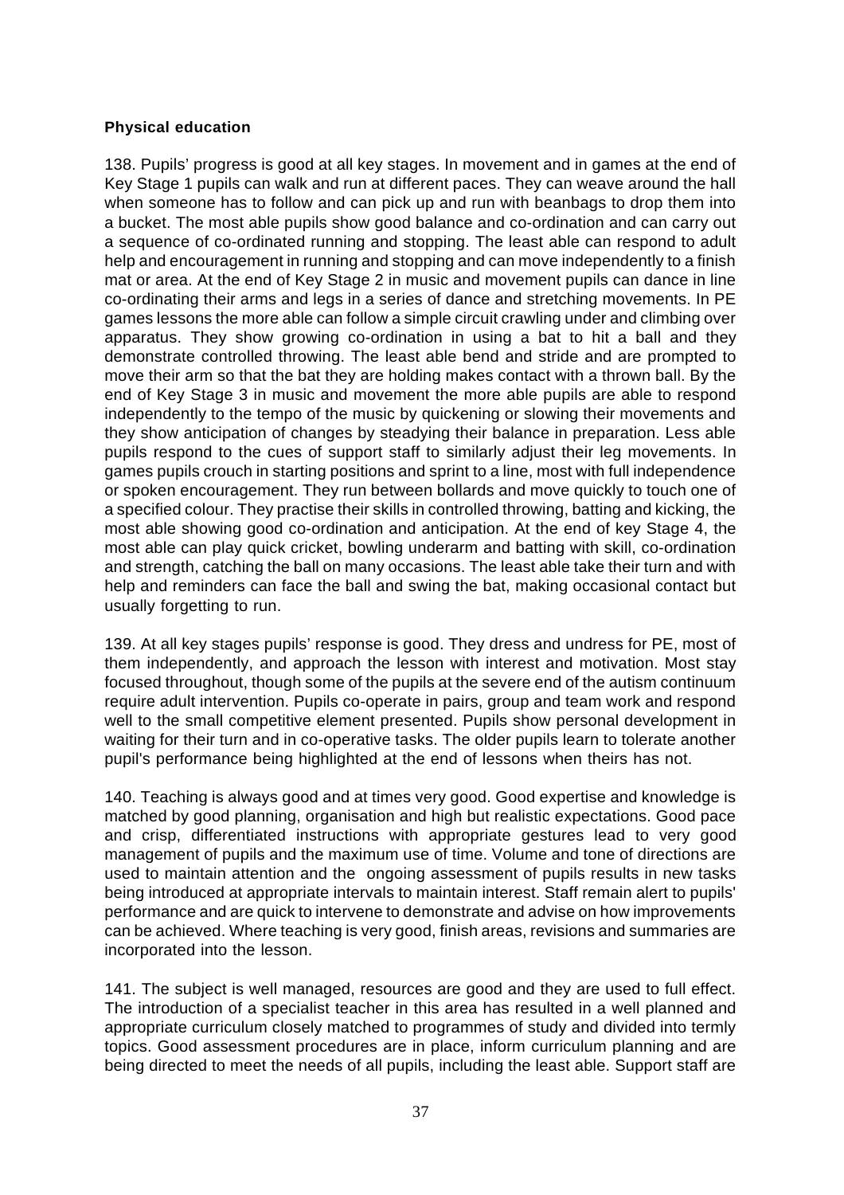**Physical education**

138. Pupils' progress is good at all key stages. In movement and in games at the end of Key Stage 1 pupils can walk and run at different paces. They can weave around the hall when someone has to follow and can pick up and run with beanbags to drop them into a bucket. The most able pupils show good balance and co-ordination and can carry out a sequence of co-ordinated running and stopping. The least able can respond to adult help and encouragement in running and stopping and can move independently to a finish mat or area. At the end of Key Stage 2 in music and movement pupils can dance in line co-ordinating their arms and legs in a series of dance and stretching movements. In PE games lessons the more able can follow a simple circuit crawling under and climbing over apparatus. They show growing co-ordination in using a bat to hit a ball and they demonstrate controlled throwing. The least able bend and stride and are prompted to move their arm so that the bat they are holding makes contact with a thrown ball. By the end of Key Stage 3 in music and movement the more able pupils are able to respond independently to the tempo of the music by quickening or slowing their movements and they show anticipation of changes by steadying their balance in preparation. Less able pupils respond to the cues of support staff to similarly adjust their leg movements. In games pupils crouch in starting positions and sprint to a line, most with full independence or spoken encouragement. They run between bollards and move quickly to touch one of a specified colour. They practise their skills in controlled throwing, batting and kicking, the most able showing good co-ordination and anticipation. At the end of key Stage 4, the most able can play quick cricket, bowling underarm and batting with skill, co-ordination and strength, catching the ball on many occasions. The least able take their turn and with help and reminders can face the ball and swing the bat, making occasional contact but usually forgetting to run.

139. At all key stages pupils' response is good. They dress and undress for PE, most of them independently, and approach the lesson with interest and motivation. Most stay focused throughout, though some of the pupils at the severe end of the autism continuum require adult intervention. Pupils co-operate in pairs, group and team work and respond well to the small competitive element presented. Pupils show personal development in waiting for their turn and in co-operative tasks. The older pupils learn to tolerate another pupil's performance being highlighted at the end of lessons when theirs has not.

140. Teaching is always good and at times very good. Good expertise and knowledge is matched by good planning, organisation and high but realistic expectations. Good pace and crisp, differentiated instructions with appropriate gestures lead to very good management of pupils and the maximum use of time. Volume and tone of directions are used to maintain attention and the ongoing assessment of pupils results in new tasks being introduced at appropriate intervals to maintain interest. Staff remain alert to pupils' performance and are quick to intervene to demonstrate and advise on how improvements can be achieved. Where teaching is very good, finish areas, revisions and summaries are incorporated into the lesson.

141. The subject is well managed, resources are good and they are used to full effect. The introduction of a specialist teacher in this area has resulted in a well planned and appropriate curriculum closely matched to programmes of study and divided into termly topics. Good assessment procedures are in place, inform curriculum planning and are being directed to meet the needs of all pupils, including the least able. Support staff are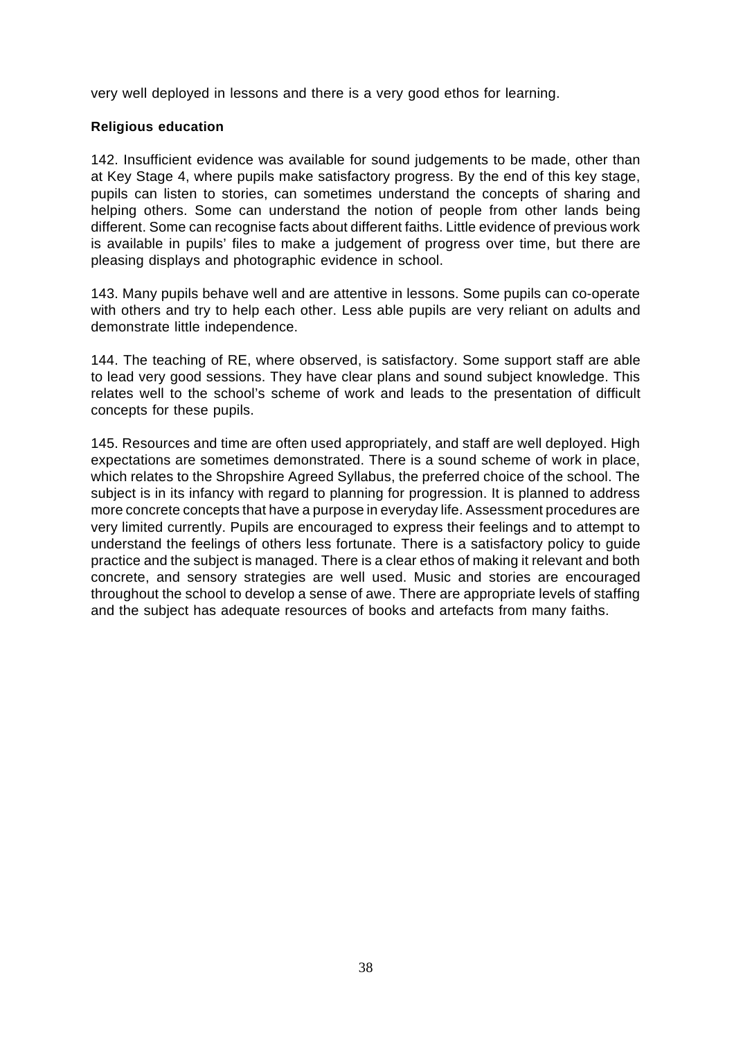very well deployed in lessons and there is a very good ethos for learning.

### Religious education

142. Insufficient evidence was available for sound judgements to be made, other than at Key Stage 4, where pupils make satisfactory progress. By the end of this key stage, pupils can listen to stories, can sometimes understand the concepts of sharing and helping others. Some can understand the notion of people from other lands being different. Some can recognise facts about different faiths. Little evidence of previous work is available in pupils' files to make a judgement of progress over time, but there are pleasing displays and photographic evidence in school.

143. Many pupils behave well and are attentive in lessons. Some pupils can co-operate with others and try to help each other. Less able pupils are very reliant on adults and demonstrate little independence.

144. The teaching of RE, where observed, is satisfactory. Some support staff are able to lead very good sessions. They have clear plans and sound subject knowledge. This relates well to the school's scheme of work and leads to the presentation of difficult concepts for these pupils.

145. Resources and time are often used appropriately, and staff are well deployed. High expectations are sometimes demonstrated. There is a sound scheme of work in place, which relates to the Shropshire Agreed Syllabus, the preferred choice of the school. The subject is in its infancy with regard to planning for progression. It is planned to address more concrete concepts that have a purpose in everyday life. Assessment procedures are very limited currently. Pupils are encouraged to express their feelings and to attempt to understand the feelings of others less fortunate. There is a satisfactory policy to guide practice and the subject is managed. There is a clear ethos of making it relevant and both concrete, and sensory strategies are well used. Music and stories are encouraged throughout the school to develop a sense of awe. There are appropriate levels of staffing and the subject has adequate resources of books and artefacts from many faiths.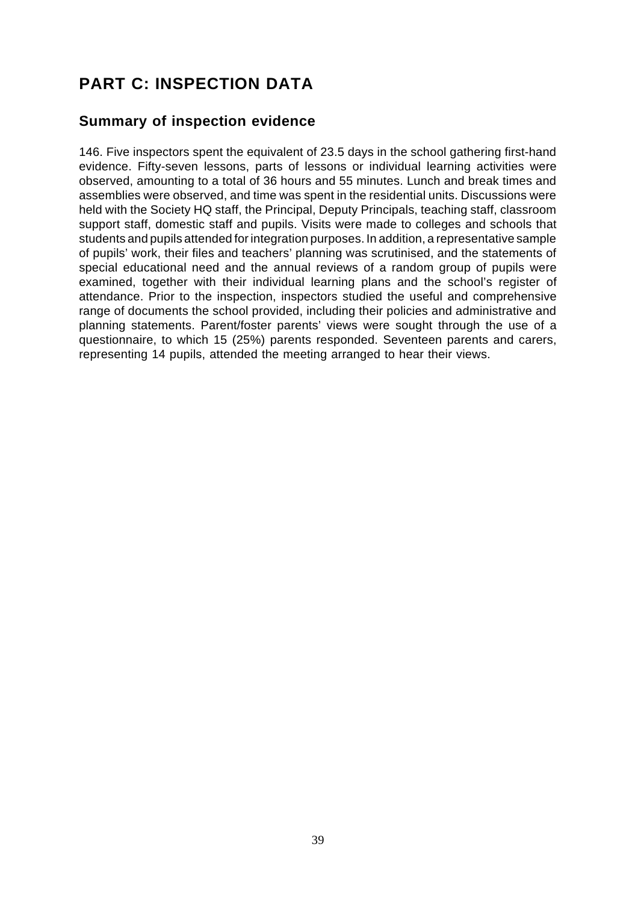# PART C: INSPECTION DATA

## Summary of inspection evidence

146. Five inspectors spent the equivalent of 23.5 days in the school gathering first-hand evidence. Fifty-seven lessons, parts of lessons or individual learning activities were observed, amounting to a total of 36 hours and 55 minutes. Lunch and break times and assemblies were observed, and time was spent in the residential units. Discussions were held with the Society HQ staff, the Principal, Deputy Principals, teaching staff, classroom support staff, domestic staff and pupils. Visits were made to colleges and schools that students and pupils attended for integration purposes. In addition, a representative sample of pupils' work, their files and teachers' planning was scrutinised, and the statements of special educational need and the annual reviews of a random group of pupils were examined, together with their individual learning plans and the school's register of attendance. Prior to the inspection, inspectors studied the useful and comprehensive range of documents the school provided, including their policies and administrative and planning statements. Parent/foster parents' views were sought through the use of a questionnaire, to which 15 (25%) parents responded. Seventeen parents and carers, representing 14 pupils, attended the meeting arranged to hear their views.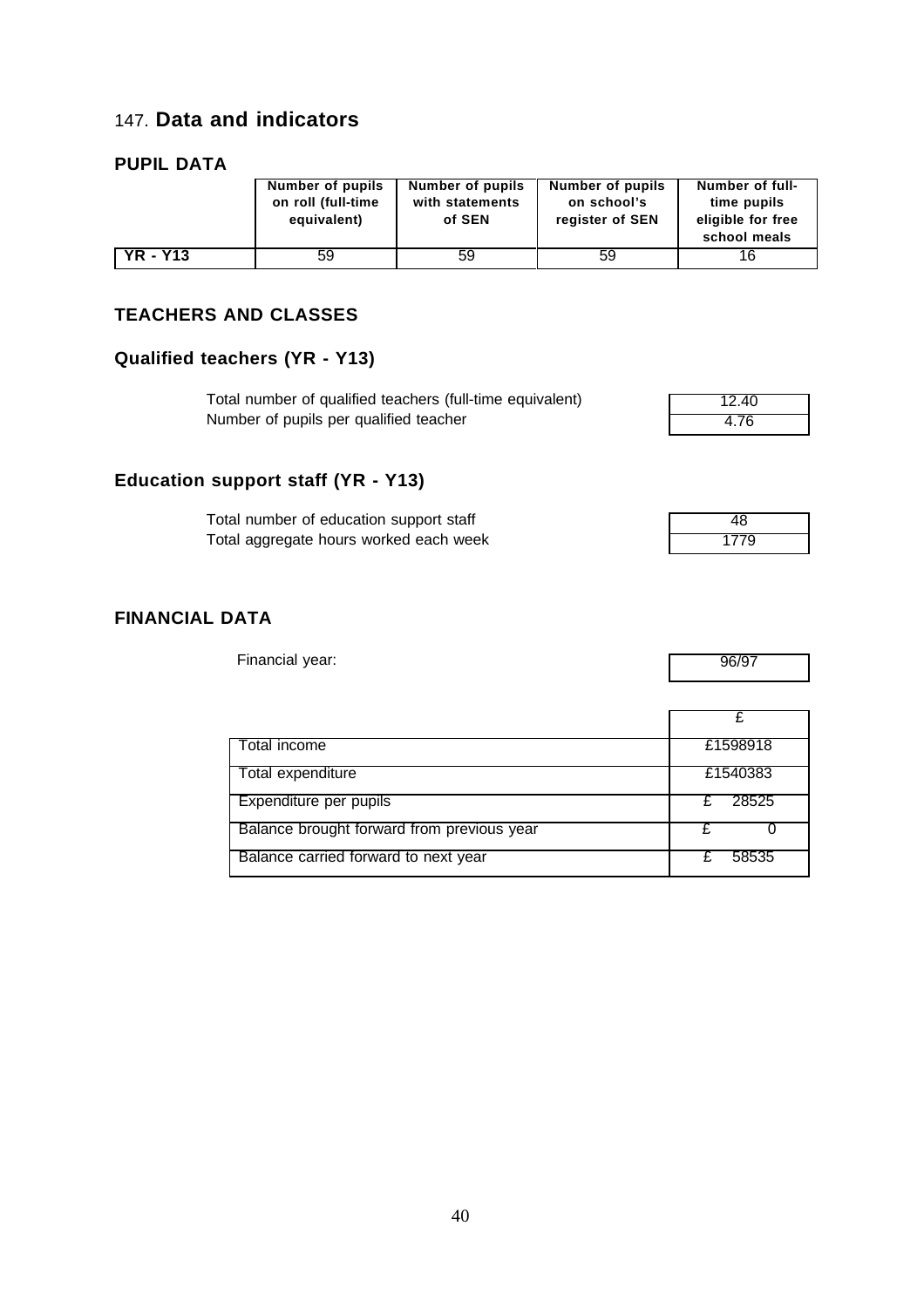## 147. **Data and indicators**

### PUPIL DATA

| | Number of pupils on roll (full-time equivalent) | Number of pupils with statements of SEN | Number of pupils on school's register of SEN | Number of full-time pupils eligible for free school meals |
|---|---|---|---|---|
| **YR - Y13** | 59 | 59 | 59 | 16 |

### TEACHERS AND CLASSES

### Qualified teachers (YR - Y13)

| | |
|---|---|
| Total number of qualified teachers (full-time equivalent) | 12.40 |
| Number of pupils per qualified teacher | 4.76 |

### Education support staff (YR - Y13)

| | |
|---|---|
| Total number of education support staff | 48 |
| Total aggregate hours worked each week | 1779 |

### FINANCIAL DATA

| | |
|---|---|
| Financial year: | 96/97 |

| | £ |
|---|---|
| Total income | £1598918 |
| Total expenditure | £1540383 |
| Expenditure per pupils | £ 28525 |
| Balance brought forward from previous year | £ 0 |
| Balance carried forward to next year | £ 58535 |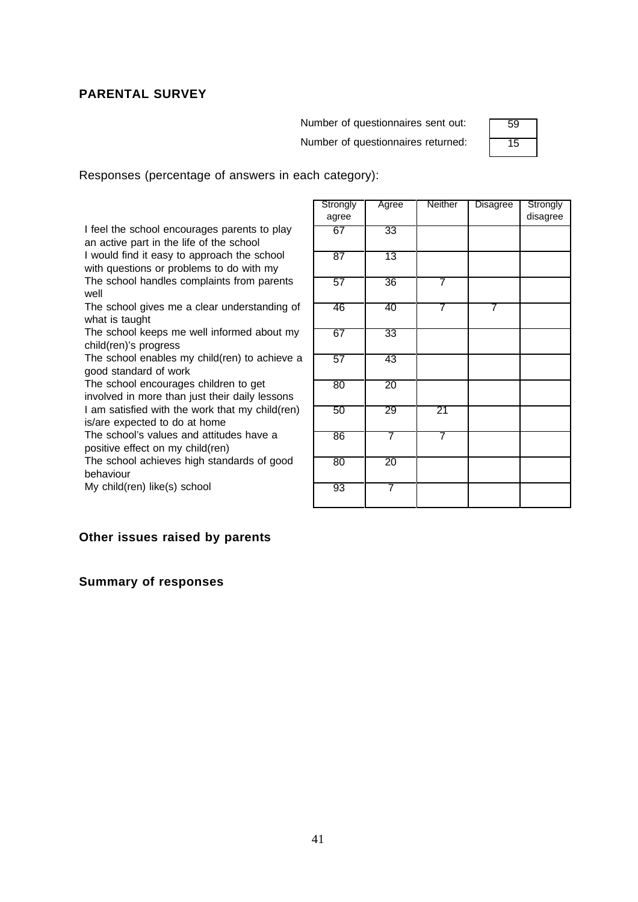## PARENTAL SURVEY

| | |
|---|---|
| Number of questionnaires sent out: | 59 |
| Number of questionnaires returned: | 15 |

Responses (percentage of answers in each category):

| | Strongly agree | Agree | Neither | Disagree | Strongly disagree |
|---|---|---|---|---|---|
| I feel the school encourages parents to play an active part in the life of the school | 67 | 33 | | | |
| I would find it easy to approach the school with questions or problems to do with my | 87 | 13 | | | |
| The school handles complaints from parents well | 57 | 36 | 7 | | |
| The school gives me a clear understanding of what is taught | 46 | 40 | 7 | 7 | |
| The school keeps me well informed about my child(ren)'s progress | 67 | 33 | | | |
| The school enables my child(ren) to achieve a good standard of work | 57 | 43 | | | |
| The school encourages children to get involved in more than just their daily lessons | 80 | 20 | | | |
| I am satisfied with the work that my child(ren) is/are expected to do at home | 50 | 29 | 21 | | |
| The school's values and attitudes have a positive effect on my child(ren) | 86 | 7 | 7 | | |
| The school achieves high standards of good behaviour | 80 | 20 | | | |
| My child(ren) like(s) school | 93 | 7 | | | |

### Other issues raised by parents

### Summary of responses